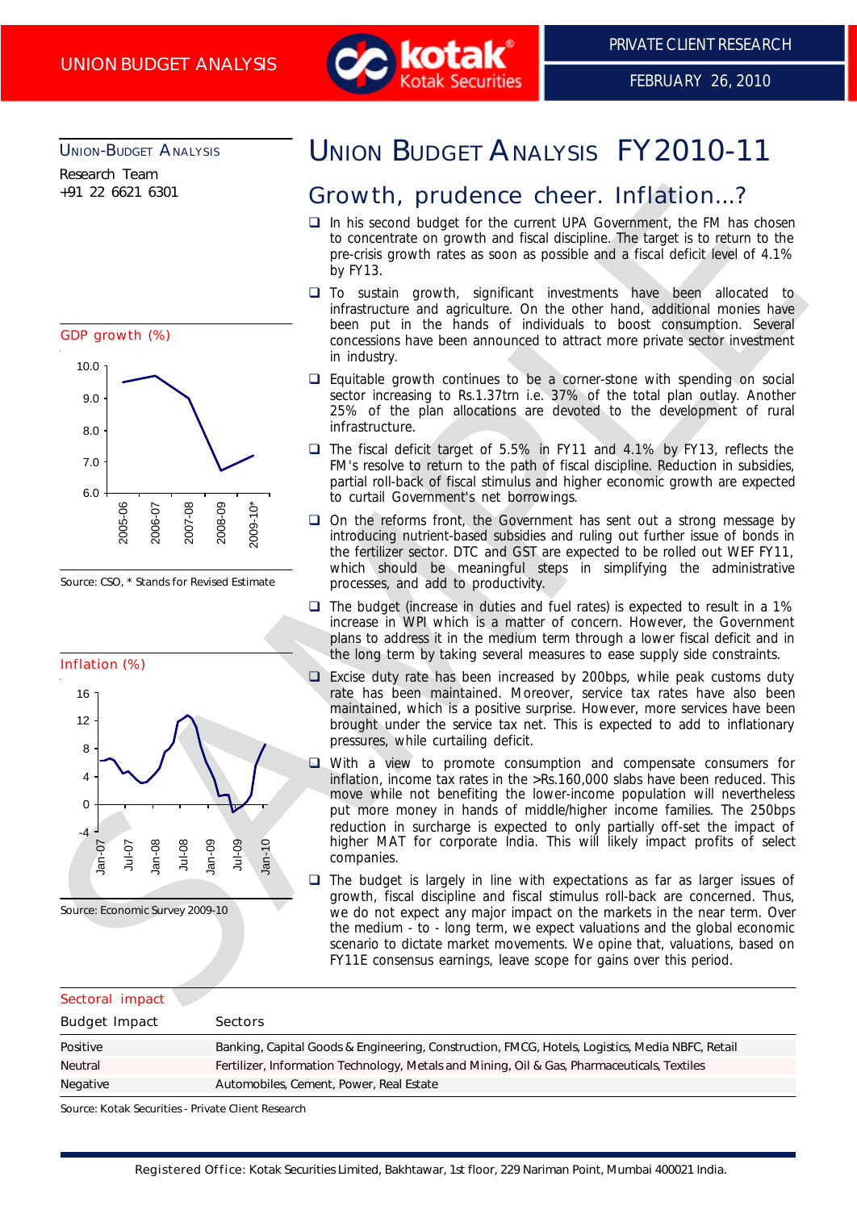# UNION BUDGET ANALYSIS FY2010-11

UNION-BUDGET ANALYSIS

Research Team
+91 22 6621 6301

## Growth, prudence cheer. Inflation...?

- In his second budget for the current UPA Government, the FM has chosen to concentrate on growth and fiscal discipline. The target is to return to the pre-crisis growth rates as soon as possible and a fiscal deficit level of 4.1% by FY13.
- To sustain growth, significant investments have been allocated to infrastructure and agriculture. On the other hand, additional monies have been put in the hands of individuals to boost consumption. Several concessions have been announced to attract more private sector investment in industry.
- Equitable growth continues to be a corner-stone with spending on social sector increasing to Rs.1.37trn i.e. 37% of the total plan outlay. Another 25% of the plan allocations are devoted to the development of rural infrastructure.
- The fiscal deficit target of 5.5% in FY11 and 4.1% by FY13, reflects the FM's resolve to return to the path of fiscal discipline. Reduction in subsidies, partial roll-back of fiscal stimulus and higher economic growth are expected to curtail Government's net borrowings.
- On the reforms front, the Government has sent out a strong message by introducing nutrient-based subsidies and ruling out further issue of bonds in the fertilizer sector. DTC and GST are expected to be rolled out WEF FY11, which should be meaningful steps in simplifying the administrative processes, and add to productivity.
- The budget (increase in duties and fuel rates) is expected to result in a 1% increase in WPI which is a matter of concern. However, the Government plans to address it in the medium term through a lower fiscal deficit and in the long term by taking several measures to ease supply side constraints.
- Excise duty rate has been increased by 200bps, while peak customs duty rate has been maintained. Moreover, service tax rates have also been maintained, which is a positive surprise. However, more services have been brought under the service tax net. This is expected to add to inflationary pressures, while curtailing deficit.
- With a view to promote consumption and compensate consumers for inflation, income tax rates in the >Rs.160,000 slabs have been reduced. This move while not benefiting the lower-income population will nevertheless put more money in hands of middle/higher income families. The 250bps reduction in surcharge is expected to only partially off-set the impact of higher MAT for corporate India. This will likely impact profits of select companies.
- The budget is largely in line with expectations as far as larger issues of growth, fiscal discipline and fiscal stimulus roll-back are concerned. Thus, we do not expect any major impact on the markets in the near term. Over the medium - to - long term, we expect valuations and the global economic scenario to dictate market movements. We opine that, valuations, based on FY11E consensus earnings, leave scope for gains over this period.

**GDP growth (%)**

| Year | GDP growth (%) |
|---|---|
| 2005-06 | 9.5 |
| 2006-07 | 9.7 |
| 2007-08 | 9.0 |
| 2008-09 | 6.7 |
| 2009-10* | 7.2 |

Source: CSO, * Stands for Revised Estimate

**Inflation (%)**

Source: Economic Survey 2009-10

**Sectoral impact**

| Budget Impact | Sectors |
|---|---|
| Positive | Banking, Capital Goods & Engineering, Construction, FMCG, Hotels, Logistics, Media NBFC, Retail |
| Neutral | Fertilizer, Information Technology, Metals and Mining, Oil & Gas, Pharmaceuticals, Textiles |
| Negative | Automobiles, Cement, Power, Real Estate |

Source: Kotak Securities - Private Client Research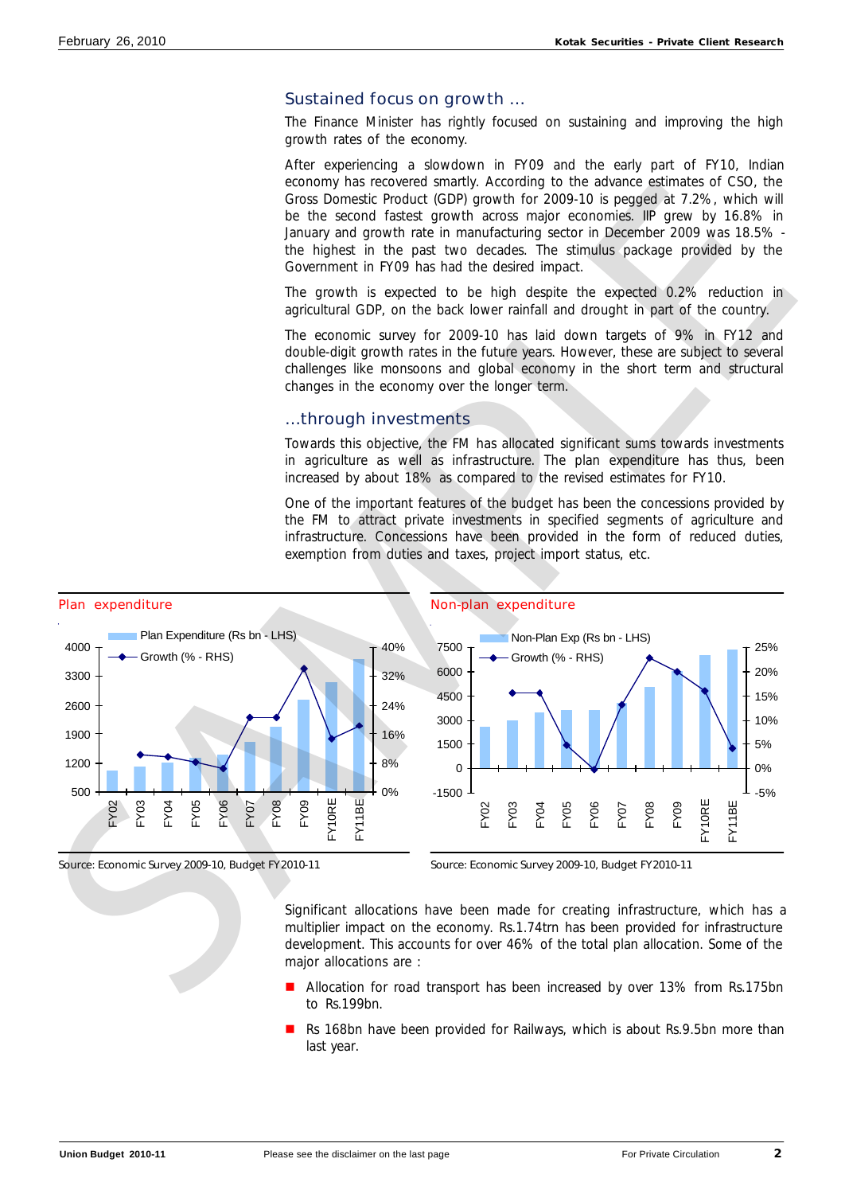## Sustained focus on growth …

The Finance Minister has rightly focused on sustaining and improving the high growth rates of the economy.

After experiencing a slowdown in FY09 and the early part of FY10, Indian economy has recovered smartly. According to the advance estimates of CSO, the Gross Domestic Product (GDP) growth for 2009-10 is pegged at 7.2%, which will be the second fastest growth across major economies. IIP grew by 16.8% in January and growth rate in manufacturing sector in December 2009 was 18.5% - the highest in the past two decades. The stimulus package provided by the Government in FY09 has had the desired impact.

The growth is expected to be high despite the expected 0.2% reduction in agricultural GDP, on the back lower rainfall and drought in part of the country.

The economic survey for 2009-10 has laid down targets of 9% in FY12 and double-digit growth rates in the future years. However, these are subject to several challenges like monsoons and global economy in the short term and structural changes in the economy over the longer term.

## …through investments

Towards this objective, the FM has allocated significant sums towards investments in agriculture as well as infrastructure. The plan expenditure has thus, been increased by about 18% as compared to the revised estimates for FY10.

One of the important features of the budget has been the concessions provided by the FM to attract private investments in specified segments of agriculture and infrastructure. Concessions have been provided in the form of reduced duties, exemption from duties and taxes, project import status, etc.

**Plan expenditure**

Source: Economic Survey 2009-10, Budget FY2010-11

**Non-plan expenditure**

Source: Economic Survey 2009-10, Budget FY2010-11

Significant allocations have been made for creating infrastructure, which has a multiplier impact on the economy. Rs.1.74trn has been provided for infrastructure development. This accounts for over 46% of the total plan allocation. Some of the major allocations are :

- Allocation for road transport has been increased by over 13% from Rs.175bn to Rs.199bn.
- Rs 168bn have been provided for Railways, which is about Rs.9.5bn more than last year.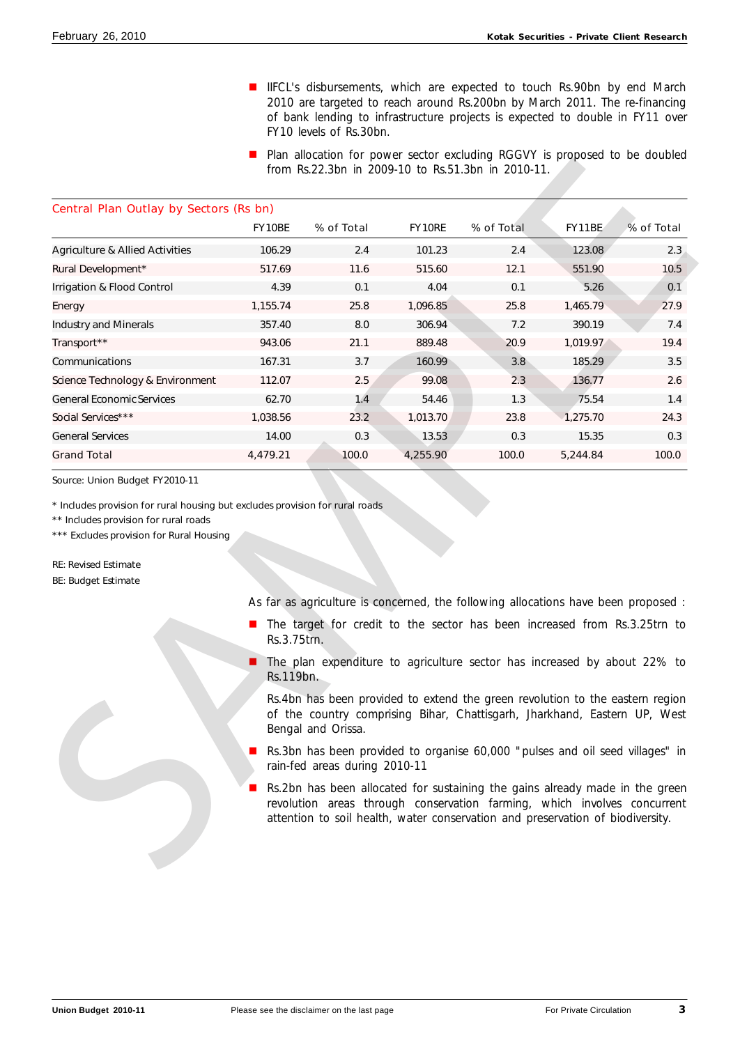- IIFCL's disbursements, which are expected to touch Rs.90bn by end March 2010 are targeted to reach around Rs.200bn by March 2011. The re-financing of bank lending to infrastructure projects is expected to double in FY11 over FY10 levels of Rs.30bn.
- Plan allocation for power sector excluding RGGVY is proposed to be doubled from Rs.22.3bn in 2009-10 to Rs.51.3bn in 2010-11.

**Central Plan Outlay by Sectors (Rs bn)**

| | FY10BE | % of Total | FY10RE | % of Total | FY11BE | % of Total |
|---|---|---|---|---|---|---|
| Agriculture & Allied Activities | 106.29 | 2.4 | 101.23 | 2.4 | 123.08 | 2.3 |
| Rural Development* | 517.69 | 11.6 | 515.60 | 12.1 | 551.90 | 10.5 |
| Irrigation & Flood Control | 4.39 | 0.1 | 4.04 | 0.1 | 5.26 | 0.1 |
| Energy | 1,155.74 | 25.8 | 1,096.85 | 25.8 | 1,465.79 | 27.9 |
| Industry and Minerals | 357.40 | 8.0 | 306.94 | 7.2 | 390.19 | 7.4 |
| Transport** | 943.06 | 21.1 | 889.48 | 20.9 | 1,019.97 | 19.4 |
| Communications | 167.31 | 3.7 | 160.99 | 3.8 | 185.29 | 3.5 |
| Science Technology & Environment | 112.07 | 2.5 | 99.08 | 2.3 | 136.77 | 2.6 |
| General Economic Services | 62.70 | 1.4 | 54.46 | 1.3 | 75.54 | 1.4 |
| Social Services*** | 1,038.56 | 23.2 | 1,013.70 | 23.8 | 1,275.70 | 24.3 |
| General Services | 14.00 | 0.3 | 13.53 | 0.3 | 15.35 | 0.3 |
| Grand Total | 4,479.21 | 100.0 | 4,255.90 | 100.0 | 5,244.84 | 100.0 |

Source: Union Budget FY2010-11

* Includes provision for rural housing but excludes provision for rural roads

** Includes provision for rural roads

*** Excludes provision for Rural Housing

RE: Revised Estimate

BE: Budget Estimate

As far as agriculture is concerned, the following allocations have been proposed :

- The target for credit to the sector has been increased from Rs.3.25trn to Rs.3.75trn.
- The plan expenditure to agriculture sector has increased by about 22% to Rs.119bn.

  Rs.4bn has been provided to extend the green revolution to the eastern region of the country comprising Bihar, Chattisgarh, Jharkhand, Eastern UP, West Bengal and Orissa.
- Rs.3bn has been provided to organise 60,000 "pulses and oil seed villages" in rain-fed areas during 2010-11
- Rs.2bn has been allocated for sustaining the gains already made in the green revolution areas through conservation farming, which involves concurrent attention to soil health, water conservation and preservation of biodiversity.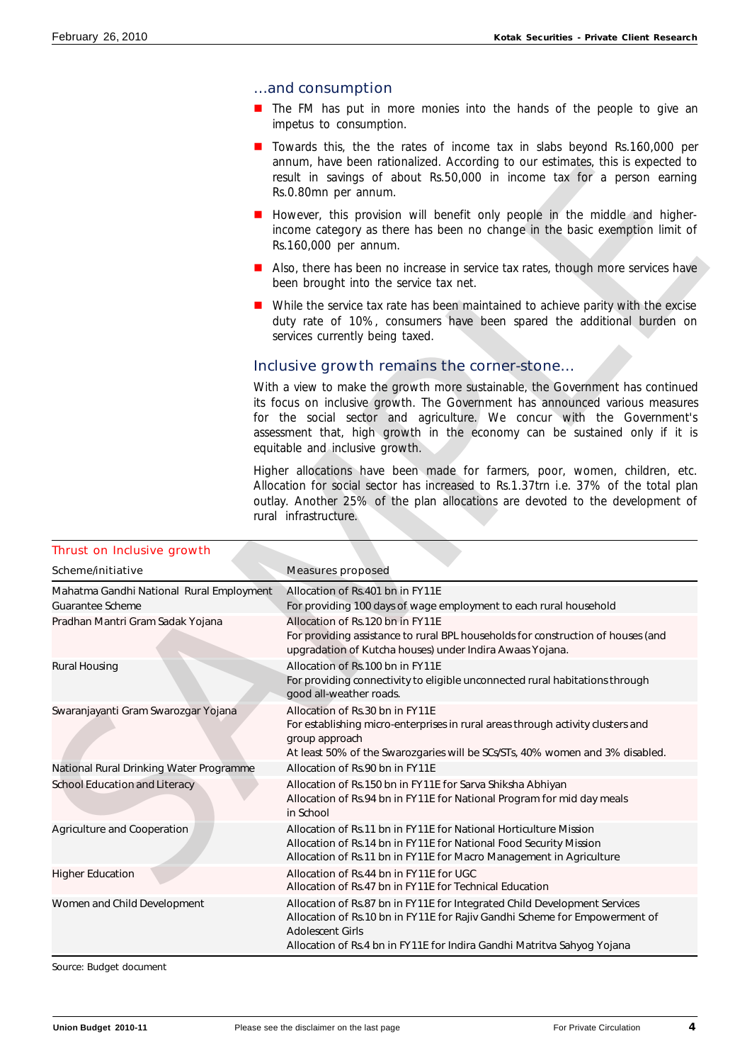## ...and consumption

- The FM has put in more monies into the hands of the people to give an impetus to consumption.
- Towards this, the the rates of income tax in slabs beyond Rs.160,000 per annum, have been rationalized. According to our estimates, this is expected to result in savings of about Rs.50,000 in income tax for a person earning Rs.0.80mn per annum.
- However, this provision will benefit only people in the middle and higher-income category as there has been no change in the basic exemption limit of Rs.160,000 per annum.
- Also, there has been no increase in service tax rates, though more services have been brought into the service tax net.
- While the service tax rate has been maintained to achieve parity with the excise duty rate of 10%, consumers have been spared the additional burden on services currently being taxed.

## Inclusive growth remains the corner-stone...

With a view to make the growth more sustainable, the Government has continued its focus on inclusive growth. The Government has announced various measures for the social sector and agriculture. We concur with the Government's assessment that, high growth in the economy can be sustained only if it is equitable and inclusive growth.

Higher allocations have been made for farmers, poor, women, children, etc. Allocation for social sector has increased to Rs.1.37trn i.e. 37% of the total plan outlay. Another 25% of the plan allocations are devoted to the development of rural infrastructure.

**Thrust on Inclusive growth**

| Scheme/initiative | Measures proposed |
|---|---|
| Mahatma Gandhi National Rural Employment Guarantee Scheme | Allocation of Rs.401 bn in FY11E<br>For providing 100 days of wage employment to each rural household |
| Pradhan Mantri Gram Sadak Yojana | Allocation of Rs.120 bn in FY11E<br>For providing assistance to rural BPL households for construction of houses (and upgradation of Kutcha houses) under Indira Awaas Yojana. |
| Rural Housing | Allocation of Rs.100 bn in FY11E<br>For providing connectivity to eligible unconnected rural habitations through good all-weather roads. |
| Swaranjayanti Gram Swarozgar Yojana | Allocation of Rs.30 bn in FY11E<br>For establishing micro-enterprises in rural areas through activity clusters and group approach<br>At least 50% of the Swarozgaries will be SCs/STs, 40% women and 3% disabled. |
| National Rural Drinking Water Programme | Allocation of Rs.90 bn in FY11E |
| School Education and Literacy | Allocation of Rs.150 bn in FY11E for Sarva Shiksha Abhiyan<br>Allocation of Rs.94 bn in FY11E for National Program for mid day meals in School |
| Agriculture and Cooperation | Allocation of Rs.11 bn in FY11E for National Horticulture Mission<br>Allocation of Rs.14 bn in FY11E for National Food Security Mission<br>Allocation of Rs.11 bn in FY11E for Macro Management in Agriculture |
| Higher Education | Allocation of Rs.44 bn in FY11E for UGC<br>Allocation of Rs.47 bn in FY11E for Technical Education |
| Women and Child Development | Allocation of Rs.87 bn in FY11E for Integrated Child Development Services<br>Allocation of Rs.10 bn in FY11E for Rajiv Gandhi Scheme for Empowerment of Adolescent Girls<br>Allocation of Rs.4 bn in FY11E for Indira Gandhi Matritva Sahyog Yojana |

Source: Budget document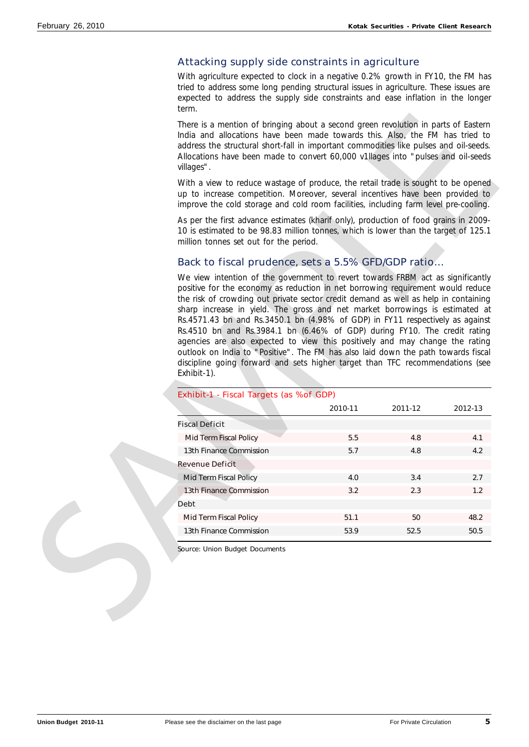## Attacking supply side constraints in agriculture

With agriculture expected to clock in a negative 0.2% growth in FY10, the FM has tried to address some long pending structural issues in agriculture. These issues are expected to address the supply side constraints and ease inflation in the longer term.

There is a mention of bringing about a second green revolution in parts of Eastern India and allocations have been made towards this. Also, the FM has tried to address the structural short-fall in important commodities like pulses and oil-seeds. Allocations have been made to convert 60,000 v1llages into "pulses and oil-seeds villages".

With a view to reduce wastage of produce, the retail trade is sought to be opened up to increase competition. Moreover, several incentives have been provided to improve the cold storage and cold room facilities, including farm level pre-cooling.

As per the first advance estimates (kharif only), production of food grains in 2009-10 is estimated to be 98.83 million tonnes, which is lower than the target of 125.1 million tonnes set out for the period.

## Back to fiscal prudence, sets a 5.5% GFD/GDP ratio...

We view intention of the government to revert towards FRBM act as significantly positive for the economy as reduction in net borrowing requirement would reduce the risk of crowding out private sector credit demand as well as help in containing sharp increase in yield. The gross and net market borrowings is estimated at Rs.4571.43 bn and Rs.3450.1 bn (4.98% of GDP) in FY11 respectively as against Rs.4510 bn and Rs.3984.1 bn (6.46% of GDP) during FY10. The credit rating agencies are also expected to view this positively and may change the rating outlook on India to "Positive". The FM has also laid down the path towards fiscal discipline going forward and sets higher target than TFC recommendations (see Exhibit-1).

**Exhibit-1 - Fiscal Targets (as %of GDP)**

| | 2010-11 | 2011-12 | 2012-13 |
|---|---|---|---|
| Fiscal Deficit | | | |
| Mid Term Fiscal Policy | 5.5 | 4.8 | 4.1 |
| 13th Finance Commission | 5.7 | 4.8 | 4.2 |
| Revenue Deficit | | | |
| Mid Term Fiscal Policy | 4.0 | 3.4 | 2.7 |
| 13th Finance Commission | 3.2 | 2.3 | 1.2 |
| Debt | | | |
| Mid Term Fiscal Policy | 51.1 | 50 | 48.2 |
| 13th Finance Commission | 53.9 | 52.5 | 50.5 |

Source: Union Budget Documents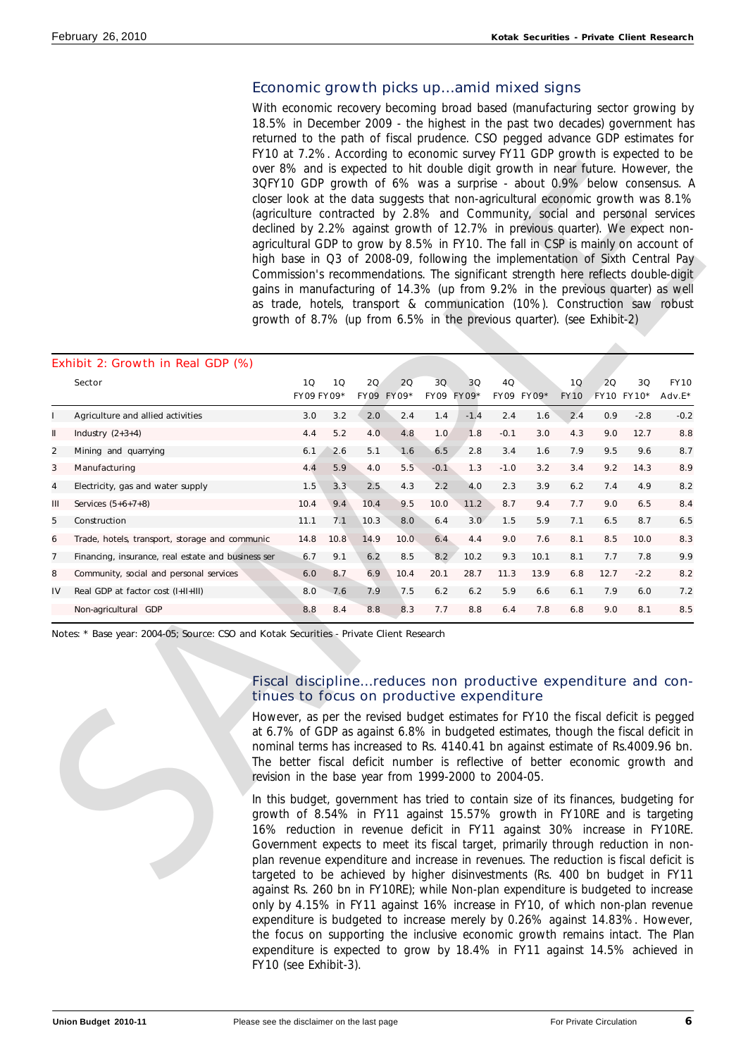## Economic growth picks up...amid mixed signs

With economic recovery becoming broad based (manufacturing sector growing by 18.5% in December 2009 - the highest in the past two decades) government has returned to the path of fiscal prudence. CSO pegged advance GDP estimates for FY10 at 7.2%. According to economic survey FY11 GDP growth is expected to be over 8% and is expected to hit double digit growth in near future. However, the 3QFY10 GDP growth of 6% was a surprise - about 0.9% below consensus. A closer look at the data suggests that non-agricultural economic growth was 8.1% (agriculture contracted by 2.8% and Community, social and personal services declined by 2.2% against growth of 12.7% in previous quarter). We expect non-agricultural GDP to grow by 8.5% in FY10. The fall in CSP is mainly on account of high base in Q3 of 2008-09, following the implementation of Sixth Central Pay Commission's recommendations. The significant strength here reflects double-digit gains in manufacturing of 14.3% (up from 9.2% in the previous quarter) as well as trade, hotels, transport & communication (10%). Construction saw robust growth of 8.7% (up from 6.5% in the previous quarter). (see Exhibit-2)

**Exhibit 2: Growth in Real GDP (%)**

| | Sector | 1Q FY09 | 1Q FY09* | 2Q FY09 | 2Q FY09* | 3Q FY09 | 3Q FY09* | 4Q FY09 | FY09* | 1Q FY10 | 2Q FY10 | 3Q FY10* | FY10 Adv.E* |
|---|---|---|---|---|---|---|---|---|---|---|---|---|---|
| I | Agriculture and allied activities | 3.0 | 3.2 | 2.0 | 2.4 | 1.4 | -1.4 | 2.4 | 1.6 | 2.4 | 0.9 | -2.8 | -0.2 |
| II | Industry (2+3+4) | 4.4 | 5.2 | 4.0 | 4.8 | 1.0 | 1.8 | -0.1 | 3.0 | 4.3 | 9.0 | 12.7 | 8.8 |
| 2 | Mining and quarrying | 6.1 | 2.6 | 5.1 | 1.6 | 6.5 | 2.8 | 3.4 | 1.6 | 7.9 | 9.5 | 9.6 | 8.7 |
| 3 | Manufacturing | 4.4 | 5.9 | 4.0 | 5.5 | -0.1 | 1.3 | -1.0 | 3.2 | 3.4 | 9.2 | 14.3 | 8.9 |
| 4 | Electricity, gas and water supply | 1.5 | 3.3 | 2.5 | 4.3 | 2.2 | 4.0 | 2.3 | 3.9 | 6.2 | 7.4 | 4.9 | 8.2 |
| III | Services (5+6+7+8) | 10.4 | 9.4 | 10.4 | 9.5 | 10.0 | 11.2 | 8.7 | 9.4 | 7.7 | 9.0 | 6.5 | 8.4 |
| 5 | Construction | 11.1 | 7.1 | 10.3 | 8.0 | 6.4 | 3.0 | 1.5 | 5.9 | 7.1 | 6.5 | 8.7 | 6.5 |
| 6 | Trade, hotels, transport, storage and communic | 14.8 | 10.8 | 14.9 | 10.0 | 6.4 | 4.4 | 9.0 | 7.6 | 8.1 | 8.5 | 10.0 | 8.3 |
| 7 | Financing, insurance, real estate and business ser | 6.7 | 9.1 | 6.2 | 8.5 | 8.2 | 10.2 | 9.3 | 10.1 | 8.1 | 7.7 | 7.8 | 9.9 |
| 8 | Community, social and personal services | 6.0 | 8.7 | 6.9 | 10.4 | 20.1 | 28.7 | 11.3 | 13.9 | 6.8 | 12.7 | -2.2 | 8.2 |
| IV | Real GDP at factor cost (I+II+III) | 8.0 | 7.6 | 7.9 | 7.5 | 6.2 | 6.2 | 5.9 | 6.6 | 6.1 | 7.9 | 6.0 | 7.2 |
| | Non-agricultural GDP | 8.8 | 8.4 | 8.8 | 8.3 | 7.7 | 8.8 | 6.4 | 7.8 | 6.8 | 9.0 | 8.1 | 8.5 |

Notes: * Base year: 2004-05; Source: CSO and Kotak Securities - Private Client Research

## Fiscal discipline...reduces non productive expenditure and continues to focus on productive expenditure

However, as per the revised budget estimates for FY10 the fiscal deficit is pegged at 6.7% of GDP as against 6.8% in budgeted estimates, though the fiscal deficit in nominal terms has increased to Rs. 4140.41 bn against estimate of Rs.4009.96 bn. The better fiscal deficit number is reflective of better economic growth and revision in the base year from 1999-2000 to 2004-05.

In this budget, government has tried to contain size of its finances, budgeting for growth of 8.54% in FY11 against 15.57% growth in FY10RE and is targeting 16% reduction in revenue deficit in FY11 against 30% increase in FY10RE. Government expects to meet its fiscal target, primarily through reduction in non-plan revenue expenditure and increase in revenues. The reduction is fiscal deficit is targeted to be achieved by higher disinvestments (Rs. 400 bn budget in FY11 against Rs. 260 bn in FY10RE); while Non-plan expenditure is budgeted to increase only by 4.15% in FY11 against 16% increase in FY10, of which non-plan revenue expenditure is budgeted to increase merely by 0.26% against 14.83%. However, the focus on supporting the inclusive economic growth remains intact. The Plan expenditure is expected to grow by 18.4% in FY11 against 14.5% achieved in FY10 (see Exhibit-3).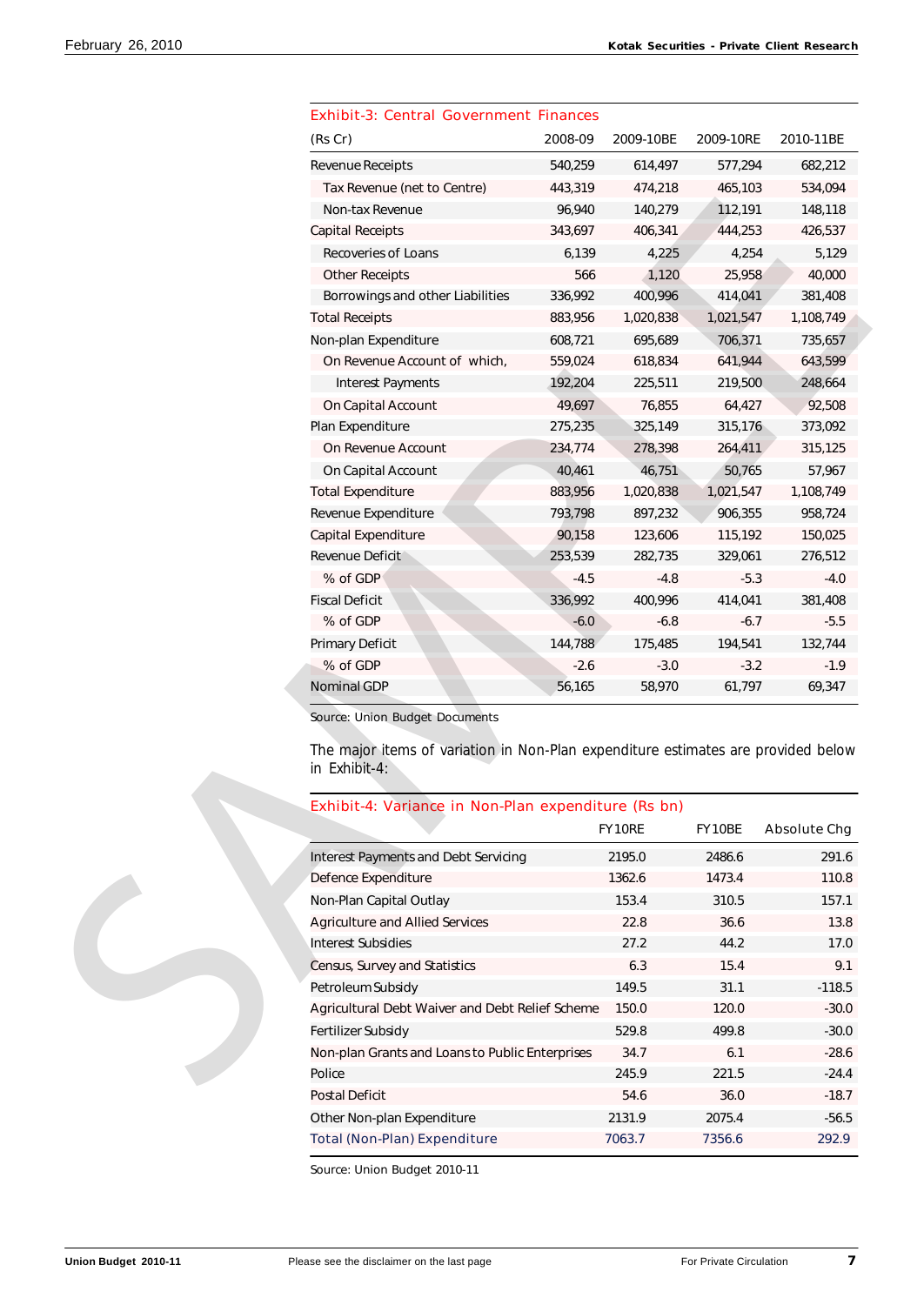Exhibit-3: Central Government Finances

| (Rs Cr) | 2008-09 | 2009-10BE | 2009-10RE | 2010-11BE |
|---|---|---|---|---|
| Revenue Receipts | 540,259 | 614,497 | 577,294 | 682,212 |
| Tax Revenue (net to Centre) | 443,319 | 474,218 | 465,103 | 534,094 |
| Non-tax Revenue | 96,940 | 140,279 | 112,191 | 148,118 |
| Capital Receipts | 343,697 | 406,341 | 444,253 | 426,537 |
| Recoveries of Loans | 6,139 | 4,225 | 4,254 | 5,129 |
| Other Receipts | 566 | 1,120 | 25,958 | 40,000 |
| Borrowings and other Liabilities | 336,992 | 400,996 | 414,041 | 381,408 |
| Total Receipts | 883,956 | 1,020,838 | 1,021,547 | 1,108,749 |
| Non-plan Expenditure | 608,721 | 695,689 | 706,371 | 735,657 |
| On Revenue Account of which, | 559,024 | 618,834 | 641,944 | 643,599 |
| Interest Payments | 192,204 | 225,511 | 219,500 | 248,664 |
| On Capital Account | 49,697 | 76,855 | 64,427 | 92,508 |
| Plan Expenditure | 275,235 | 325,149 | 315,176 | 373,092 |
| On Revenue Account | 234,774 | 278,398 | 264,411 | 315,125 |
| On Capital Account | 40,461 | 46,751 | 50,765 | 57,967 |
| Total Expenditure | 883,956 | 1,020,838 | 1,021,547 | 1,108,749 |
| Revenue Expenditure | 793,798 | 897,232 | 906,355 | 958,724 |
| Capital Expenditure | 90,158 | 123,606 | 115,192 | 150,025 |
| Revenue Deficit | 253,539 | 282,735 | 329,061 | 276,512 |
| % of GDP | -4.5 | -4.8 | -5.3 | -4.0 |
| Fiscal Deficit | 336,992 | 400,996 | 414,041 | 381,408 |
| % of GDP | -6.0 | -6.8 | -6.7 | -5.5 |
| Primary Deficit | 144,788 | 175,485 | 194,541 | 132,744 |
| % of GDP | -2.6 | -3.0 | -3.2 | -1.9 |
| Nominal GDP | 56,165 | 58,970 | 61,797 | 69,347 |

Source: Union Budget Documents

The major items of variation in Non-Plan expenditure estimates are provided below in Exhibit-4:

Exhibit-4: Variance in Non-Plan expenditure (Rs bn)

| | FY10RE | FY10BE | Absolute Chg |
|---|---|---|---|
| Interest Payments and Debt Servicing | 2195.0 | 2486.6 | 291.6 |
| Defence Expenditure | 1362.6 | 1473.4 | 110.8 |
| Non-Plan Capital Outlay | 153.4 | 310.5 | 157.1 |
| Agriculture and Allied Services | 22.8 | 36.6 | 13.8 |
| Interest Subsidies | 27.2 | 44.2 | 17.0 |
| Census, Survey and Statistics | 6.3 | 15.4 | 9.1 |
| Petroleum Subsidy | 149.5 | 31.1 | -118.5 |
| Agricultural Debt Waiver and Debt Relief Scheme | 150.0 | 120.0 | -30.0 |
| Fertilizer Subsidy | 529.8 | 499.8 | -30.0 |
| Non-plan Grants and Loans to Public Enterprises | 34.7 | 6.1 | -28.6 |
| Police | 245.9 | 221.5 | -24.4 |
| Postal Deficit | 54.6 | 36.0 | -18.7 |
| Other Non-plan Expenditure | 2131.9 | 2075.4 | -56.5 |
| Total (Non-Plan) Expenditure | 7063.7 | 7356.6 | 292.9 |

Source: Union Budget 2010-11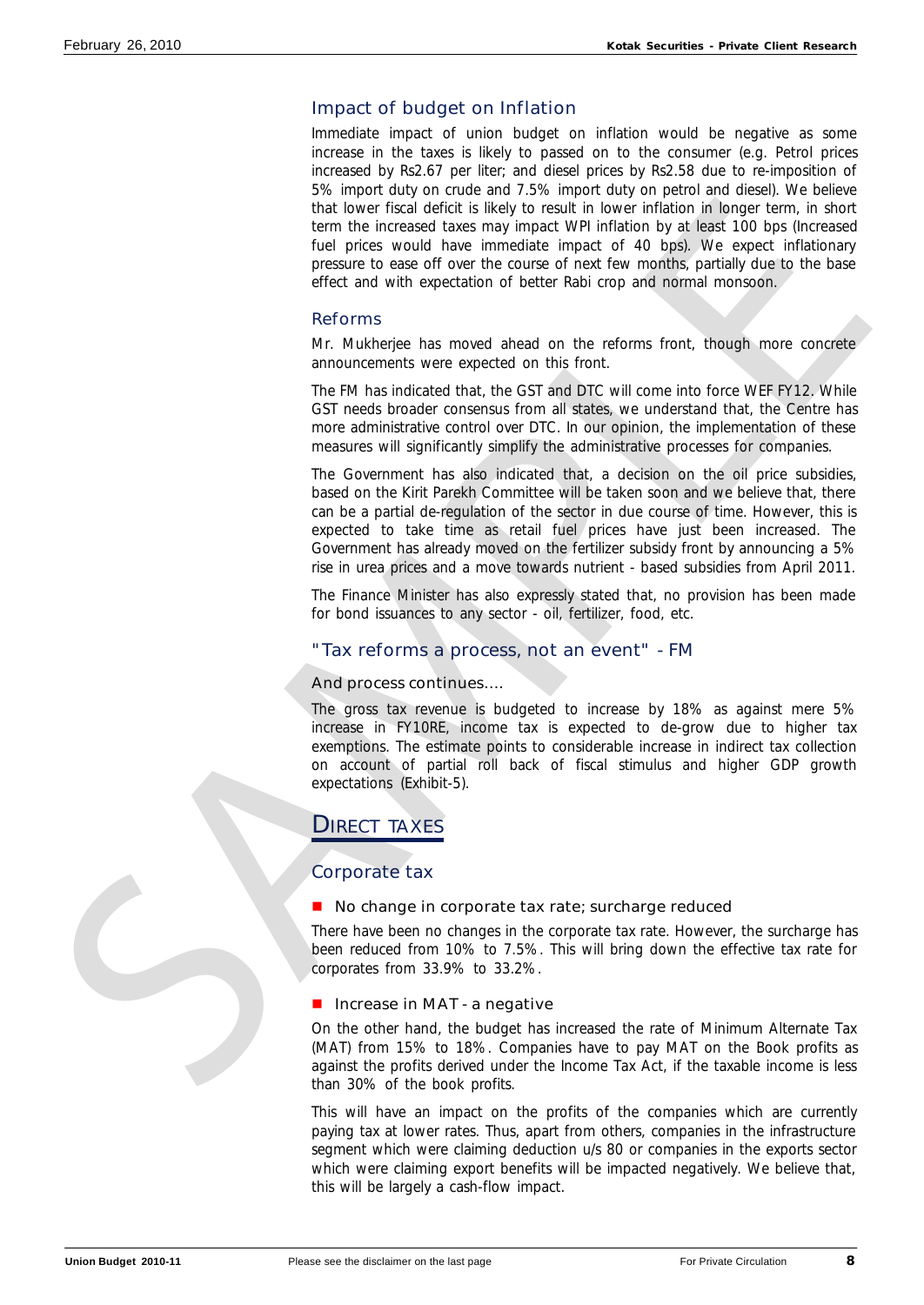## Impact of budget on Inflation

Immediate impact of union budget on inflation would be negative as some increase in the taxes is likely to passed on to the consumer (e.g. Petrol prices increased by Rs2.67 per liter; and diesel prices by Rs2.58 due to re-imposition of 5% import duty on crude and 7.5% import duty on petrol and diesel). We believe that lower fiscal deficit is likely to result in lower inflation in longer term, in short term the increased taxes may impact WPI inflation by at least 100 bps (Increased fuel prices would have immediate impact of 40 bps). We expect inflationary pressure to ease off over the course of next few months, partially due to the base effect and with expectation of better Rabi crop and normal monsoon.

## Reforms

Mr. Mukherjee has moved ahead on the reforms front, though more concrete announcements were expected on this front.

The FM has indicated that, the GST and DTC will come into force WEF FY12. While GST needs broader consensus from all states, we understand that, the Centre has more administrative control over DTC. In our opinion, the implementation of these measures will significantly simplify the administrative processes for companies.

The Government has also indicated that, a decision on the oil price subsidies, based on the Kirit Parekh Committee will be taken soon and we believe that, there can be a partial de-regulation of the sector in due course of time. However, this is expected to take time as retail fuel prices have just been increased. The Government has already moved on the fertilizer subsidy front by announcing a 5% rise in urea prices and a move towards nutrient - based subsidies from April 2011.

The Finance Minister has also expressly stated that, no provision has been made for bond issuances to any sector - oil, fertilizer, food, etc.

## "Tax reforms a process, not an event" - FM

### And process continues....

The gross tax revenue is budgeted to increase by 18% as against mere 5% increase in FY10RE, income tax is expected to de-grow due to higher tax exemptions. The estimate points to considerable increase in indirect tax collection on account of partial roll back of fiscal stimulus and higher GDP growth expectations (Exhibit-5).

# DIRECT TAXES

## Corporate tax

- **No change in corporate tax rate; surcharge reduced**

There have been no changes in the corporate tax rate. However, the surcharge has been reduced from 10% to 7.5%. This will bring down the effective tax rate for corporates from 33.9% to 33.2%.

- **Increase in MAT - a negative**

On the other hand, the budget has increased the rate of Minimum Alternate Tax (MAT) from 15% to 18%. Companies have to pay MAT on the Book profits as against the profits derived under the Income Tax Act, if the taxable income is less than 30% of the book profits.

This will have an impact on the profits of the companies which are currently paying tax at lower rates. Thus, apart from others, companies in the infrastructure segment which were claiming deduction u/s 80 or companies in the exports sector which were claiming export benefits will be impacted negatively. We believe that, this will be largely a cash-flow impact.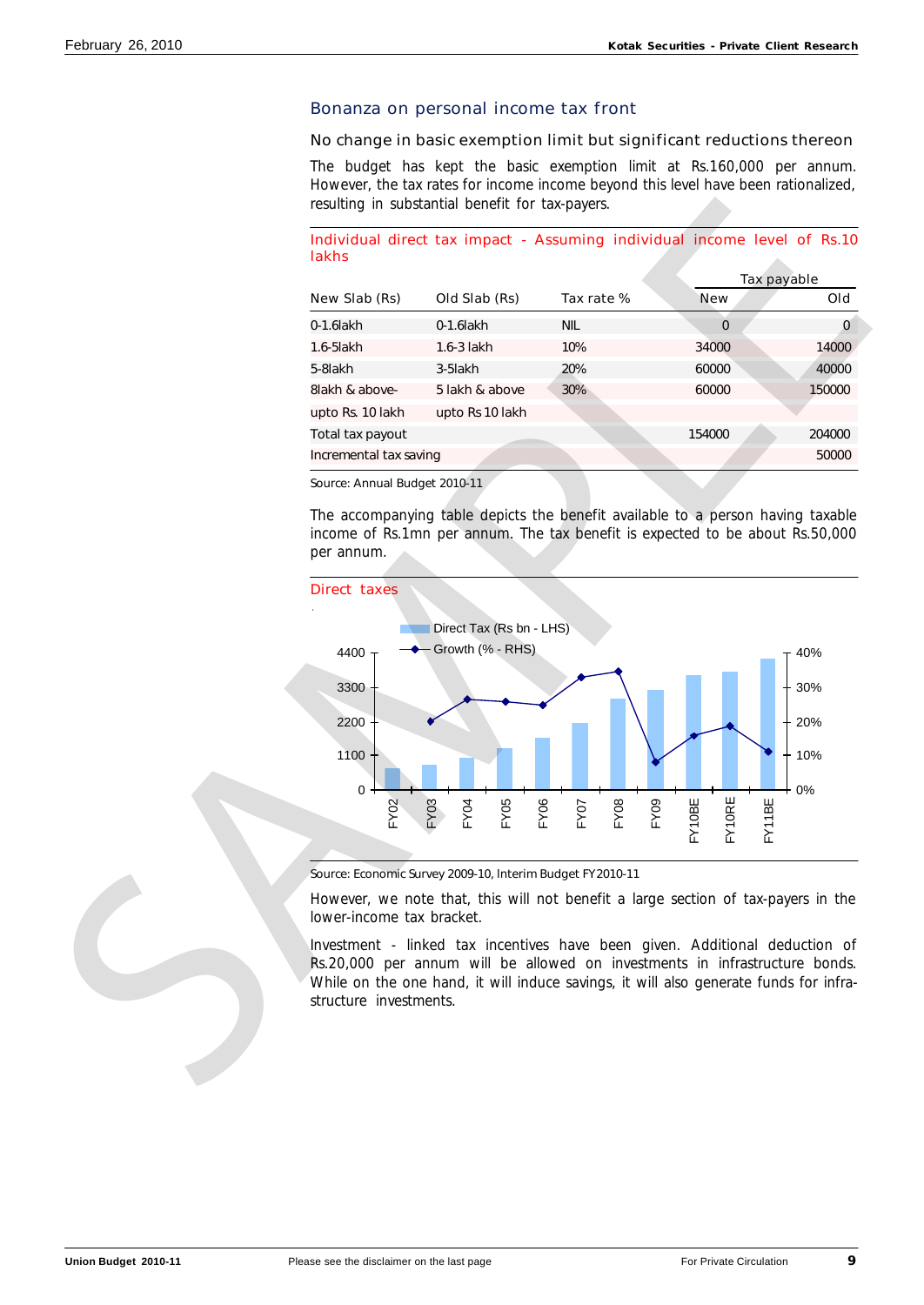## Bonanza on personal income tax front

### No change in basic exemption limit but significant reductions thereon

The budget has kept the basic exemption limit at Rs.160,000 per annum. However, the tax rates for income income beyond this level have been rationalized, resulting in substantial benefit for tax-payers.

**Individual direct tax impact - Assuming individual income level of Rs.10 lakhs**

| New Slab (Rs) | Old Slab (Rs) | Tax rate % | Tax payable New | Tax payable Old |
|---|---|---|---|---|
| 0-1.6lakh | 0-1.6lakh | NIL | 0 | 0 |
| 1.6-5lakh | 1.6-3 lakh | 10% | 34000 | 14000 |
| 5-8lakh | 3-5lakh | 20% | 60000 | 40000 |
| 8lakh & above- | 5 lakh & above | 30% | 60000 | 150000 |
| upto Rs. 10 lakh | upto Rs 10 lakh | | | |
| Total tax payout | | | 154000 | 204000 |
| Incremental tax saving | | | | 50000 |

Source: Annual Budget 2010-11

The accompanying table depicts the benefit available to a person having taxable income of Rs.1mn per annum. The tax benefit is expected to be about Rs.50,000 per annum.

**Direct taxes**

Source: Economic Survey 2009-10, Interim Budget FY2010-11

However, we note that, this will not benefit a large section of tax-payers in the lower-income tax bracket.

Investment - linked tax incentives have been given. Additional deduction of Rs.20,000 per annum will be allowed on investments in infrastructure bonds. While on the one hand, it will induce savings, it will also generate funds for infra-structure investments.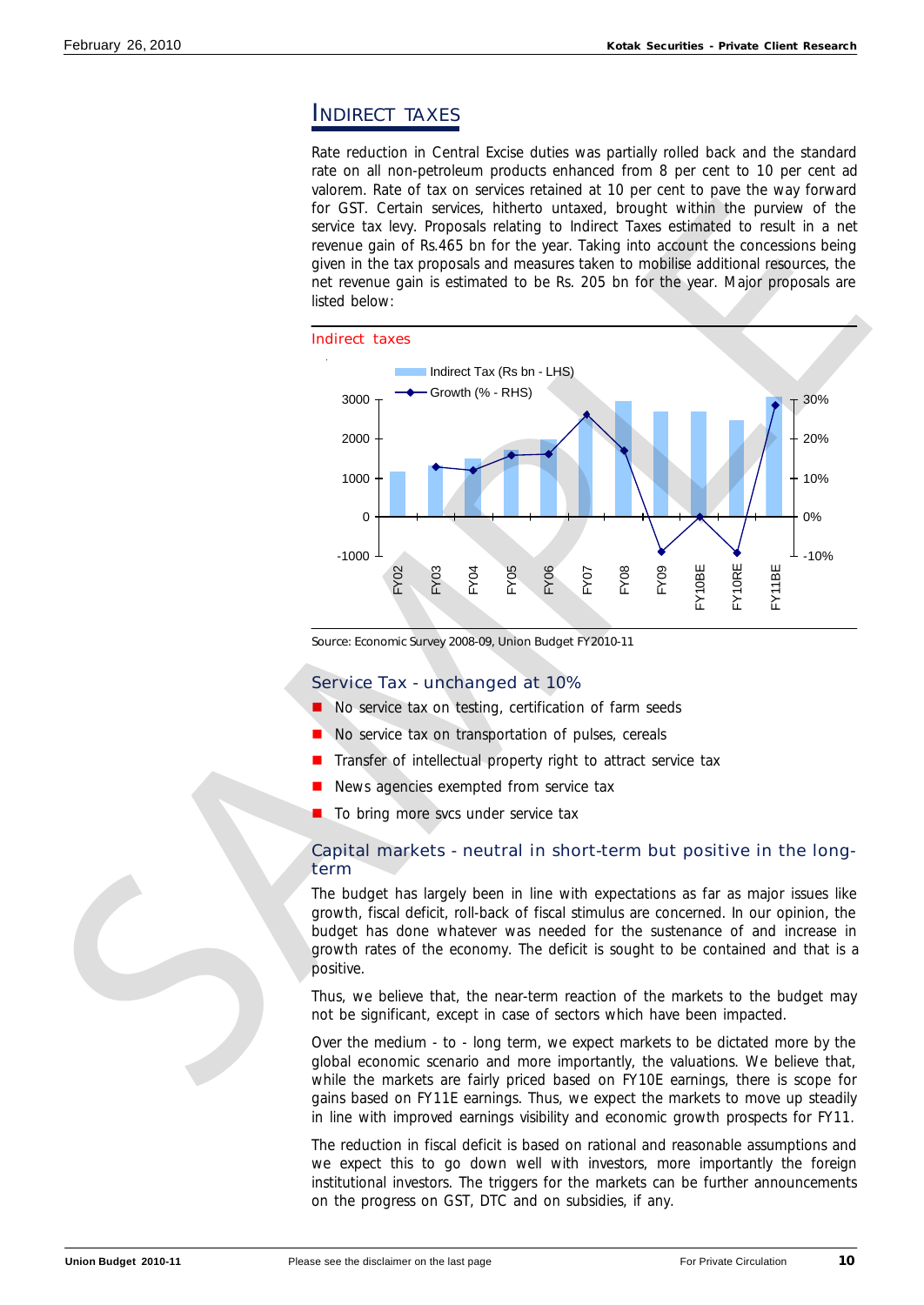## INDIRECT TAXES

Rate reduction in Central Excise duties was partially rolled back and the standard rate on all non-petroleum products enhanced from 8 per cent to 10 per cent ad valorem. Rate of tax on services retained at 10 per cent to pave the way forward for GST. Certain services, hitherto untaxed, brought within the purview of the service tax levy. Proposals relating to Indirect Taxes estimated to result in a net revenue gain of Rs.465 bn for the year. Taking into account the concessions being given in the tax proposals and measures taken to mobilise additional resources, the net revenue gain is estimated to be Rs. 205 bn for the year. Major proposals are listed below:

**Indirect taxes**

Source: Economic Survey 2008-09, Union Budget FY2010-11

### Service Tax - unchanged at 10%

- No service tax on testing, certification of farm seeds
- No service tax on transportation of pulses, cereals
- Transfer of intellectual property right to attract service tax
- News agencies exempted from service tax
- To bring more svcs under service tax

### Capital markets - neutral in short-term but positive in the long-term

The budget has largely been in line with expectations as far as major issues like growth, fiscal deficit, roll-back of fiscal stimulus are concerned. In our opinion, the budget has done whatever was needed for the sustenance of and increase in growth rates of the economy. The deficit is sought to be contained and that is a positive.

Thus, we believe that, the near-term reaction of the markets to the budget may not be significant, except in case of sectors which have been impacted.

Over the medium - to - long term, we expect markets to be dictated more by the global economic scenario and more importantly, the valuations. We believe that, while the markets are fairly priced based on FY10E earnings, there is scope for gains based on FY11E earnings. Thus, we expect the markets to move up steadily in line with improved earnings visibility and economic growth prospects for FY11.

The reduction in fiscal deficit is based on rational and reasonable assumptions and we expect this to go down well with investors, more importantly the foreign institutional investors. The triggers for the markets can be further announcements on the progress on GST, DTC and on subsidies, if any.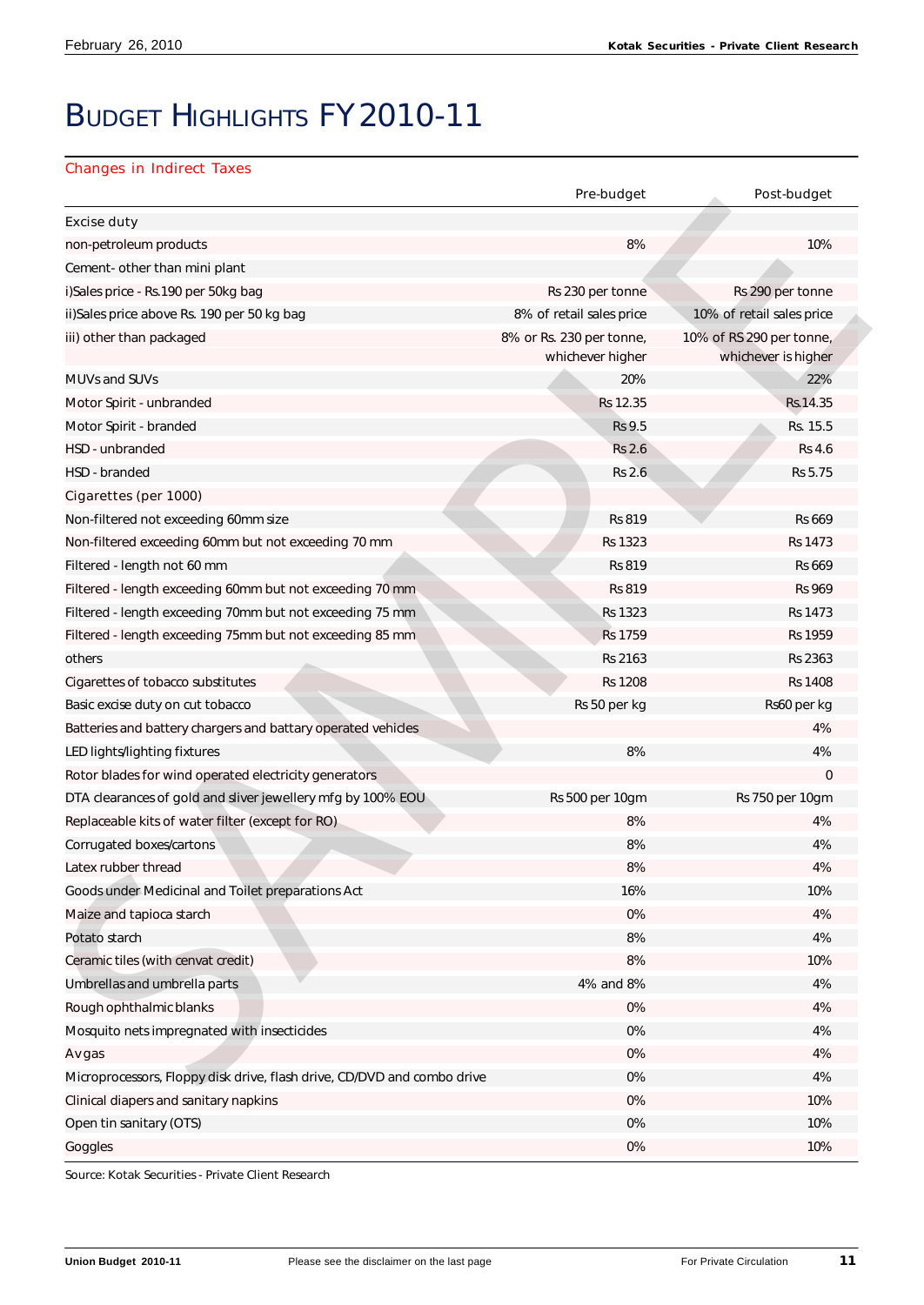# Budget Highlights FY2010-11

## Changes in Indirect Taxes

| | Pre-budget | Post-budget |
|---|---|---|
| Excise duty | | |
| non-petroleum products | 8% | 10% |
| Cement- other than mini plant | | |
| i)Sales price - Rs.190 per 50kg bag | Rs 230 per tonne | Rs 290 per tonne |
| ii)Sales price above Rs. 190 per 50 kg bag | 8% of retail sales price | 10% of retail sales price |
| iii) other than packaged | 8% or Rs. 230 per tonne, whichever higher | 10% of RS 290 per tonne, whichever is higher |
| MUVs and SUVs | 20% | 22% |
| Motor Spirit - unbranded | Rs 12.35 | Rs.14.35 |
| Motor Spirit - branded | Rs 9.5 | Rs. 15.5 |
| HSD - unbranded | Rs 2.6 | Rs 4.6 |
| HSD - branded | Rs 2.6 | Rs 5.75 |
| Cigarettes (per 1000) | | |
| Non-filtered not exceeding 60mm size | Rs 819 | Rs 669 |
| Non-filtered exceeding 60mm but not exceeding 70 mm | Rs 1323 | Rs 1473 |
| Filtered - length not 60 mm | Rs 819 | Rs 669 |
| Filtered - length exceeding 60mm but not exceeding 70 mm | Rs 819 | Rs 969 |
| Filtered - length exceeding 70mm but not exceeding 75 mm | Rs 1323 | Rs 1473 |
| Filtered - length exceeding 75mm but not exceeding 85 mm | Rs 1759 | Rs 1959 |
| others | Rs 2163 | Rs 2363 |
| Cigarettes of tobacco substitutes | Rs 1208 | Rs 1408 |
| Basic excise duty on cut tobacco | Rs 50 per kg | Rs60 per kg |
| Batteries and battery chargers and battary operated vehicles | | 4% |
| LED lights/lighting fixtures | 8% | 4% |
| Rotor blades for wind operated electricity generators | | 0 |
| DTA clearances of gold and sliver jewellery mfg by 100% EOU | Rs 500 per 10gm | Rs 750 per 10gm |
| Replaceable kits of water filter (except for RO) | 8% | 4% |
| Corrugated boxes/cartons | 8% | 4% |
| Latex rubber thread | 8% | 4% |
| Goods under Medicinal and Toilet preparations Act | 16% | 10% |
| Maize and tapioca starch | 0% | 4% |
| Potato starch | 8% | 4% |
| Ceramic tiles (with cenvat credit) | 8% | 10% |
| Umbrellas and umbrella parts | 4% and 8% | 4% |
| Rough ophthalmic blanks | 0% | 4% |
| Mosquito nets impregnated with insecticides | 0% | 4% |
| Avgas | 0% | 4% |
| Microprocessors, Floppy disk drive, flash drive, CD/DVD and combo drive | 0% | 4% |
| Clinical diapers and sanitary napkins | 0% | 10% |
| Open tin sanitary (OTS) | 0% | 10% |
| Goggles | 0% | 10% |

Source: Kotak Securities - Private Client Research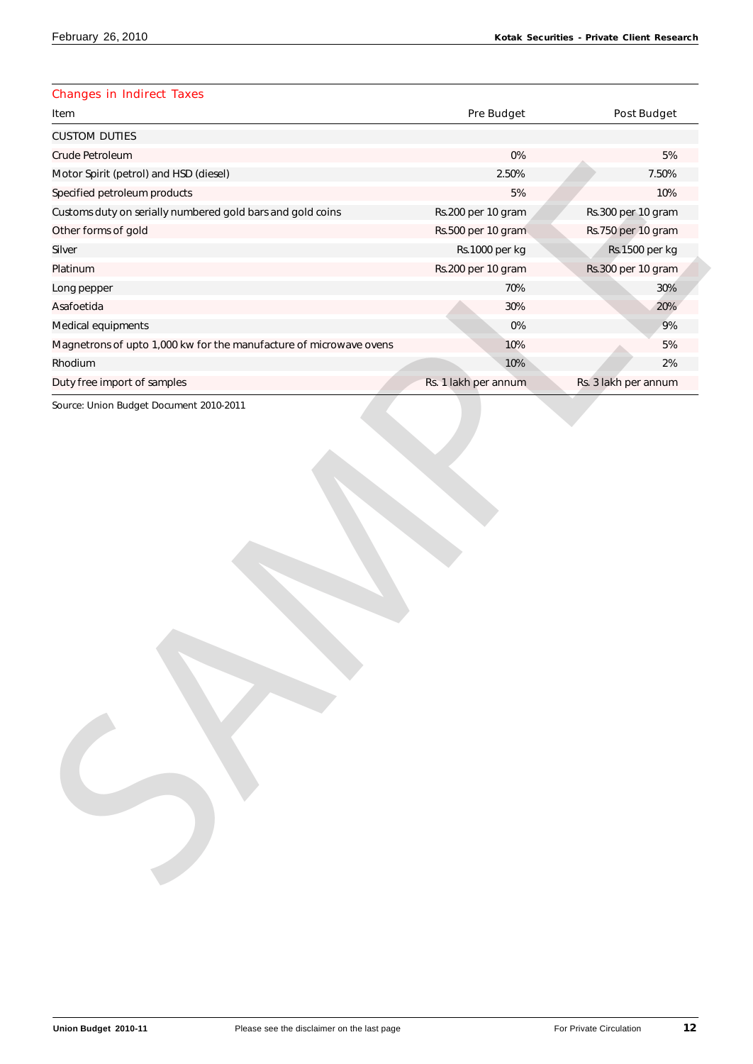## Changes in Indirect Taxes

| Item | Pre Budget | Post Budget |
|---|---|---|
| CUSTOM DUTIES | | |
| Crude Petroleum | 0% | 5% |
| Motor Spirit (petrol) and HSD (diesel) | 2.50% | 7.50% |
| Specified petroleum products | 5% | 10% |
| Customs duty on serially numbered gold bars and gold coins | Rs.200 per 10 gram | Rs.300 per 10 gram |
| Other forms of gold | Rs.500 per 10 gram | Rs.750 per 10 gram |
| Silver | Rs.1000 per kg | Rs.1500 per kg |
| Platinum | Rs.200 per 10 gram | Rs.300 per 10 gram |
| Long pepper | 70% | 30% |
| Asafoetida | 30% | 20% |
| Medical equipments | 0% | 9% |
| Magnetrons of upto 1,000 kw for the manufacture of microwave ovens | 10% | 5% |
| Rhodium | 10% | 2% |
| Duty free import of samples | Rs. 1 lakh per annum | Rs. 3 lakh per annum |

Source: Union Budget Document 2010-2011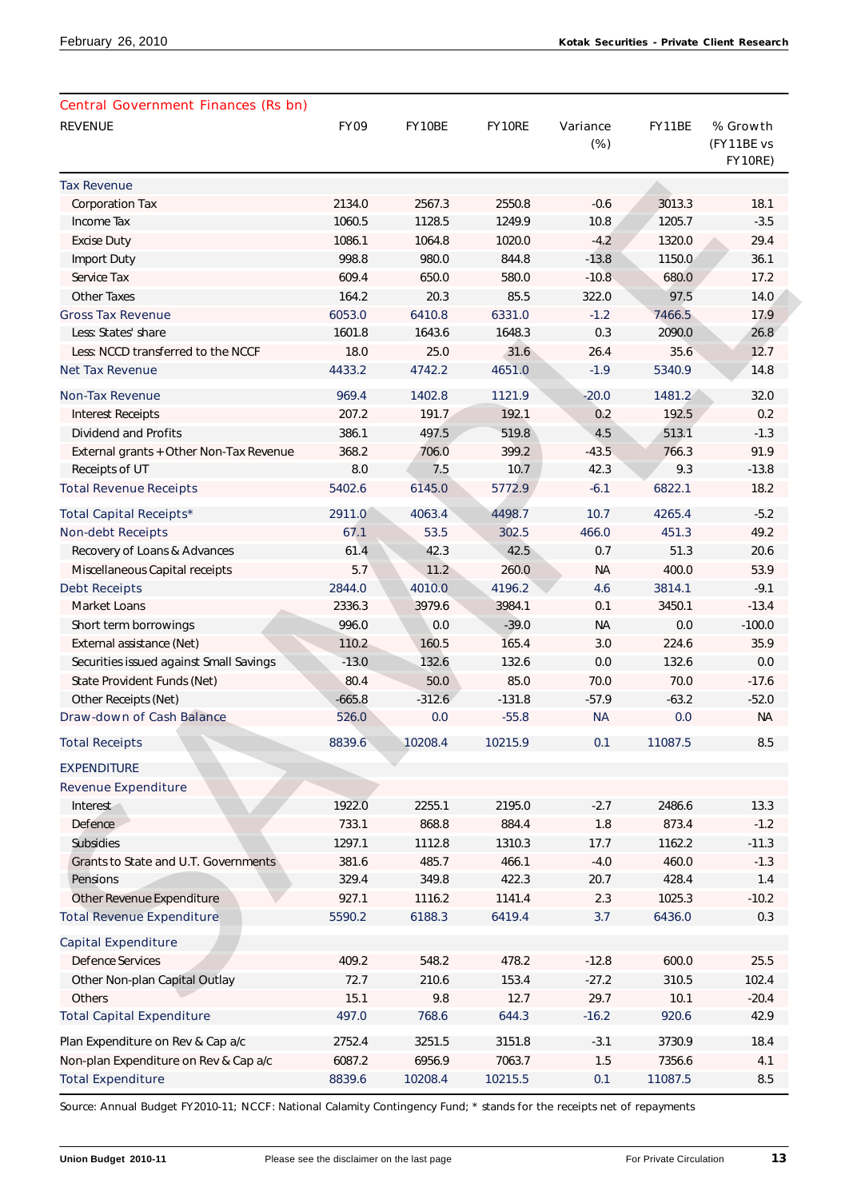## Central Government Finances (Rs bn)

| REVENUE | FY09 | FY10BE | FY10RE | Variance (%) | FY11BE | % Growth (FY11BE vs FY10RE) |
|---|---|---|---|---|---|---|
| **Tax Revenue** | | | | | | |
| Corporation Tax | 2134.0 | 2567.3 | 2550.8 | -0.6 | 3013.3 | 18.1 |
| Income Tax | 1060.5 | 1128.5 | 1249.9 | 10.8 | 1205.7 | -3.5 |
| Excise Duty | 1086.1 | 1064.8 | 1020.0 | -4.2 | 1320.0 | 29.4 |
| Import Duty | 998.8 | 980.0 | 844.8 | -13.8 | 1150.0 | 36.1 |
| Service Tax | 609.4 | 650.0 | 580.0 | -10.8 | 680.0 | 17.2 |
| Other Taxes | 164.2 | 20.3 | 85.5 | 322.0 | 97.5 | 14.0 |
| **Gross Tax Revenue** | 6053.0 | 6410.8 | 6331.0 | -1.2 | 7466.5 | 17.9 |
| Less: States' share | 1601.8 | 1643.6 | 1648.3 | 0.3 | 2090.0 | 26.8 |
| Less: NCCD transferred to the NCCF | 18.0 | 25.0 | 31.6 | 26.4 | 35.6 | 12.7 |
| **Net Tax Revenue** | 4433.2 | 4742.2 | 4651.0 | -1.9 | 5340.9 | 14.8 |
| **Non-Tax Revenue** | 969.4 | 1402.8 | 1121.9 | -20.0 | 1481.2 | 32.0 |
| Interest Receipts | 207.2 | 191.7 | 192.1 | 0.2 | 192.5 | 0.2 |
| Dividend and Profits | 386.1 | 497.5 | 519.8 | 4.5 | 513.1 | -1.3 |
| External grants + Other Non-Tax Revenue | 368.2 | 706.0 | 399.2 | -43.5 | 766.3 | 91.9 |
| Receipts of UT | 8.0 | 7.5 | 10.7 | 42.3 | 9.3 | -13.8 |
| **Total Revenue Receipts** | 5402.6 | 6145.0 | 5772.9 | -6.1 | 6822.1 | 18.2 |
| **Total Capital Receipts*** | 2911.0 | 4063.4 | 4498.7 | 10.7 | 4265.4 | -5.2 |
| **Non-debt Receipts** | 67.1 | 53.5 | 302.5 | 466.0 | 451.3 | 49.2 |
| Recovery of Loans & Advances | 61.4 | 42.3 | 42.5 | 0.7 | 51.3 | 20.6 |
| Miscellaneous Capital receipts | 5.7 | 11.2 | 260.0 | NA | 400.0 | 53.9 |
| **Debt Receipts** | 2844.0 | 4010.0 | 4196.2 | 4.6 | 3814.1 | -9.1 |
| Market Loans | 2336.3 | 3979.6 | 3984.1 | 0.1 | 3450.1 | -13.4 |
| Short term borrowings | 996.0 | 0.0 | -39.0 | NA | 0.0 | -100.0 |
| External assistance (Net) | 110.2 | 160.5 | 165.4 | 3.0 | 224.6 | 35.9 |
| Securities issued against Small Savings | -13.0 | 132.6 | 132.6 | 0.0 | 132.6 | 0.0 |
| State Provident Funds (Net) | 80.4 | 50.0 | 85.0 | 70.0 | 70.0 | -17.6 |
| Other Receipts (Net) | -665.8 | -312.6 | -131.8 | -57.9 | -63.2 | -52.0 |
| **Draw-down of Cash Balance** | 526.0 | 0.0 | -55.8 | NA | 0.0 | NA |
| **Total Receipts** | 8839.6 | 10208.4 | 10215.9 | 0.1 | 11087.5 | 8.5 |
| **EXPENDITURE** | | | | | | |
| **Revenue Expenditure** | | | | | | |
| Interest | 1922.0 | 2255.1 | 2195.0 | -2.7 | 2486.6 | 13.3 |
| Defence | 733.1 | 868.8 | 884.4 | 1.8 | 873.4 | -1.2 |
| Subsidies | 1297.1 | 1112.8 | 1310.3 | 17.7 | 1162.2 | -11.3 |
| Grants to State and U.T. Governments | 381.6 | 485.7 | 466.1 | -4.0 | 460.0 | -1.3 |
| Pensions | 329.4 | 349.8 | 422.3 | 20.7 | 428.4 | 1.4 |
| Other Revenue Expenditure | 927.1 | 1116.2 | 1141.4 | 2.3 | 1025.3 | -10.2 |
| **Total Revenue Expenditure** | 5590.2 | 6188.3 | 6419.4 | 3.7 | 6436.0 | 0.3 |
| **Capital Expenditure** | | | | | | |
| Defence Services | 409.2 | 548.2 | 478.2 | -12.8 | 600.0 | 25.5 |
| Other Non-plan Capital Outlay | 72.7 | 210.6 | 153.4 | -27.2 | 310.5 | 102.4 |
| Others | 15.1 | 9.8 | 12.7 | 29.7 | 10.1 | -20.4 |
| **Total Capital Expenditure** | 497.0 | 768.6 | 644.3 | -16.2 | 920.6 | 42.9 |
| Plan Expenditure on Rev & Cap a/c | 2752.4 | 3251.5 | 3151.8 | -3.1 | 3730.9 | 18.4 |
| Non-plan Expenditure on Rev & Cap a/c | 6087.2 | 6956.9 | 7063.7 | 1.5 | 7356.6 | 4.1 |
| **Total Expenditure** | 8839.6 | 10208.4 | 10215.5 | 0.1 | 11087.5 | 8.5 |

Source: Annual Budget FY2010-11; NCCF: National Calamity Contingency Fund; * stands for the receipts net of repayments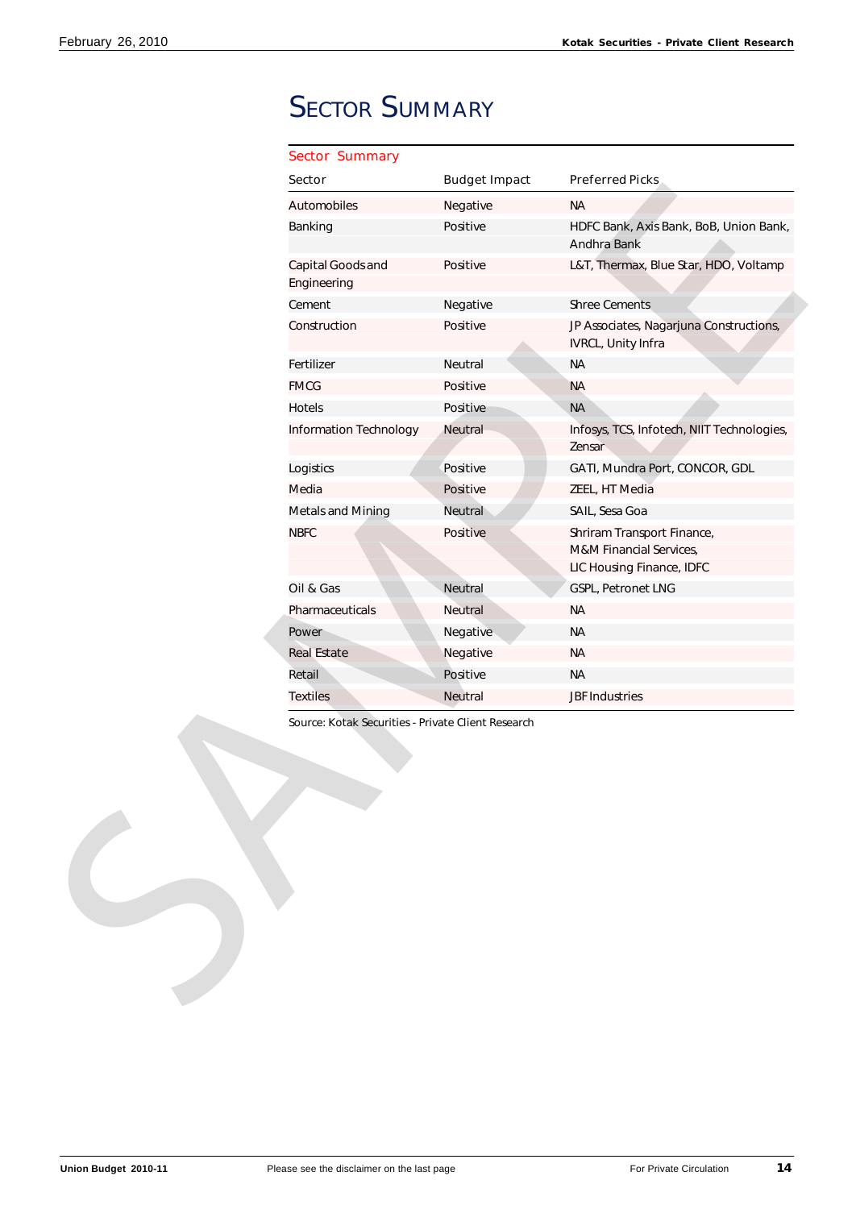# SECTOR SUMMARY

**Sector Summary**

| Sector | Budget Impact | Preferred Picks |
|---|---|---|
| Automobiles | Negative | NA |
| Banking | Positive | HDFC Bank, Axis Bank, BoB, Union Bank, Andhra Bank |
| Capital Goods and Engineering | Positive | L&T, Thermax, Blue Star, HDO, Voltamp |
| Cement | Negative | Shree Cements |
| Construction | Positive | JP Associates, Nagarjuna Constructions, IVRCL, Unity Infra |
| Fertilizer | Neutral | NA |
| FMCG | Positive | NA |
| Hotels | Positive | NA |
| Information Technology | Neutral | Infosys, TCS, Infotech, NIIT Technologies, Zensar |
| Logistics | Positive | GATI, Mundra Port, CONCOR, GDL |
| Media | Positive | ZEEL, HT Media |
| Metals and Mining | Neutral | SAIL, Sesa Goa |
| NBFC | Positive | Shriram Transport Finance, M&M Financial Services, LIC Housing Finance, IDFC |
| Oil & Gas | Neutral | GSPL, Petronet LNG |
| Pharmaceuticals | Neutral | NA |
| Power | Negative | NA |
| Real Estate | Negative | NA |
| Retail | Positive | NA |
| Textiles | Neutral | JBF Industries |

Source: Kotak Securities - Private Client Research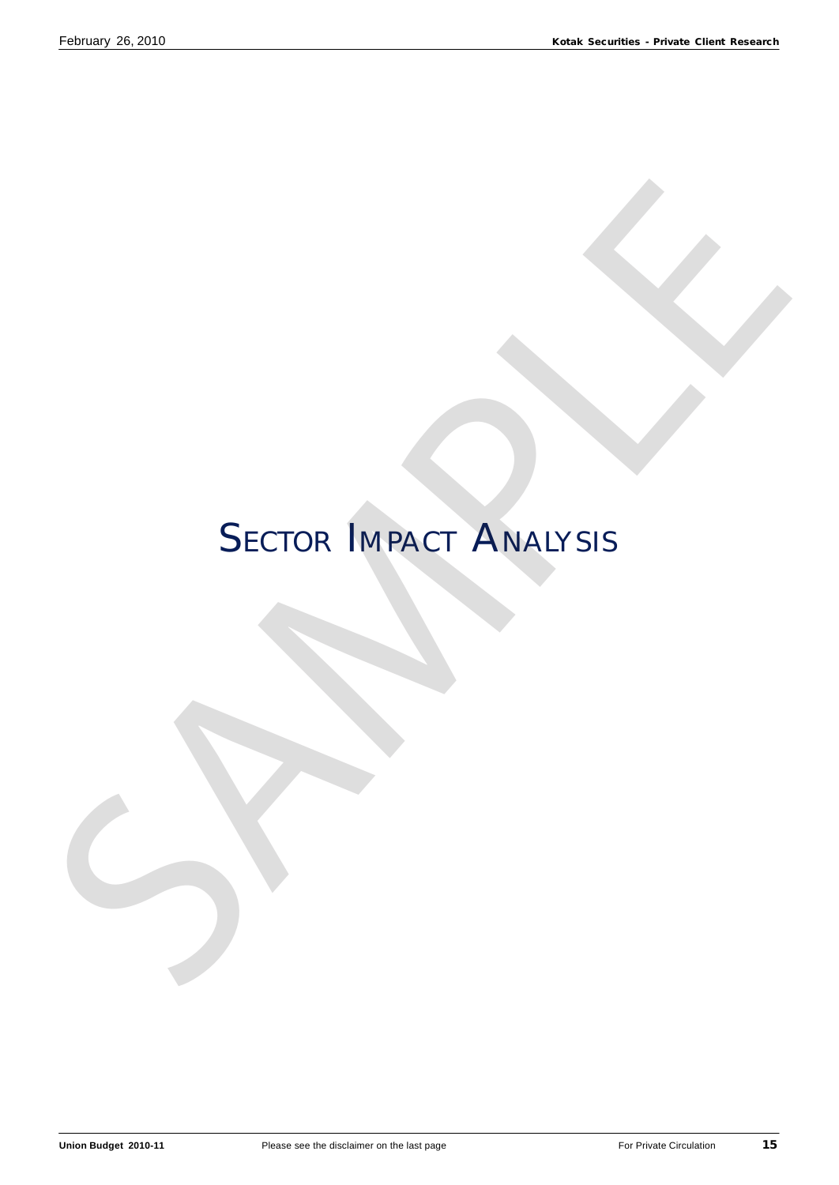# SECTOR IMPACT ANALYSIS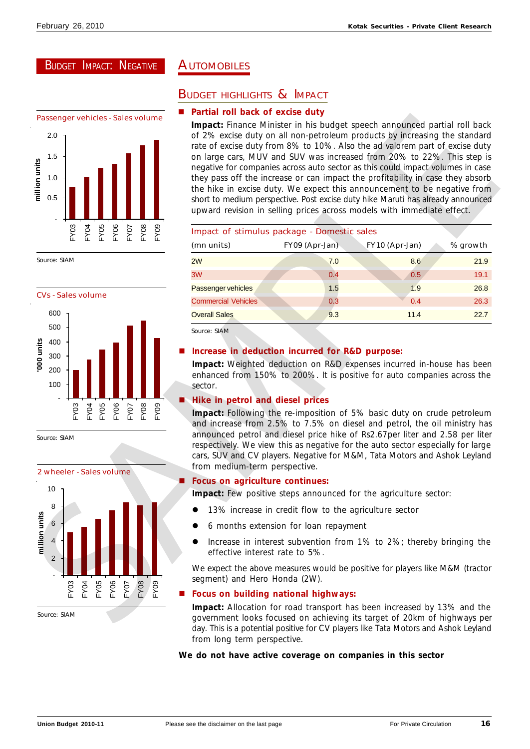BUDGET IMPACT: NEGATIVE

# AUTOMOBILES

## BUDGET HIGHLIGHTS & IMPACT

Passenger vehicles - Sales volume

Source: SIAM

CVs - Sales volume

Source: SIAM

2 wheeler - Sales volume

Source: SIAM

- **Partial roll back of excise duty**

  **Impact:** Finance Minister in his budget speech announced partial roll back of 2% excise duty on all non-petroleum products by increasing the standard rate of excise duty from 8% to 10%. Also the ad valorem part of excise duty on large cars, MUV and SUV was increased from 20% to 22%. This step is negative for companies across auto sector as this could impact volumes in case they pass off the increase or can impact the profitability in case they absorb the hike in excise duty. We expect this announcement to be negative from short to medium perspective. Post excise duty hike Maruti has already announced upward revision in selling prices across models with immediate effect.

Impact of stimulus package - Domestic sales

| (mn units) | FY09 (Apr-Jan) | FY10 (Apr-Jan) | % growth |
|---|---|---|---|
| 2W | 7.0 | 8.6 | 21.9 |
| 3W | 0.4 | 0.5 | 19.1 |
| Passenger vehicles | 1.5 | 1.9 | 26.8 |
| Commercial Vehicles | 0.3 | 0.4 | 26.3 |
| Overall Sales | 9.3 | 11.4 | 22.7 |

Source: SIAM

- **Increase in deduction incurred for R&D purpose:**

  **Impact:** Weighted deduction on R&D expenses incurred in-house has been enhanced from 150% to 200%. It is positive for auto companies across the sector.

- **Hike in petrol and diesel prices**

  **Impact:** Following the re-imposition of 5% basic duty on crude petroleum and increase from 2.5% to 7.5% on diesel and petrol, the oil ministry has announced petrol and diesel price hike of Rs2.67per liter and 2.58 per liter respectively. We view this as negative for the auto sector especially for large cars, SUV and CV players. Negative for M&M, Tata Motors and Ashok Leyland from medium-term perspective.

- **Focus on agriculture continues:**

  **Impact:** Few positive steps announced for the agriculture sector:

  - 13% increase in credit flow to the agriculture sector
  - 6 months extension for loan repayment
  - Increase in interest subvention from 1% to 2%; thereby bringing the effective interest rate to 5%.

  We expect the above measures would be positive for players like M&M (tractor segment) and Hero Honda (2W).

- **Focus on building national highways:**

  **Impact:** Allocation for road transport has been increased by 13% and the government looks focused on achieving its target of 20km of highways per day. This is a potential positive for CV players like Tata Motors and Ashok Leyland from long term perspective.

**We do not have active coverage on companies in this sector**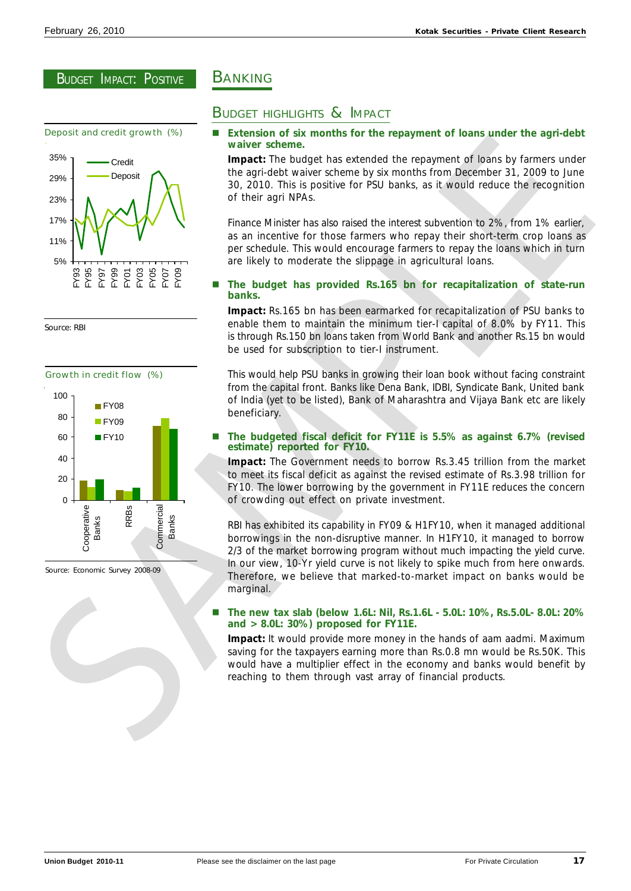## BUDGET IMPACT: POSITIVE

Deposit and credit growth (%)

Source: RBI

Growth in credit flow (%)

Source: Economic Survey 2008-09

# BANKING

## BUDGET HIGHLIGHTS & IMPACT

- **Extension of six months for the repayment of loans under the agri-debt waiver scheme.**

  **Impact:** The budget has extended the repayment of loans by farmers under the agri-debt waiver scheme by six months from December 31, 2009 to June 30, 2010. This is positive for PSU banks, as it would reduce the recognition of their agri NPAs.

  Finance Minister has also raised the interest subvention to 2%, from 1% earlier, as an incentive for those farmers who repay their short-term crop loans as per schedule. This would encourage farmers to repay the loans which in turn are likely to moderate the slippage in agricultural loans.

- **The budget has provided Rs.165 bn for recapitalization of state-run banks.**

  **Impact:** Rs.165 bn has been earmarked for recapitalization of PSU banks to enable them to maintain the minimum tier-I capital of 8.0% by FY11. This is through Rs.150 bn loans taken from World Bank and another Rs.15 bn would be used for subscription to tier-I instrument.

  This would help PSU banks in growing their loan book without facing constraint from the capital front. Banks like Dena Bank, IDBI, Syndicate Bank, United bank of India (yet to be listed), Bank of Maharashtra and Vijaya Bank etc are likely beneficiary.

- **The budgeted fiscal deficit for FY11E is 5.5% as against 6.7% (revised estimate) reported for FY10.**

  **Impact:** The Government needs to borrow Rs.3.45 trillion from the market to meet its fiscal deficit as against the revised estimate of Rs.3.98 trillion for FY10. The lower borrowing by the government in FY11E reduces the concern of crowding out effect on private investment.

  RBI has exhibited its capability in FY09 & H1FY10, when it managed additional borrowings in the non-disruptive manner. In H1FY10, it managed to borrow 2/3 of the market borrowing program without much impacting the yield curve. In our view, 10-Yr yield curve is not likely to spike much from here onwards. Therefore, we believe that marked-to-market impact on banks would be marginal.

- **The new tax slab (below 1.6L: Nil, Rs.1.6L - 5.0L: 10%, Rs.5.0L- 8.0L: 20% and > 8.0L: 30%) proposed for FY11E.**

  **Impact:** It would provide more money in the hands of aam aadmi. Maximum saving for the taxpayers earning more than Rs.0.8 mn would be Rs.50K. This would have a multiplier effect in the economy and banks would benefit by reaching to them through vast array of financial products.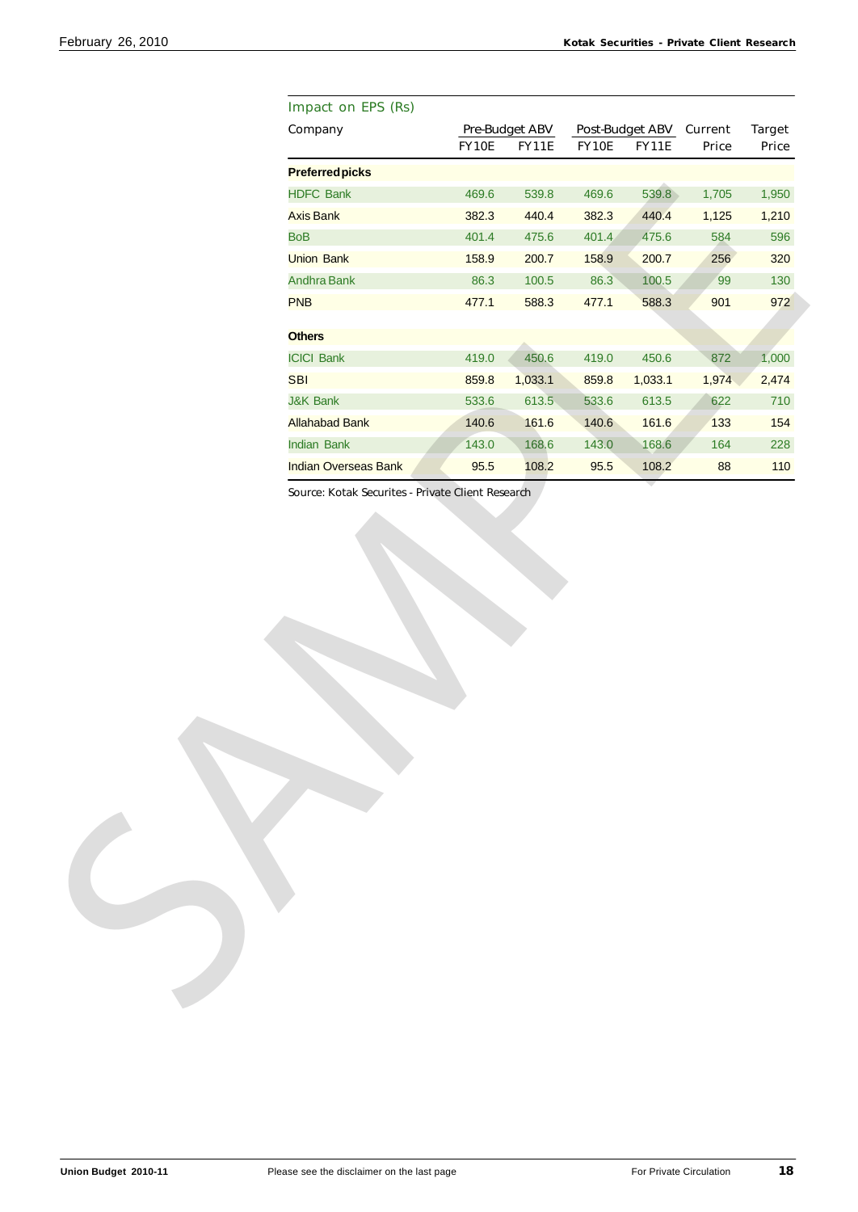Impact on EPS (Rs)

| Company | Pre-Budget ABV | | Post-Budget ABV | | Current | Target |
|---|---|---|---|---|---|---|
| | FY10E | FY11E | FY10E | FY11E | Price | Price |
| **Preferred picks** | | | | | | |
| HDFC Bank | 469.6 | 539.8 | 469.6 | 539.8 | 1,705 | 1,950 |
| Axis Bank | 382.3 | 440.4 | 382.3 | 440.4 | 1,125 | 1,210 |
| BoB | 401.4 | 475.6 | 401.4 | 475.6 | 584 | 596 |
| Union Bank | 158.9 | 200.7 | 158.9 | 200.7 | 256 | 320 |
| Andhra Bank | 86.3 | 100.5 | 86.3 | 100.5 | 99 | 130 |
| PNB | 477.1 | 588.3 | 477.1 | 588.3 | 901 | 972 |
| **Others** | | | | | | |
| ICICI Bank | 419.0 | 450.6 | 419.0 | 450.6 | 872 | 1,000 |
| SBI | 859.8 | 1,033.1 | 859.8 | 1,033.1 | 1,974 | 2,474 |
| J&K Bank | 533.6 | 613.5 | 533.6 | 613.5 | 622 | 710 |
| Allahabad Bank | 140.6 | 161.6 | 140.6 | 161.6 | 133 | 154 |
| Indian Bank | 143.0 | 168.6 | 143.0 | 168.6 | 164 | 228 |
| Indian Overseas Bank | 95.5 | 108.2 | 95.5 | 108.2 | 88 | 110 |

Source: Kotak Securites - Private Client Research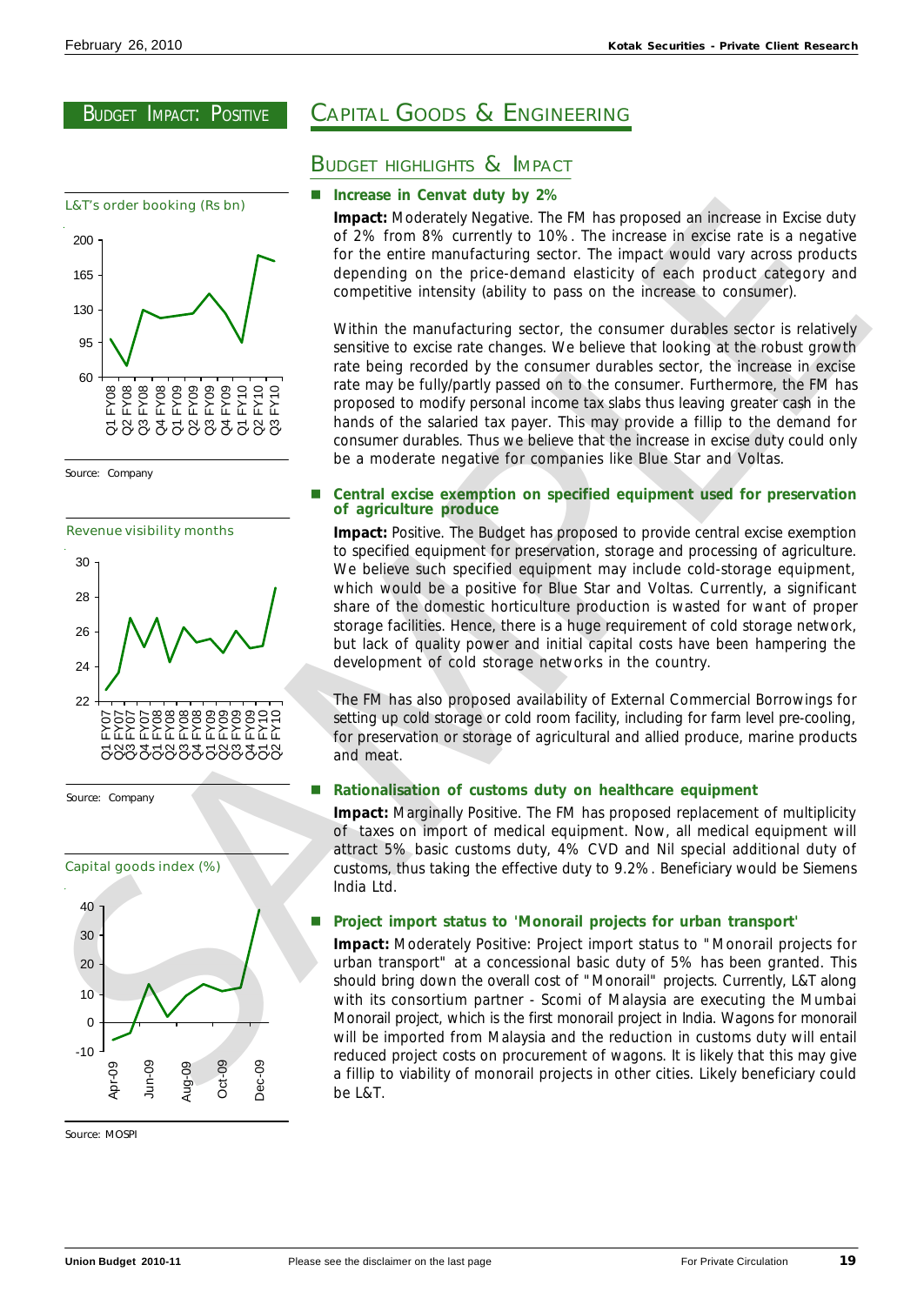# BUDGET IMPACT: POSITIVE

# CAPITAL GOODS & ENGINEERING

L&T's order booking (Rs bn)

Source: Company

Revenue visibility months

Source: Company

Capital goods index (%)

Source: MOSPI

## BUDGET HIGHLIGHTS & IMPACT

- **Increase in Cenvat duty by 2%**

  **Impact:** Moderately Negative. The FM has proposed an increase in Excise duty of 2% from 8% currently to 10%. The increase in excise rate is a negative for the entire manufacturing sector. The impact would vary across products depending on the price-demand elasticity of each product category and competitive intensity (ability to pass on the increase to consumer).

  Within the manufacturing sector, the consumer durables sector is relatively sensitive to excise rate changes. We believe that looking at the robust growth rate being recorded by the consumer durables sector, the increase in excise rate may be fully/partly passed on to the consumer. Furthermore, the FM has proposed to modify personal income tax slabs thus leaving greater cash in the hands of the salaried tax payer. This may provide a fillip to the demand for consumer durables. Thus we believe that the increase in excise duty could only be a moderate negative for companies like Blue Star and Voltas.

- **Central excise exemption on specified equipment used for preservation of agriculture produce**

  **Impact:** Positive. The Budget has proposed to provide central excise exemption to specified equipment for preservation, storage and processing of agriculture. We believe such specified equipment may include cold-storage equipment, which would be a positive for Blue Star and Voltas. Currently, a significant share of the domestic horticulture production is wasted for want of proper storage facilities. Hence, there is a huge requirement of cold storage network, but lack of quality power and initial capital costs have been hampering the development of cold storage networks in the country.

  The FM has also proposed availability of External Commercial Borrowings for setting up cold storage or cold room facility, including for farm level pre-cooling, for preservation or storage of agricultural and allied produce, marine products and meat.

- **Rationalisation of customs duty on healthcare equipment**

  **Impact:** Marginally Positive. The FM has proposed replacement of multiplicity of taxes on import of medical equipment. Now, all medical equipment will attract 5% basic customs duty, 4% CVD and Nil special additional duty of customs, thus taking the effective duty to 9.2%. Beneficiary would be Siemens India Ltd.

- **Project import status to 'Monorail projects for urban transport'**

  **Impact:** Moderately Positive: Project import status to "Monorail projects for urban transport" at a concessional basic duty of 5% has been granted. This should bring down the overall cost of "Monorail" projects. Currently, L&T along with its consortium partner - Scomi of Malaysia are executing the Mumbai Monorail project, which is the first monorail project in India. Wagons for monorail will be imported from Malaysia and the reduction in customs duty will entail reduced project costs on procurement of wagons. It is likely that this may give a fillip to viability of monorail projects in other cities. Likely beneficiary could be L&T.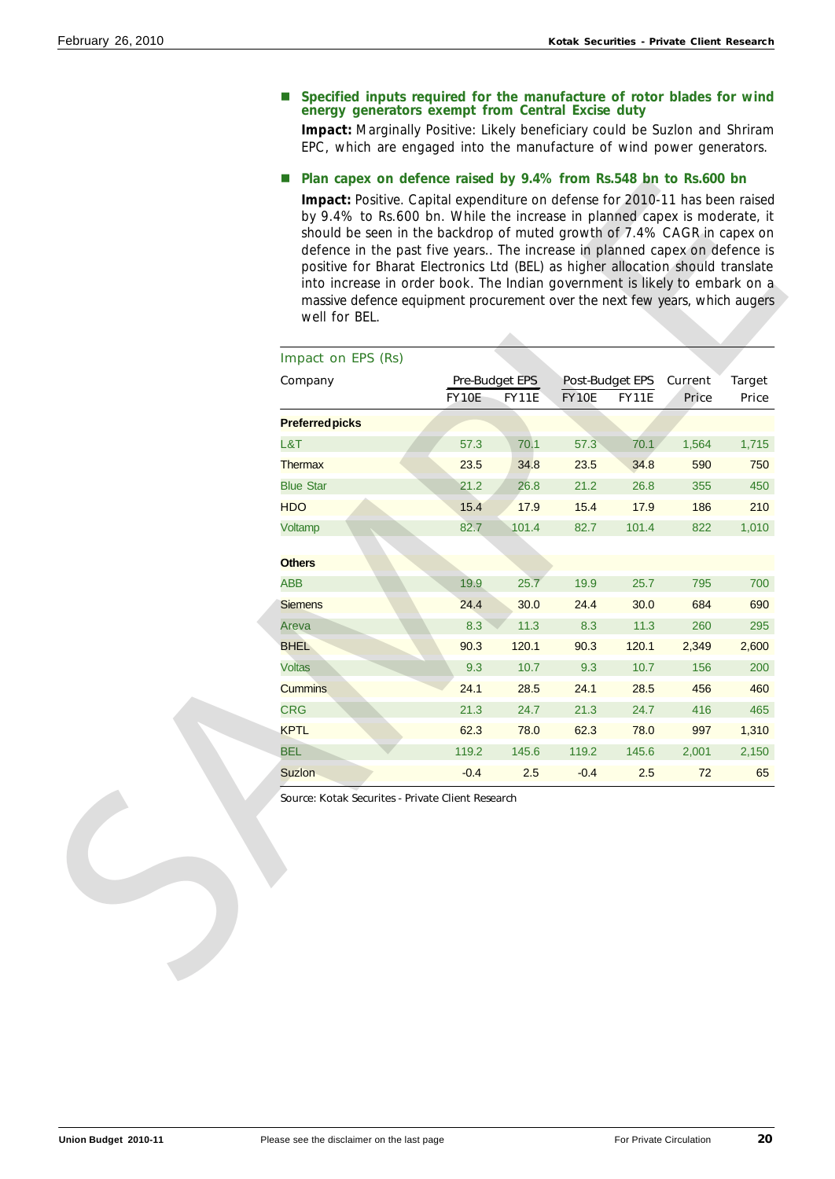- **Specified inputs required for the manufacture of rotor blades for wind energy generators exempt from Central Excise duty**

  **Impact:** Marginally Positive: Likely beneficiary could be Suzlon and Shriram EPC, which are engaged into the manufacture of wind power generators.

- **Plan capex on defence raised by 9.4% from Rs.548 bn to Rs.600 bn**

  **Impact:** Positive. Capital expenditure on defense for 2010-11 has been raised by 9.4% to Rs.600 bn. While the increase in planned capex is moderate, it should be seen in the backdrop of muted growth of 7.4% CAGR in capex on defence in the past five years.. The increase in planned capex on defence is positive for Bharat Electronics Ltd (BEL) as higher allocation should translate into increase in order book. The Indian government is likely to embark on a massive defence equipment procurement over the next few years, which augers well for BEL.

**Impact on EPS (Rs)**

| Company | Pre-Budget EPS | | Post-Budget EPS | | Current | Target |
|---|---|---|---|---|---|---|
| | FY10E | FY11E | FY10E | FY11E | Price | Price |
| **Preferred picks** | | | | | | |
| L&T | 57.3 | 70.1 | 57.3 | 70.1 | 1,564 | 1,715 |
| Thermax | 23.5 | 34.8 | 23.5 | 34.8 | 590 | 750 |
| Blue Star | 21.2 | 26.8 | 21.2 | 26.8 | 355 | 450 |
| HDO | 15.4 | 17.9 | 15.4 | 17.9 | 186 | 210 |
| Voltamp | 82.7 | 101.4 | 82.7 | 101.4 | 822 | 1,010 |
| **Others** | | | | | | |
| ABB | 19.9 | 25.7 | 19.9 | 25.7 | 795 | 700 |
| Siemens | 24.4 | 30.0 | 24.4 | 30.0 | 684 | 690 |
| Areva | 8.3 | 11.3 | 8.3 | 11.3 | 260 | 295 |
| BHEL | 90.3 | 120.1 | 90.3 | 120.1 | 2,349 | 2,600 |
| Voltas | 9.3 | 10.7 | 9.3 | 10.7 | 156 | 200 |
| Cummins | 24.1 | 28.5 | 24.1 | 28.5 | 456 | 460 |
| CRG | 21.3 | 24.7 | 21.3 | 24.7 | 416 | 465 |
| KPTL | 62.3 | 78.0 | 62.3 | 78.0 | 997 | 1,310 |
| BEL | 119.2 | 145.6 | 119.2 | 145.6 | 2,001 | 2,150 |
| Suzlon | -0.4 | 2.5 | -0.4 | 2.5 | 72 | 65 |

Source: Kotak Securites - Private Client Research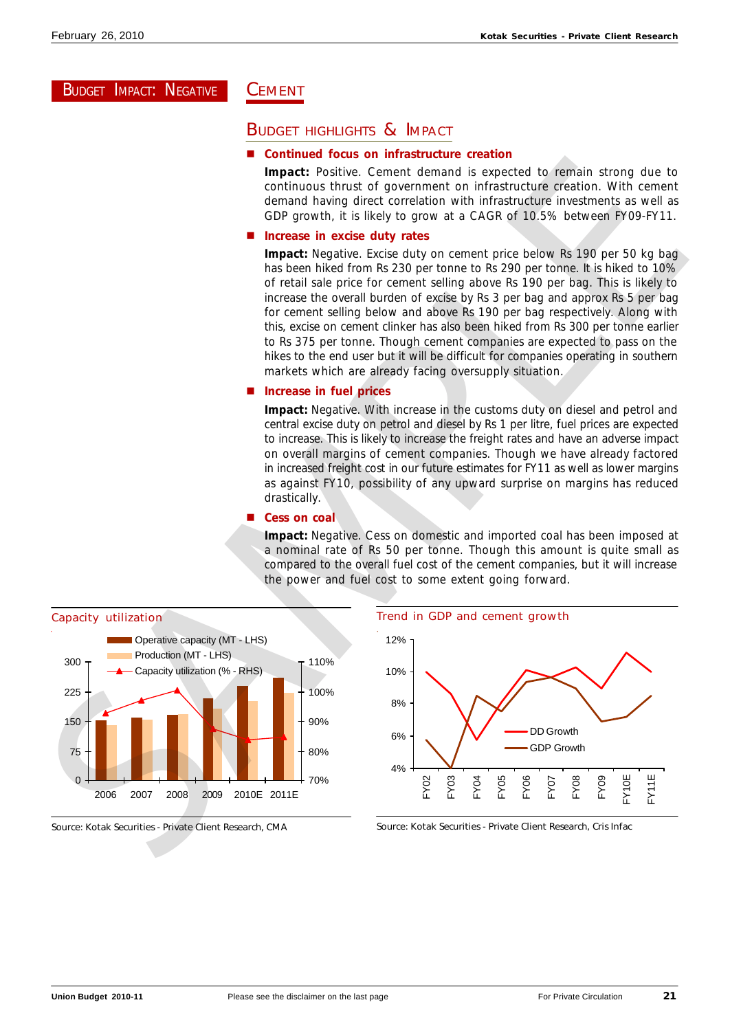**BUDGET IMPACT: NEGATIVE**

# CEMENT

## BUDGET HIGHLIGHTS & IMPACT

- **Continued focus on infrastructure creation**

  **Impact:** Positive. Cement demand is expected to remain strong due to continuous thrust of government on infrastructure creation. With cement demand having direct correlation with infrastructure investments as well as GDP growth, it is likely to grow at a CAGR of 10.5% between FY09-FY11.

- **Increase in excise duty rates**

  **Impact:** Negative. Excise duty on cement price below Rs 190 per 50 kg bag has been hiked from Rs 230 per tonne to Rs 290 per tonne. It is hiked to 10% of retail sale price for cement selling above Rs 190 per bag. This is likely to increase the overall burden of excise by Rs 3 per bag and approx Rs 5 per bag for cement selling below and above Rs 190 per bag respectively. Along with this, excise on cement clinker has also been hiked from Rs 300 per tonne earlier to Rs 375 per tonne. Though cement companies are expected to pass on the hikes to the end user but it will be difficult for companies operating in southern markets which are already facing oversupply situation.

- **Increase in fuel prices**

  **Impact:** Negative. With increase in the customs duty on diesel and petrol and central excise duty on petrol and diesel by Rs 1 per litre, fuel prices are expected to increase. This is likely to increase the freight rates and have an adverse impact on overall margins of cement companies. Though we have already factored in increased freight cost in our future estimates for FY11 as well as lower margins as against FY10, possibility of any upward surprise on margins has reduced drastically.

- **Cess on coal**

  **Impact:** Negative. Cess on domestic and imported coal has been imposed at a nominal rate of Rs 50 per tonne. Though this amount is quite small as compared to the overall fuel cost of the cement companies, but it will increase the power and fuel cost to some extent going forward.

**Capacity utilization**

Legend: Operative capacity (MT - LHS); Production (MT - LHS); Capacity utilization (% - RHS)

X-axis: 2006, 2007, 2008, 2009, 2010E, 2011E

Source: Kotak Securities - Private Client Research, CMA

**Trend in GDP and cement growth**

Legend: DD Growth; GDP Growth

X-axis: FY02, FY03, FY04, FY05, FY06, FY07, FY08, FY09, FY10E, FY11E

Source: Kotak Securities - Private Client Research, Cris Infac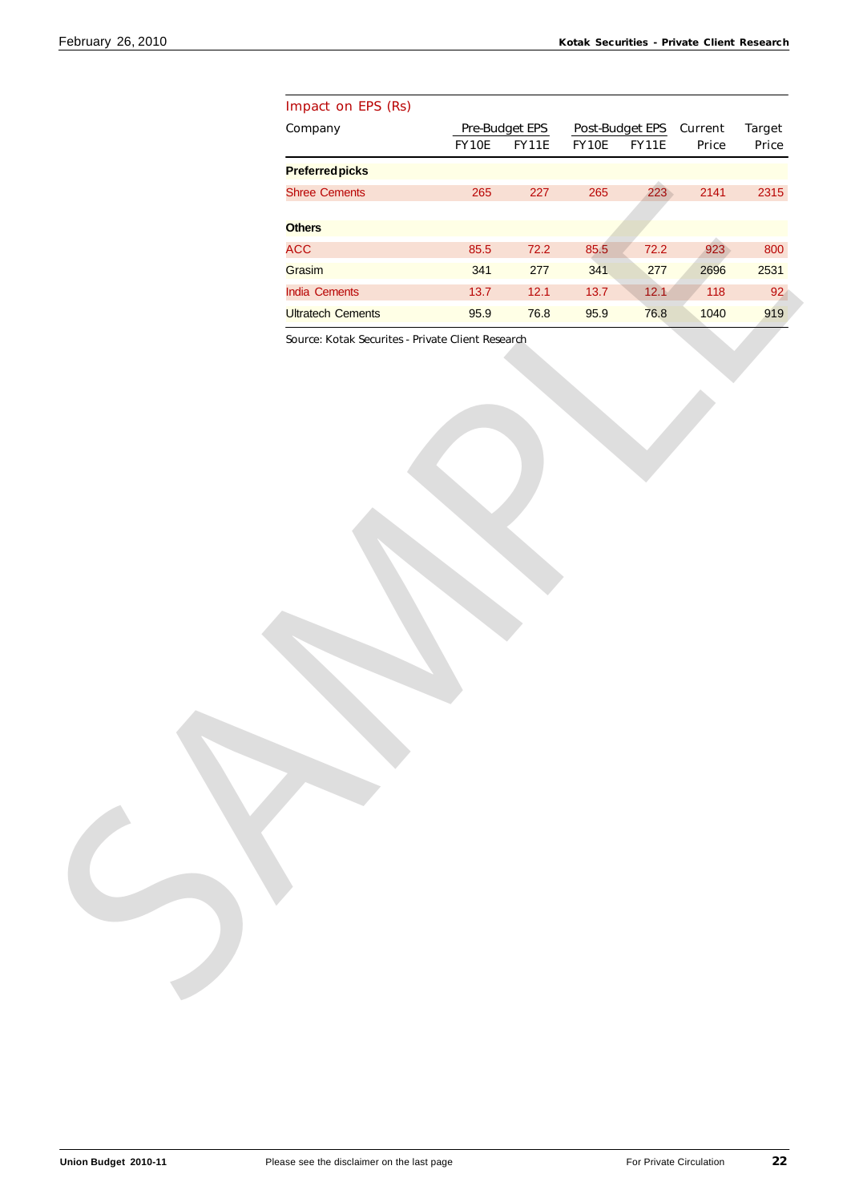Impact on EPS (Rs)

| Company | Pre-Budget EPS | | Post-Budget EPS | | Current | Target |
|---|---|---|---|---|---|---|
| | FY10E | FY11E | FY10E | FY11E | Price | Price |
| **Preferred picks** | | | | | | |
| Shree Cements | 265 | 227 | 265 | 223 | 2141 | 2315 |
| **Others** | | | | | | |
| ACC | 85.5 | 72.2 | 85.5 | 72.2 | 923 | 800 |
| Grasim | 341 | 277 | 341 | 277 | 2696 | 2531 |
| India Cements | 13.7 | 12.1 | 13.7 | 12.1 | 118 | 92 |
| Ultratech Cements | 95.9 | 76.8 | 95.9 | 76.8 | 1040 | 919 |

Source: Kotak Securites - Private Client Research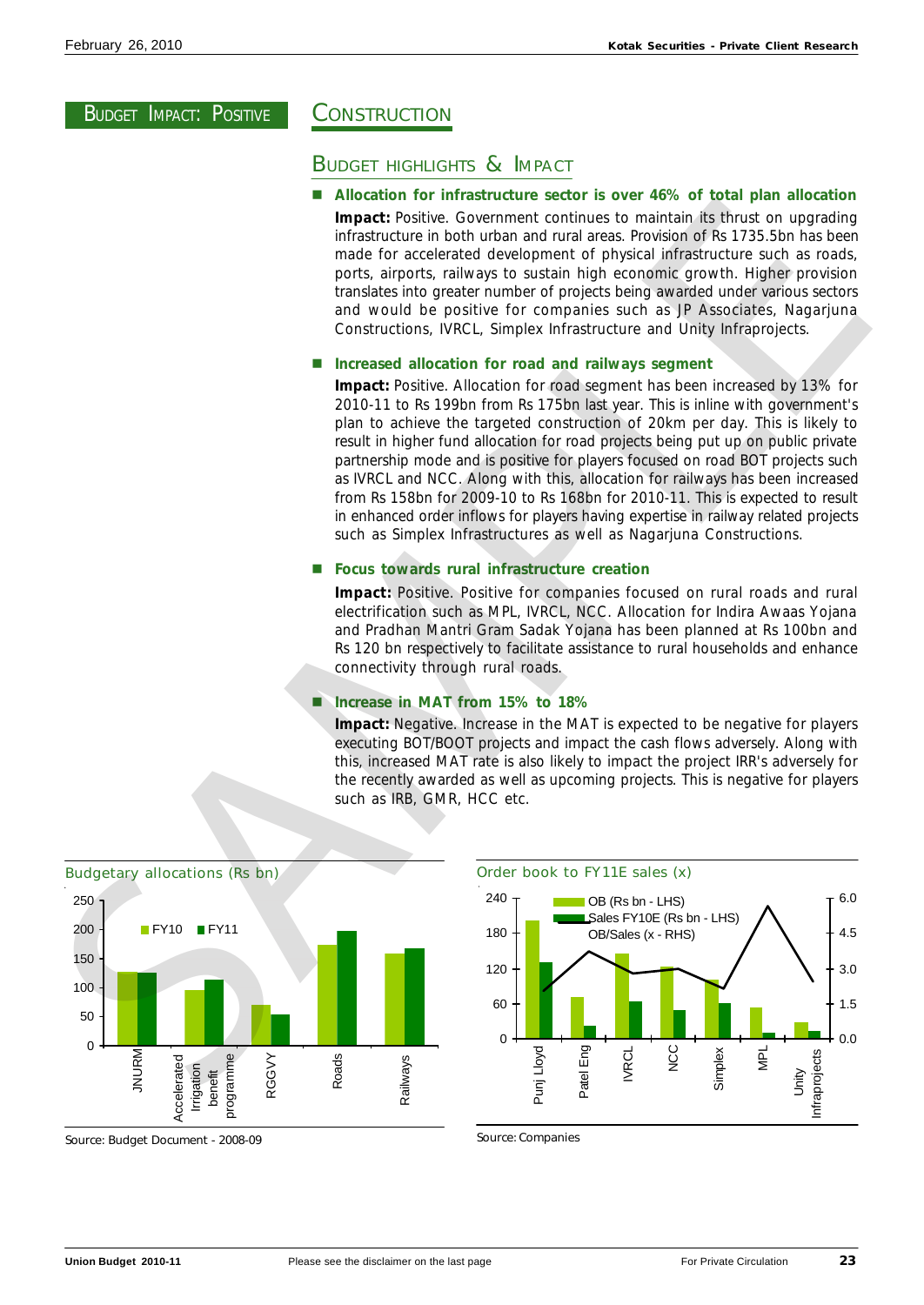BUDGET IMPACT: POSITIVE

# CONSTRUCTION

## BUDGET HIGHLIGHTS & IMPACT

- **Allocation for infrastructure sector is over 46% of total plan allocation**

  **Impact:** Positive. Government continues to maintain its thrust on upgrading infrastructure in both urban and rural areas. Provision of Rs 1735.5bn has been made for accelerated development of physical infrastructure such as roads, ports, airports, railways to sustain high economic growth. Higher provision translates into greater number of projects being awarded under various sectors and would be positive for companies such as JP Associates, Nagarjuna Constructions, IVRCL, Simplex Infrastructure and Unity Infraprojects.

- **Increased allocation for road and railways segment**

  **Impact:** Positive. Allocation for road segment has been increased by 13% for 2010-11 to Rs 199bn from Rs 175bn last year. This is inline with government's plan to achieve the targeted construction of 20km per day. This is likely to result in higher fund allocation for road projects being put up on public private partnership mode and is positive for players focused on road BOT projects such as IVRCL and NCC. Along with this, allocation for railways has been increased from Rs 158bn for 2009-10 to Rs 168bn for 2010-11. This is expected to result in enhanced order inflows for players having expertise in railway related projects such as Simplex Infrastructures as well as Nagarjuna Constructions.

- **Focus towards rural infrastructure creation**

  **Impact:** Positive. Positive for companies focused on rural roads and rural electrification such as MPL, IVRCL, NCC. Allocation for Indira Awaas Yojana and Pradhan Mantri Gram Sadak Yojana has been planned at Rs 100bn and Rs 120 bn respectively to facilitate assistance to rural households and enhance connectivity through rural roads.

- **Increase in MAT from 15% to 18%**

  **Impact:** Negative. Increase in the MAT is expected to be negative for players executing BOT/BOOT projects and impact the cash flows adversely. Along with this, increased MAT rate is also likely to impact the project IRR's adversely for the recently awarded as well as upcoming projects. This is negative for players such as IRB, GMR, HCC etc.

**Budgetary allocations (Rs bn)**

| | FY10 | FY11 |
|---|---|---|
| JNURM | ~127 | ~127 |
| Accelerated Irrigation benefit programme | ~95 | ~113 |
| RGGVY | ~70 | ~55 |
| Roads | ~175 | ~199 |
| Railways | ~158 | ~168 |

Source: Budget Document - 2008-09

**Order book to FY11E sales (x)**

| | OB (Rs bn - LHS) | Sales FY10E (Rs bn - LHS) | OB/Sales (x - RHS) |
|---|---|---|---|
| Punj Lloyd | ~203 | ~132 | ~2.1 |
| Patel Eng | ~70 | ~22 | ~3.8 |
| IVRCL | ~147 | ~64 | ~2.9 |
| NCC | ~124 | ~49 | ~3.0 |
| Simplex | ~101 | ~61 | ~2.2 |
| MPL | ~54 | ~10 | ~5.6 |
| Unity Infraprojects | ~28 | ~13 | ~2.5 |

Source: Companies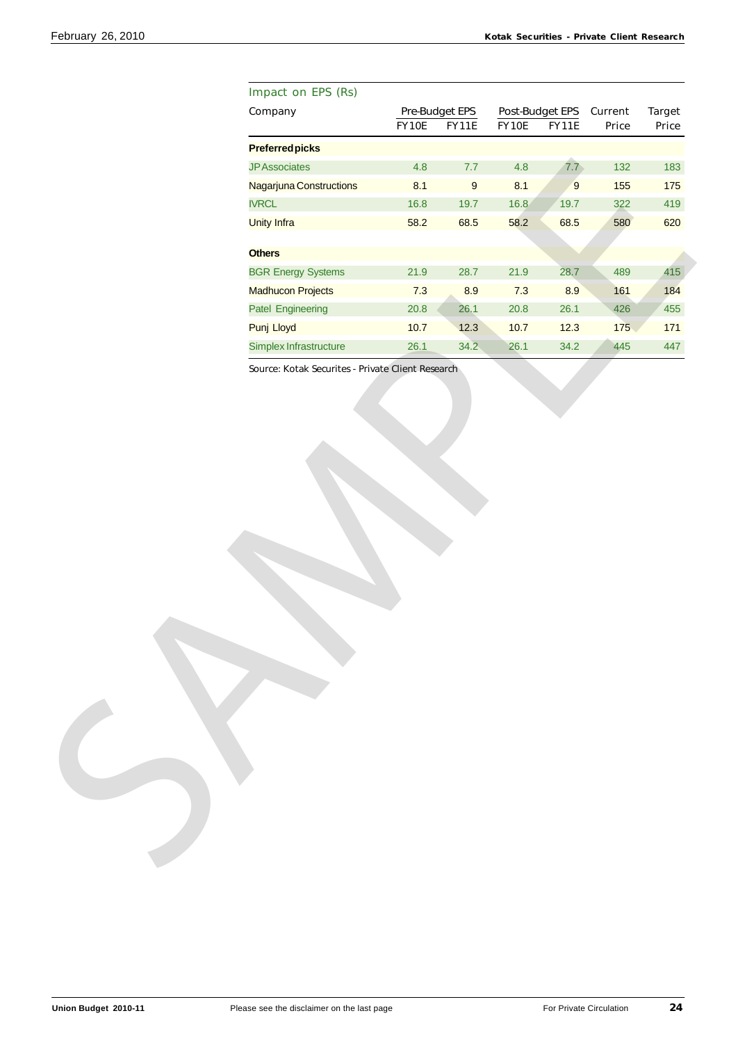Impact on EPS (Rs)

| Company | Pre-Budget EPS | | Post-Budget EPS | | Current | Target |
|---|---|---|---|---|---|---|
| | FY10E | FY11E | FY10E | FY11E | Price | Price |
| **Preferred picks** | | | | | | |
| JP Associates | 4.8 | 7.7 | 4.8 | 7.7 | 132 | 183 |
| Nagarjuna Constructions | 8.1 | 9 | 8.1 | 9 | 155 | 175 |
| IVRCL | 16.8 | 19.7 | 16.8 | 19.7 | 322 | 419 |
| Unity Infra | 58.2 | 68.5 | 58.2 | 68.5 | 580 | 620 |
| **Others** | | | | | | |
| BGR Energy Systems | 21.9 | 28.7 | 21.9 | 28.7 | 489 | 415 |
| Madhucon Projects | 7.3 | 8.9 | 7.3 | 8.9 | 161 | 184 |
| Patel Engineering | 20.8 | 26.1 | 20.8 | 26.1 | 426 | 455 |
| Punj Lloyd | 10.7 | 12.3 | 10.7 | 12.3 | 175 | 171 |
| Simplex Infrastructure | 26.1 | 34.2 | 26.1 | 34.2 | 445 | 447 |

Source: Kotak Securites - Private Client Research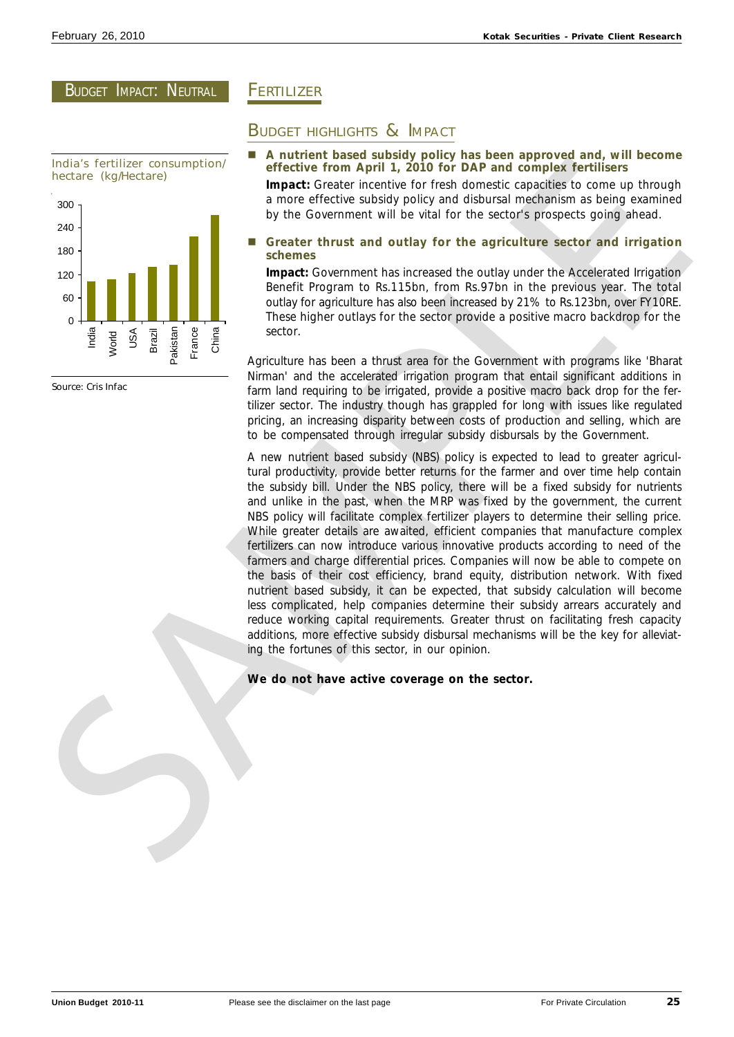Budget Impact: Neutral

# Fertilizer

## Budget highlights & Impact

- **A nutrient based subsidy policy has been approved and, will become effective from April 1, 2010 for DAP and complex fertilisers**

  **Impact:** Greater incentive for fresh domestic capacities to come up through a more effective subsidy policy and disbursal mechanism as being examined by the Government will be vital for the sector's prospects going ahead.

- **Greater thrust and outlay for the agriculture sector and irrigation schemes**

  **Impact:** Government has increased the outlay under the Accelerated Irrigation Benefit Program to Rs.115bn, from Rs.97bn in the previous year. The total outlay for agriculture has also been increased by 21% to Rs.123bn, over FY10RE. These higher outlays for the sector provide a positive macro backdrop for the sector.

India's fertilizer consumption/ hectare (kg/Hectare)

Source: Cris Infac

Agriculture has been a thrust area for the Government with programs like 'Bharat Nirman' and the accelerated irrigation program that entail significant additions in farm land requiring to be irrigated, provide a positive macro back drop for the fertilizer sector. The industry though has grappled for long with issues like regulated pricing, an increasing disparity between costs of production and selling, which are to be compensated through irregular subsidy disbursals by the Government.

A new nutrient based subsidy (NBS) policy is expected to lead to greater agricultural productivity, provide better returns for the farmer and over time help contain the subsidy bill. Under the NBS policy, there will be a fixed subsidy for nutrients and unlike in the past, when the MRP was fixed by the government, the current NBS policy will facilitate complex fertilizer players to determine their selling price. While greater details are awaited, efficient companies that manufacture complex fertilizers can now introduce various innovative products according to need of the farmers and charge differential prices. Companies will now be able to compete on the basis of their cost efficiency, brand equity, distribution network. With fixed nutrient based subsidy, it can be expected, that subsidy calculation will become less complicated, help companies determine their subsidy arrears accurately and reduce working capital requirements. Greater thrust on facilitating fresh capacity additions, more effective subsidy disbursal mechanisms will be the key for alleviating the fortunes of this sector, in our opinion.

**We do not have active coverage on the sector.**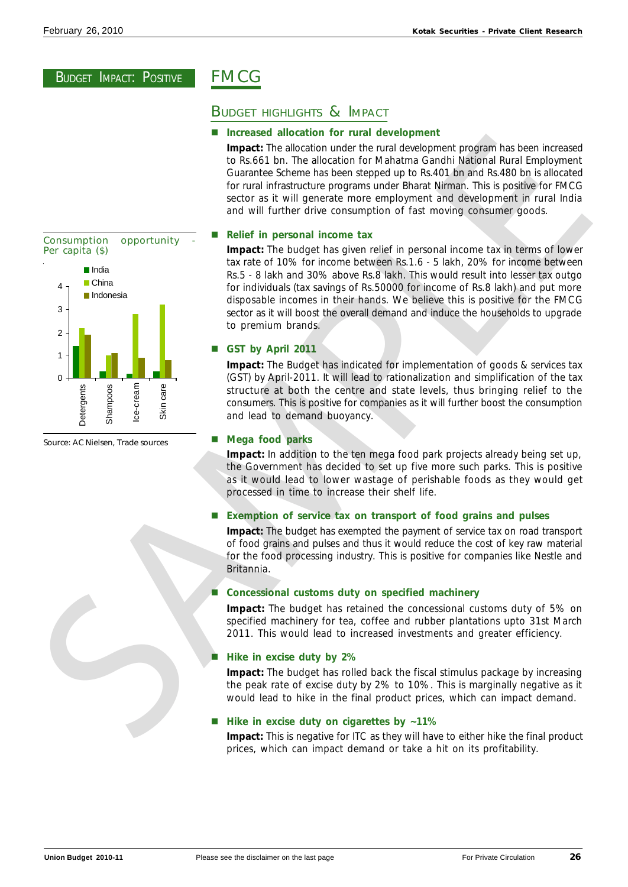BUDGET IMPACT: POSITIVE

# FMCG

## BUDGET HIGHLIGHTS & IMPACT

- **Increased allocation for rural development**

  **Impact:** The allocation under the rural development program has been increased to Rs.661 bn. The allocation for Mahatma Gandhi National Rural Employment Guarantee Scheme has been stepped up to Rs.401 bn and Rs.480 bn is allocated for rural infrastructure programs under Bharat Nirman. This is positive for FMCG sector as it will generate more employment and development in rural India and will further drive consumption of fast moving consumer goods.

- **Relief in personal income tax**

  **Impact:** The budget has given relief in personal income tax in terms of lower tax rate of 10% for income between Rs.1.6 - 5 lakh, 20% for income between Rs.5 - 8 lakh and 30% above Rs.8 lakh. This would result into lesser tax outgo for individuals (tax savings of Rs.50000 for income of Rs.8 lakh) and put more disposable incomes in their hands. We believe this is positive for the FMCG sector as it will boost the overall demand and induce the households to upgrade to premium brands.

Consumption opportunity - Per capita ($)

| | India | China | Indonesia |
|---|---|---|---|
| Detergents | 1.4 | 2.2 | 1.9 |
| Shampoos | 0.3 | 1.0 | 1.1 |
| Ice-cream | 0.2 | 2.8 | 0.9 |
| Skin care | 0.3 | 3.2 | 0.8 |

Source: AC Nielsen, Trade sources

- **GST by April 2011**

  **Impact:** The Budget has indicated for implementation of goods & services tax (GST) by April-2011. It will lead to rationalization and simplification of the tax structure at both the centre and state levels, thus bringing relief to the consumers. This is positive for companies as it will further boost the consumption and lead to demand buoyancy.

- **Mega food parks**

  **Impact:** In addition to the ten mega food park projects already being set up, the Government has decided to set up five more such parks. This is positive as it would lead to lower wastage of perishable foods as they would get processed in time to increase their shelf life.

- **Exemption of service tax on transport of food grains and pulses**

  **Impact:** The budget has exempted the payment of service tax on road transport of food grains and pulses and thus it would reduce the cost of key raw material for the food processing industry. This is positive for companies like Nestle and Britannia.

- **Concessional customs duty on specified machinery**

  **Impact:** The budget has retained the concessional customs duty of 5% on specified machinery for tea, coffee and rubber plantations upto 31st March 2011. This would lead to increased investments and greater efficiency.

- **Hike in excise duty by 2%**

  **Impact:** The budget has rolled back the fiscal stimulus package by increasing the peak rate of excise duty by 2% to 10%. This is marginally negative as it would lead to hike in the final product prices, which can impact demand.

- **Hike in excise duty on cigarettes by ~11%**

  **Impact:** This is negative for ITC as they will have to either hike the final product prices, which can impact demand or take a hit on its profitability.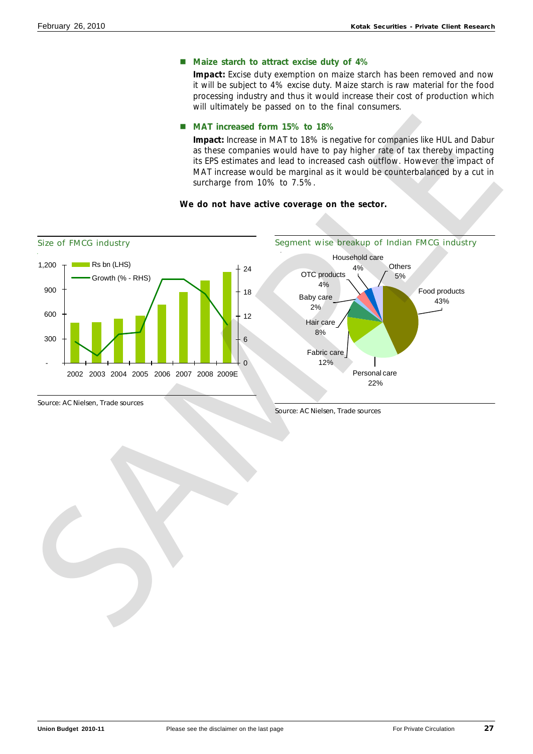- **Maize starch to attract excise duty of 4%**

  **Impact:** Excise duty exemption on maize starch has been removed and now it will be subject to 4% excise duty. Maize starch is raw material for the food processing industry and thus it would increase their cost of production which will ultimately be passed on to the final consumers.

- **MAT increased form 15% to 18%**

  **Impact:** Increase in MAT to 18% is negative for companies like HUL and Dabur as these companies would have to pay higher rate of tax thereby impacting its EPS estimates and lead to increased cash outflow. However the impact of MAT increase would be marginal as it would be counterbalanced by a cut in surcharge from 10% to 7.5%.

**We do not have active coverage on the sector.**

Size of FMCG industry

Rs bn (LHS) / Growth (% - RHS)

Years: 2002, 2003, 2004, 2005, 2006, 2007, 2008, 2009E

Source: AC Nielsen, Trade sources

Segment wise breakup of Indian FMCG industry

| Segment | Share |
|---|---|
| Food products | 43% |
| Personal care | 22% |
| Fabric care | 12% |
| Hair care | 8% |
| Baby care | 2% |
| OTC products | 4% |
| Household care | 4% |
| Others | 5% |

Source: AC Nielsen, Trade sources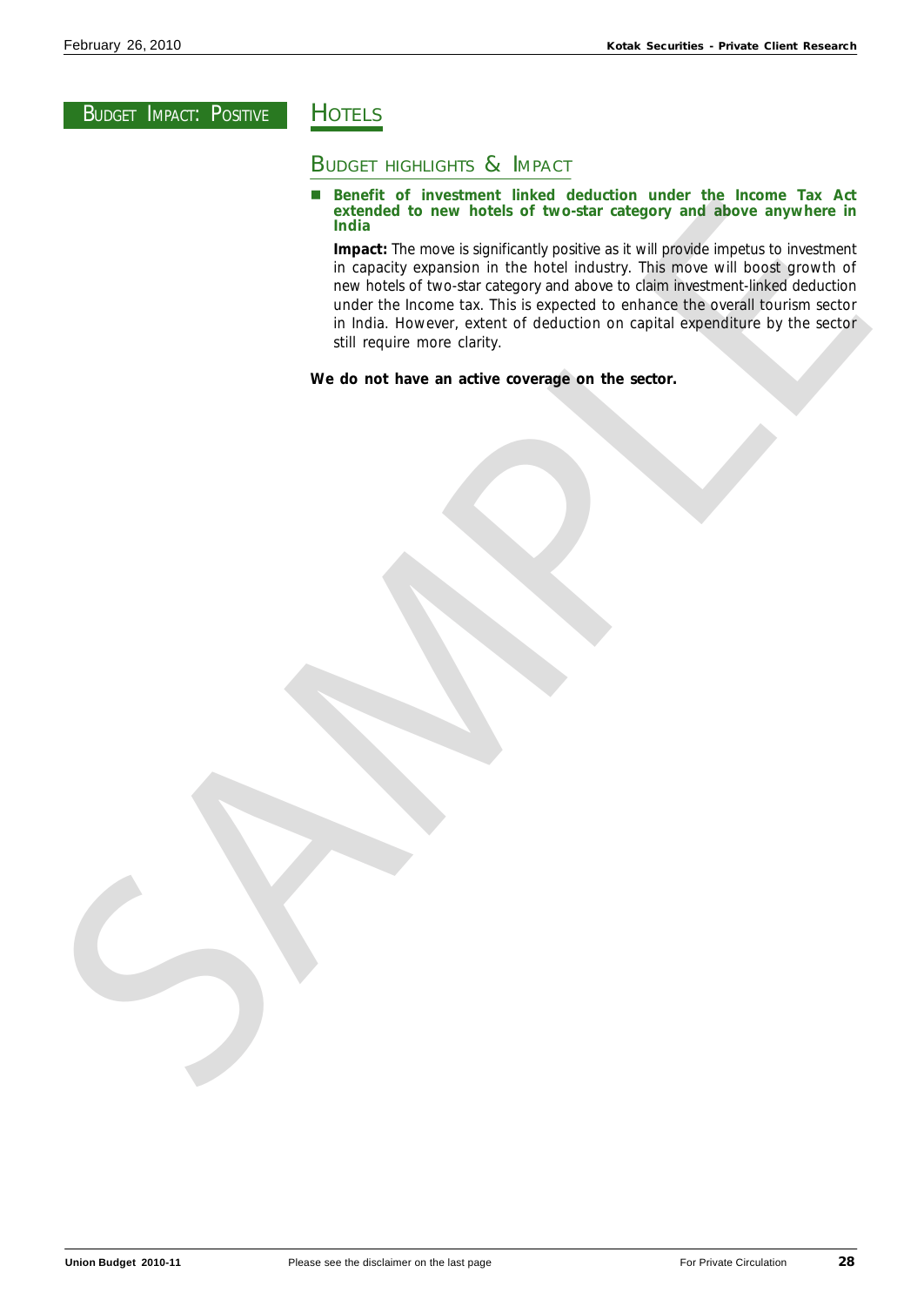**BUDGET IMPACT: POSITIVE**

# HOTELS

## BUDGET HIGHLIGHTS & IMPACT

- **Benefit of investment linked deduction under the Income Tax Act extended to new hotels of two-star category and above anywhere in India**

  **Impact:** The move is significantly positive as it will provide impetus to investment in capacity expansion in the hotel industry. This move will boost growth of new hotels of two-star category and above to claim investment-linked deduction under the Income tax. This is expected to enhance the overall tourism sector in India. However, extent of deduction on capital expenditure by the sector still require more clarity.

**We do not have an active coverage on the sector.**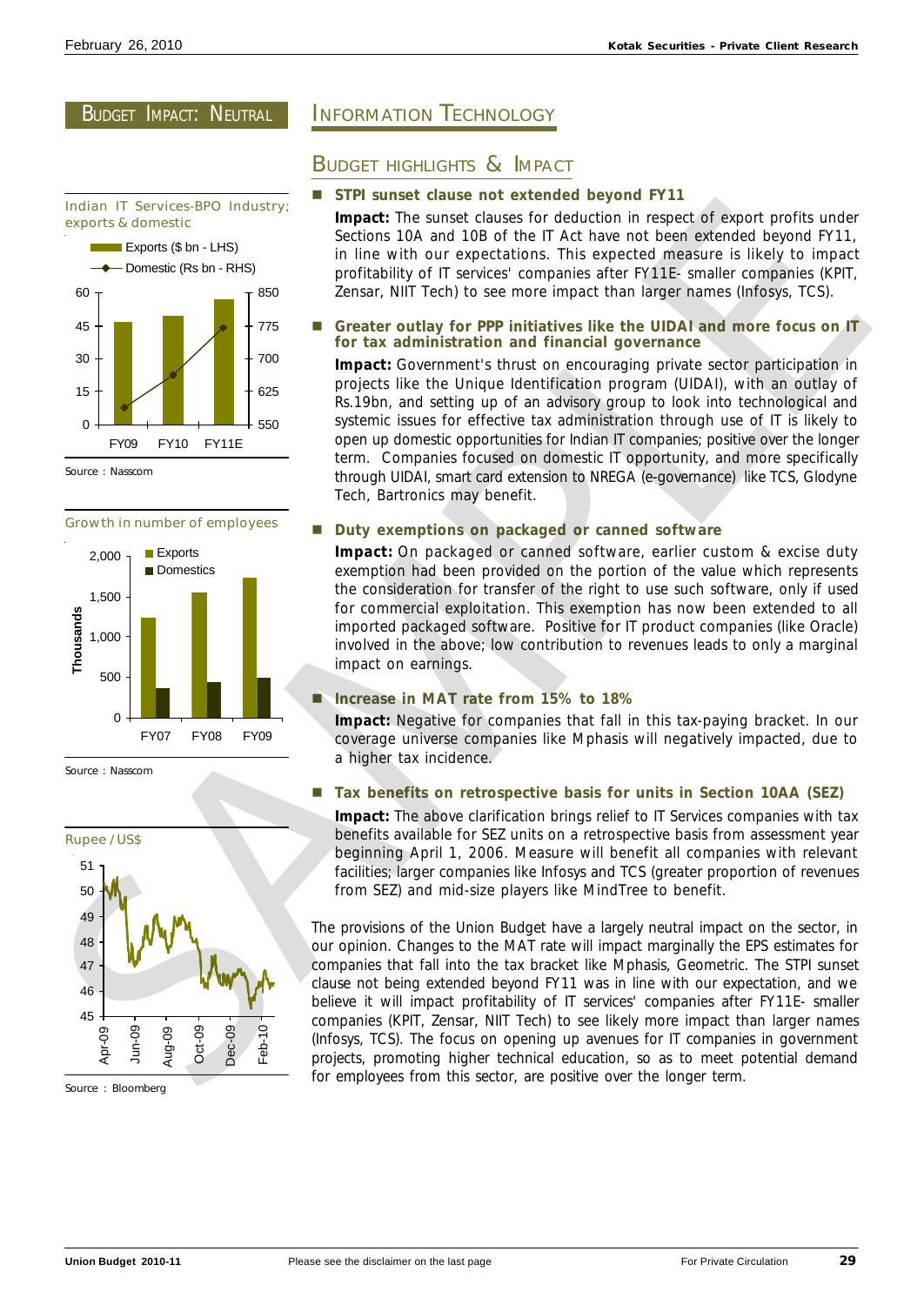## BUDGET IMPACT: NEUTRAL

# INFORMATION TECHNOLOGY

## BUDGET HIGHLIGHTS & IMPACT

- **STPI sunset clause not extended beyond FY11**

  **Impact:** The sunset clauses for deduction in respect of export profits under Sections 10A and 10B of the IT Act have not been extended beyond FY11, in line with our expectations. This expected measure is likely to impact profitability of IT services' companies after FY11E- smaller companies (KPIT, Zensar, NIIT Tech) to see more impact than larger names (Infosys, TCS).

- **Greater outlay for PPP initiatives like the UIDAI and more focus on IT for tax administration and financial governance**

  **Impact:** Government's thrust on encouraging private sector participation in projects like the Unique Identification program (UIDAI), with an outlay of Rs.19bn, and setting up of an advisory group to look into technological and systemic issues for effective tax administration through use of IT is likely to open up domestic opportunities for Indian IT companies; positive over the longer term. Companies focused on domestic IT opportunity, and more specifically through UIDAI, smart card extension to NREGA (e-governance) like TCS, Glodyne Tech, Bartronics may benefit.

- **Duty exemptions on packaged or canned software**

  **Impact:** On packaged or canned software, earlier custom & excise duty exemption had been provided on the portion of the value which represents the consideration for transfer of the right to use such software, only if used for commercial exploitation. This exemption has now been extended to all imported packaged software. Positive for IT product companies (like Oracle) involved in the above; low contribution to revenues leads to only a marginal impact on earnings.

- **Increase in MAT rate from 15% to 18%**

  **Impact:** Negative for companies that fall in this tax-paying bracket. In our coverage universe companies like Mphasis will negatively impacted, due to a higher tax incidence.

- **Tax benefits on retrospective basis for units in Section 10AA (SEZ)**

  **Impact:** The above clarification brings relief to IT Services companies with tax benefits available for SEZ units on a retrospective basis from assessment year beginning April 1, 2006. Measure will benefit all companies with relevant facilities; larger companies like Infosys and TCS (greater proportion of revenues from SEZ) and mid-size players like MindTree to benefit.

The provisions of the Union Budget have a largely neutral impact on the sector, in our opinion. Changes to the MAT rate will impact marginally the EPS estimates for companies that fall into the tax bracket like Mphasis, Geometric. The STPI sunset clause not being extended beyond FY11 was in line with our expectation, and we believe it will impact profitability of IT services' companies after FY11E- smaller companies (KPIT, Zensar, NIIT Tech) to see likely more impact than larger names (Infosys, TCS). The focus on opening up avenues for IT companies in government projects, promoting higher technical education, so as to meet potential demand for employees from this sector, are positive over the longer term.

**Indian IT Services-BPO Industry; exports & domestic**

Exports ($ bn - LHS); Domestic (Rs bn - RHS)

Source : Nasscom

**Growth in number of employees**

Exports; Domestics (Thousands)

Source : Nasscom

**Rupee / US$**

Source : Bloomberg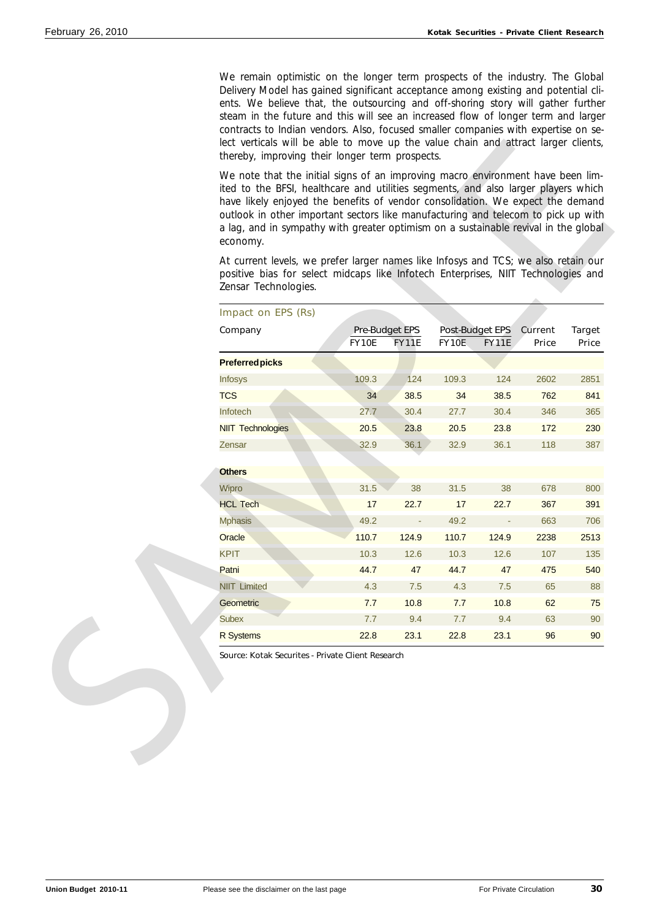We remain optimistic on the longer term prospects of the industry. The Global Delivery Model has gained significant acceptance among existing and potential clients. We believe that, the outsourcing and off-shoring story will gather further steam in the future and this will see an increased flow of longer term and larger contracts to Indian vendors. Also, focused smaller companies with expertise on select verticals will be able to move up the value chain and attract larger clients, thereby, improving their longer term prospects.

We note that the initial signs of an improving macro environment have been limited to the BFSI, healthcare and utilities segments, and also larger players which have likely enjoyed the benefits of vendor consolidation. We expect the demand outlook in other important sectors like manufacturing and telecom to pick up with a lag, and in sympathy with greater optimism on a sustainable revival in the global economy.

At current levels, we prefer larger names like Infosys and TCS; we also retain our positive bias for select midcaps like Infotech Enterprises, NIIT Technologies and Zensar Technologies.

**Impact on EPS (Rs)**

| Company | Pre-Budget EPS | | Post-Budget EPS | | Current | Target |
|---|---|---|---|---|---|---|
| | FY10E | FY11E | FY10E | FY11E | Price | Price |
| **Preferred picks** | | | | | | |
| Infosys | 109.3 | 124 | 109.3 | 124 | 2602 | 2851 |
| TCS | 34 | 38.5 | 34 | 38.5 | 762 | 841 |
| Infotech | 27.7 | 30.4 | 27.7 | 30.4 | 346 | 365 |
| NIIT Technologies | 20.5 | 23.8 | 20.5 | 23.8 | 172 | 230 |
| Zensar | 32.9 | 36.1 | 32.9 | 36.1 | 118 | 387 |
| **Others** | | | | | | |
| Wipro | 31.5 | 38 | 31.5 | 38 | 678 | 800 |
| HCL Tech | 17 | 22.7 | 17 | 22.7 | 367 | 391 |
| Mphasis | 49.2 | - | 49.2 | - | 663 | 706 |
| Oracle | 110.7 | 124.9 | 110.7 | 124.9 | 2238 | 2513 |
| KPIT | 10.3 | 12.6 | 10.3 | 12.6 | 107 | 135 |
| Patni | 44.7 | 47 | 44.7 | 47 | 475 | 540 |
| NIIT Limited | 4.3 | 7.5 | 4.3 | 7.5 | 65 | 88 |
| Geometric | 7.7 | 10.8 | 7.7 | 10.8 | 62 | 75 |
| Subex | 7.7 | 9.4 | 7.7 | 9.4 | 63 | 90 |
| R Systems | 22.8 | 23.1 | 22.8 | 23.1 | 96 | 90 |

Source: Kotak Securites - Private Client Research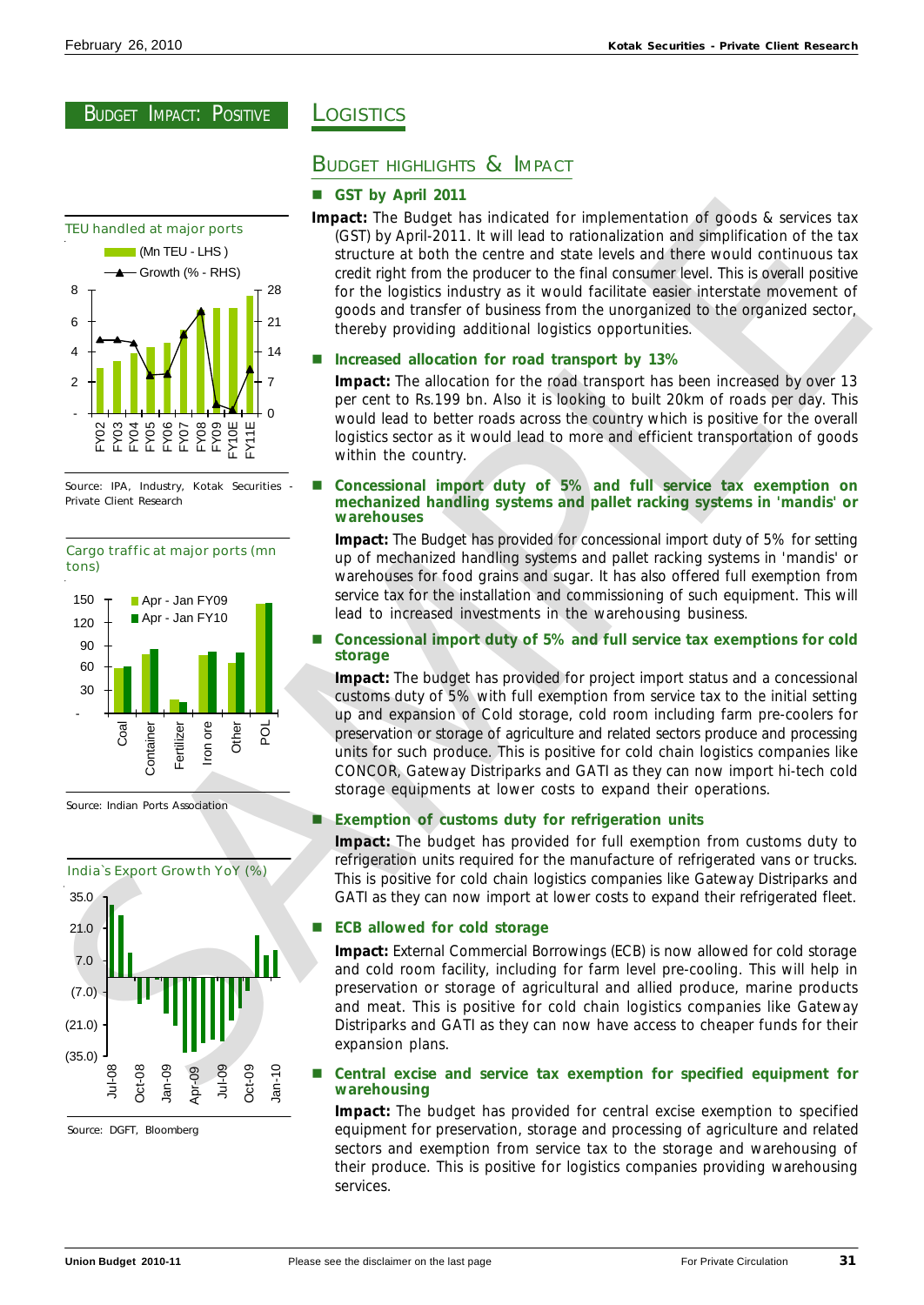BUDGET IMPACT: POSITIVE

# LOGISTICS

## BUDGET HIGHLIGHTS & IMPACT

- **GST by April 2011**

**Impact:** The Budget has indicated for implementation of goods & services tax (GST) by April-2011. It will lead to rationalization and simplification of the tax structure at both the centre and state levels and there would continuous tax credit right from the producer to the final consumer level. This is overall positive for the logistics industry as it would facilitate easier interstate movement of goods and transfer of business from the unorganized to the organized sector, thereby providing additional logistics opportunities.

- **Increased allocation for road transport by 13%**

**Impact:** The allocation for the road transport has been increased by over 13 per cent to Rs.199 bn. Also it is looking to built 20km of roads per day. This would lead to better roads across the country which is positive for the overall logistics sector as it would lead to more and efficient transportation of goods within the country.

- **Concessional import duty of 5% and full service tax exemption on mechanized handling systems and pallet racking systems in 'mandis' or warehouses**

**Impact:** The Budget has provided for concessional import duty of 5% for setting up of mechanized handling systems and pallet racking systems in 'mandis' or warehouses for food grains and sugar. It has also offered full exemption from service tax for the installation and commissioning of such equipment. This will lead to increased investments in the warehousing business.

- **Concessional import duty of 5% and full service tax exemptions for cold storage**

**Impact:** The budget has provided for project import status and a concessional customs duty of 5% with full exemption from service tax to the initial setting up and expansion of Cold storage, cold room including farm pre-coolers for preservation or storage of agriculture and related sectors produce and processing units for such produce. This is positive for cold chain logistics companies like CONCOR, Gateway Distriparks and GATI as they can now import hi-tech cold storage equipments at lower costs to expand their operations.

- **Exemption of customs duty for refrigeration units**

**Impact:** The budget has provided for full exemption from customs duty to refrigeration units required for the manufacture of refrigerated vans or trucks. This is positive for cold chain logistics companies like Gateway Distriparks and GATI as they can now import at lower costs to expand their refrigerated fleet.

- **ECB allowed for cold storage**

**Impact:** External Commercial Borrowings (ECB) is now allowed for cold storage and cold room facility, including for farm level pre-cooling. This will help in preservation or storage of agricultural and allied produce, marine products and meat. This is positive for cold chain logistics companies like Gateway Distriparks and GATI as they can now have access to cheaper funds for their expansion plans.

- **Central excise and service tax exemption for specified equipment for warehousing**

**Impact:** The budget has provided for central excise exemption to specified equipment for preservation, storage and processing of agriculture and related sectors and exemption from service tax to the storage and warehousing of their produce. This is positive for logistics companies providing warehousing services.

**TEU handled at major ports**

(Mn TEU - LHS); Growth (% - RHS); FY02–FY11E

Source: IPA, Industry, Kotak Securities - Private Client Research

**Cargo traffic at major ports (mn tons)**

Apr - Jan FY09; Apr - Jan FY10; Coal, Container, Fertilizer, Iron ore, Other, POL

Source: Indian Ports Association

**India`s Export Growth YoY (%)**

Jul-08 to Jan-10

Source: DGFT, Bloomberg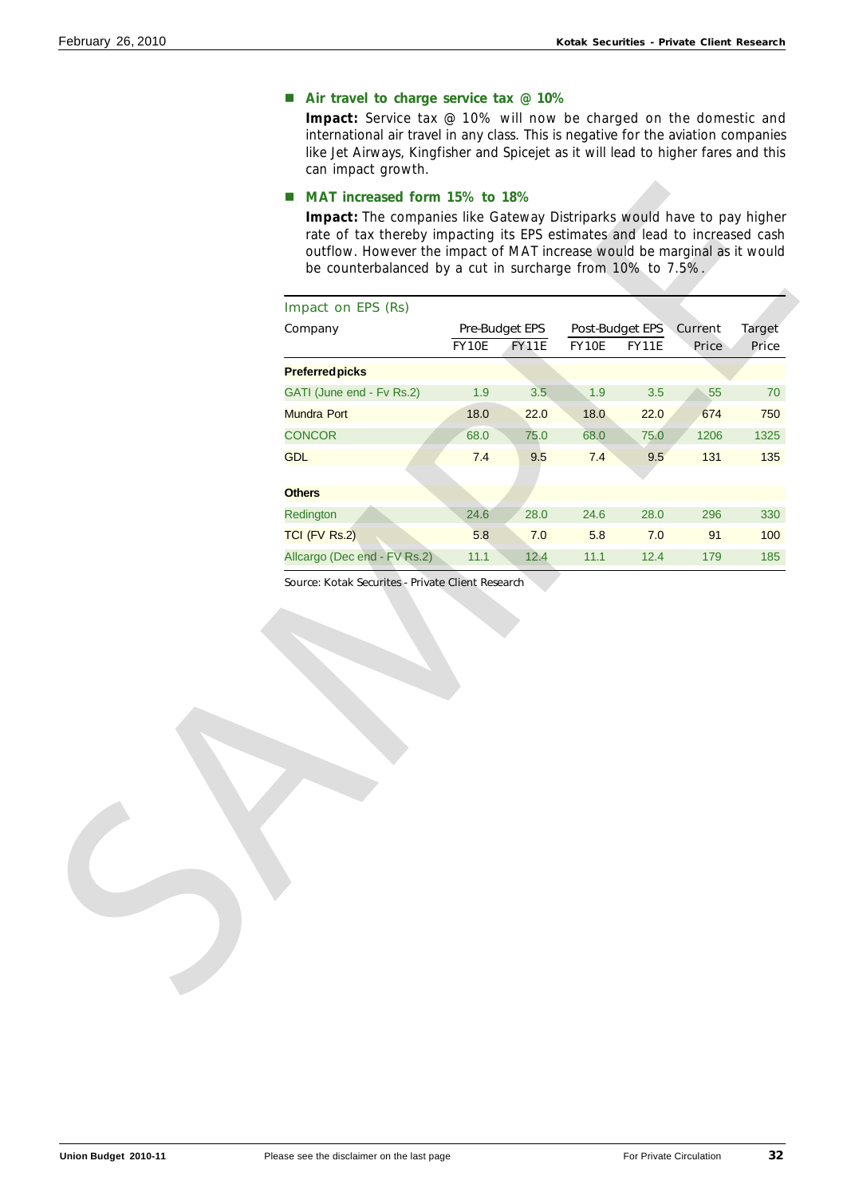- **Air travel to charge service tax @ 10%**

  **Impact:** Service tax @ 10% will now be charged on the domestic and international air travel in any class. This is negative for the aviation companies like Jet Airways, Kingfisher and Spicejet as it will lead to higher fares and this can impact growth.

- **MAT increased form 15% to 18%**

  **Impact:** The companies like Gateway Distriparks would have to pay higher rate of tax thereby impacting its EPS estimates and lead to increased cash outflow. However the impact of MAT increase would be marginal as it would be counterbalanced by a cut in surcharge from 10% to 7.5%.

Impact on EPS (Rs)

| Company | Pre-Budget EPS | | Post-Budget EPS | | Current | Target |
|---|---|---|---|---|---|---|
| | FY10E | FY11E | FY10E | FY11E | Price | Price |
| **Preferred picks** | | | | | | |
| GATI (June end - Fv Rs.2) | 1.9 | 3.5 | 1.9 | 3.5 | 55 | 70 |
| Mundra Port | 18.0 | 22.0 | 18.0 | 22.0 | 674 | 750 |
| CONCOR | 68.0 | 75.0 | 68.0 | 75.0 | 1206 | 1325 |
| GDL | 7.4 | 9.5 | 7.4 | 9.5 | 131 | 135 |
| **Others** | | | | | | |
| Redington | 24.6 | 28.0 | 24.6 | 28.0 | 296 | 330 |
| TCI (FV Rs.2) | 5.8 | 7.0 | 5.8 | 7.0 | 91 | 100 |
| Allcargo (Dec end - FV Rs.2) | 11.1 | 12.4 | 11.1 | 12.4 | 179 | 185 |

Source: Kotak Securites - Private Client Research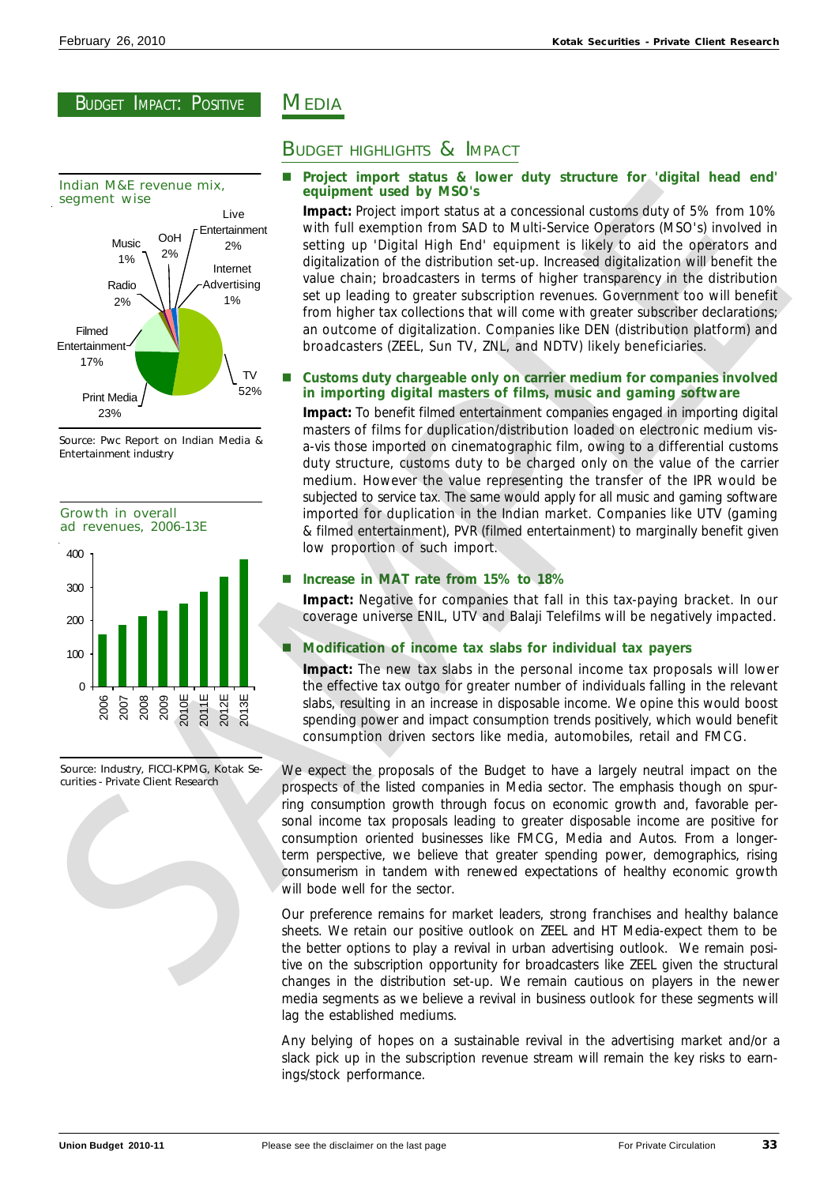## BUDGET IMPACT: POSITIVE

Indian M&E revenue mix, segment wise

| Segment | Share |
|---|---|
| TV | 52% |
| Print Media | 23% |
| Filmed Entertainment | 17% |
| Radio | 2% |
| Music | 1% |
| OoH | 2% |
| Live Entertainment | 2% |
| Internet Advertising | 1% |

Source: Pwc Report on Indian Media & Entertainment industry

Growth in overall ad revenues, 2006-13E

Source: Industry, FICCI-KPMG, Kotak Securities - Private Client Research

# MEDIA

## BUDGET HIGHLIGHTS & IMPACT

- **Project import status & lower duty structure for 'digital head end' equipment used by MSO's**

  **Impact:** Project import status at a concessional customs duty of 5% from 10% with full exemption from SAD to Multi-Service Operators (MSO's) involved in setting up 'Digital High End' equipment is likely to aid the operators and digitalization of the distribution set-up. Increased digitalization will benefit the value chain; broadcasters in terms of higher transparency in the distribution set up leading to greater subscription revenues. Government too will benefit from higher tax collections that will come with greater subscriber declarations; an outcome of digitalization. Companies like DEN (distribution platform) and broadcasters (ZEEL, Sun TV, ZNL, and NDTV) likely beneficiaries.

- **Customs duty chargeable only on carrier medium for companies involved in importing digital masters of films, music and gaming software**

  **Impact:** To benefit filmed entertainment companies engaged in importing digital masters of films for duplication/distribution loaded on electronic medium vis-a-vis those imported on cinematographic film, owing to a differential customs duty structure, customs duty to be charged only on the value of the carrier medium. However the value representing the transfer of the IPR would be subjected to service tax. The same would apply for all music and gaming software imported for duplication in the Indian market. Companies like UTV (gaming & filmed entertainment), PVR (filmed entertainment) to marginally benefit given low proportion of such import.

- **Increase in MAT rate from 15% to 18%**

  **Impact:** Negative for companies that fall in this tax-paying bracket. In our coverage universe ENIL, UTV and Balaji Telefilms will be negatively impacted.

- **Modification of income tax slabs for individual tax payers**

  **Impact:** The new tax slabs in the personal income tax proposals will lower the effective tax outgo for greater number of individuals falling in the relevant slabs, resulting in an increase in disposable income. We opine this would boost spending power and impact consumption trends positively, which would benefit consumption driven sectors like media, automobiles, retail and FMCG.

We expect the proposals of the Budget to have a largely neutral impact on the prospects of the listed companies in Media sector. The emphasis though on spurring consumption growth through focus on economic growth and, favorable personal income tax proposals leading to greater disposable income are positive for consumption oriented businesses like FMCG, Media and Autos. From a longer-term perspective, we believe that greater spending power, demographics, rising consumerism in tandem with renewed expectations of healthy economic growth will bode well for the sector.

Our preference remains for market leaders, strong franchises and healthy balance sheets. We retain our positive outlook on ZEEL and HT Media-expect them to be the better options to play a revival in urban advertising outlook. We remain positive on the subscription opportunity for broadcasters like ZEEL given the structural changes in the distribution set-up. We remain cautious on players in the newer media segments as we believe a revival in business outlook for these segments will lag the established mediums.

Any belying of hopes on a sustainable revival in the advertising market and/or a slack pick up in the subscription revenue stream will remain the key risks to earnings/stock performance.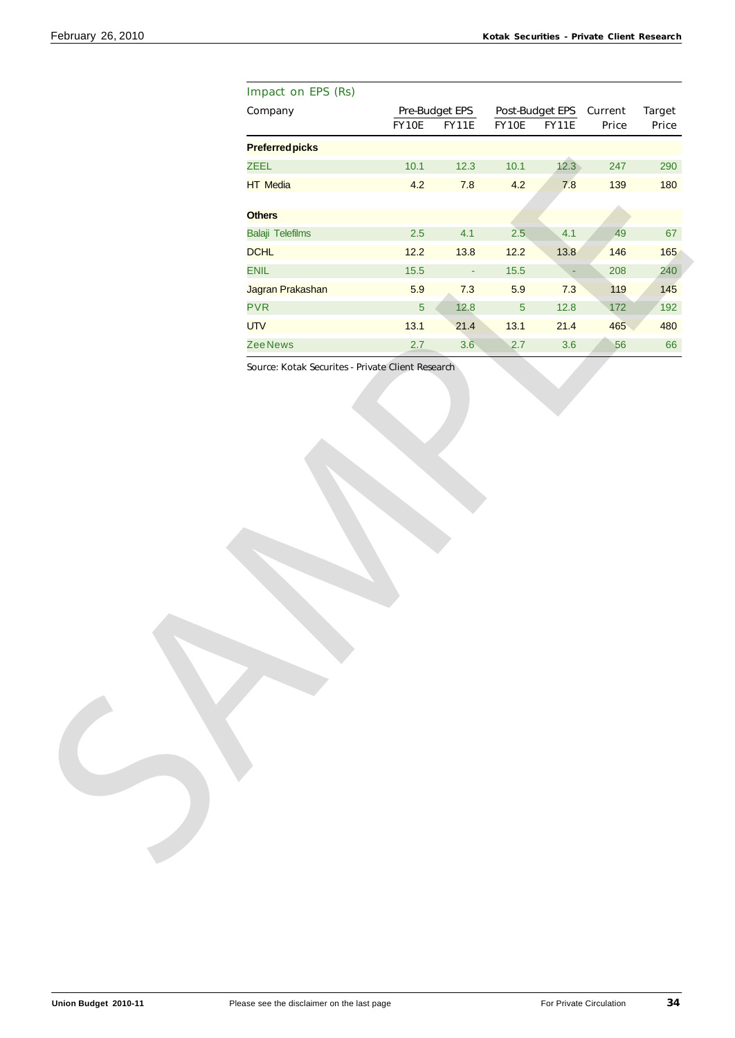### Impact on EPS (Rs)

| Company | Pre-Budget EPS | | Post-Budget EPS | | Current | Target |
|---|---|---|---|---|---|---|
| | FY10E | FY11E | FY10E | FY11E | Price | Price |
| **Preferred picks** | | | | | | |
| ZEEL | 10.1 | 12.3 | 10.1 | 12.3 | 247 | 290 |
| HT Media | 4.2 | 7.8 | 4.2 | 7.8 | 139 | 180 |
| **Others** | | | | | | |
| Balaji Telefilms | 2.5 | 4.1 | 2.5 | 4.1 | 49 | 67 |
| DCHL | 12.2 | 13.8 | 12.2 | 13.8 | 146 | 165 |
| ENIL | 15.5 | - | 15.5 | - | 208 | 240 |
| Jagran Prakashan | 5.9 | 7.3 | 5.9 | 7.3 | 119 | 145 |
| PVR | 5 | 12.8 | 5 | 12.8 | 172 | 192 |
| UTV | 13.1 | 21.4 | 13.1 | 21.4 | 465 | 480 |
| Zee News | 2.7 | 3.6 | 2.7 | 3.6 | 56 | 66 |

Source: Kotak Securites - Private Client Research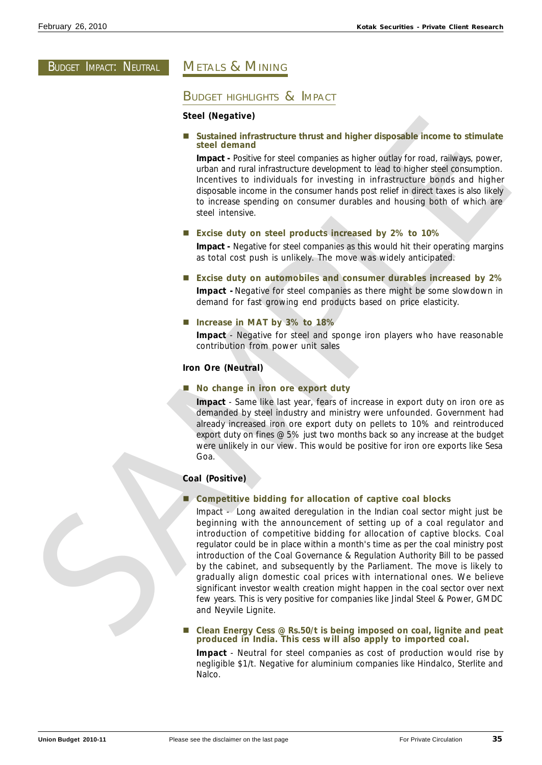BUDGET IMPACT: NEUTRAL

# METALS & MINING

## BUDGET HIGHLIGHTS & IMPACT

**Steel (Negative)**

- **Sustained infrastructure thrust and higher disposable income to stimulate steel demand**

  **Impact -** Positive for steel companies as higher outlay for road, railways, power, urban and rural infrastructure development to lead to higher steel consumption. Incentives to individuals for investing in infrastructure bonds and higher disposable income in the consumer hands post relief in direct taxes is also likely to increase spending on consumer durables and housing both of which are steel intensive.

- **Excise duty on steel products increased by 2% to 10%**

  **Impact -** Negative for steel companies as this would hit their operating margins as total cost push is unlikely. The move was widely anticipated.

- **Excise duty on automobiles and consumer durables increased by 2%**

  **Impact -** Negative for steel companies as there might be some slowdown in demand for fast growing end products based on price elasticity.

- **Increase in MAT by 3% to 18%**

  **Impact** - Negative for steel and sponge iron players who have reasonable contribution from power unit sales

**Iron Ore (Neutral)**

- **No change in iron ore export duty**

  **Impact** - Same like last year, fears of increase in export duty on iron ore as demanded by steel industry and ministry were unfounded. Government had already increased iron ore export duty on pellets to 10% and reintroduced export duty on fines @ 5% just two months back so any increase at the budget were unlikely in our view. This would be positive for iron ore exports like Sesa Goa.

**Coal (Positive)**

- **Competitive bidding for allocation of captive coal blocks**

  Impact - Long awaited deregulation in the Indian coal sector might just be beginning with the announcement of setting up of a coal regulator and introduction of competitive bidding for allocation of captive blocks. Coal regulator could be in place within a month's time as per the coal ministry post introduction of the Coal Governance & Regulation Authority Bill to be passed by the cabinet, and subsequently by the Parliament. The move is likely to gradually align domestic coal prices with international ones. We believe significant investor wealth creation might happen in the coal sector over next few years. This is very positive for companies like Jindal Steel & Power, GMDC and Neyvile Lignite.

- **Clean Energy Cess @ Rs.50/t is being imposed on coal, lignite and peat produced in India. This cess will also apply to imported coal.**

  **Impact** - Neutral for steel companies as cost of production would rise by negligible $1/t. Negative for aluminium companies like Hindalco, Sterlite and Nalco.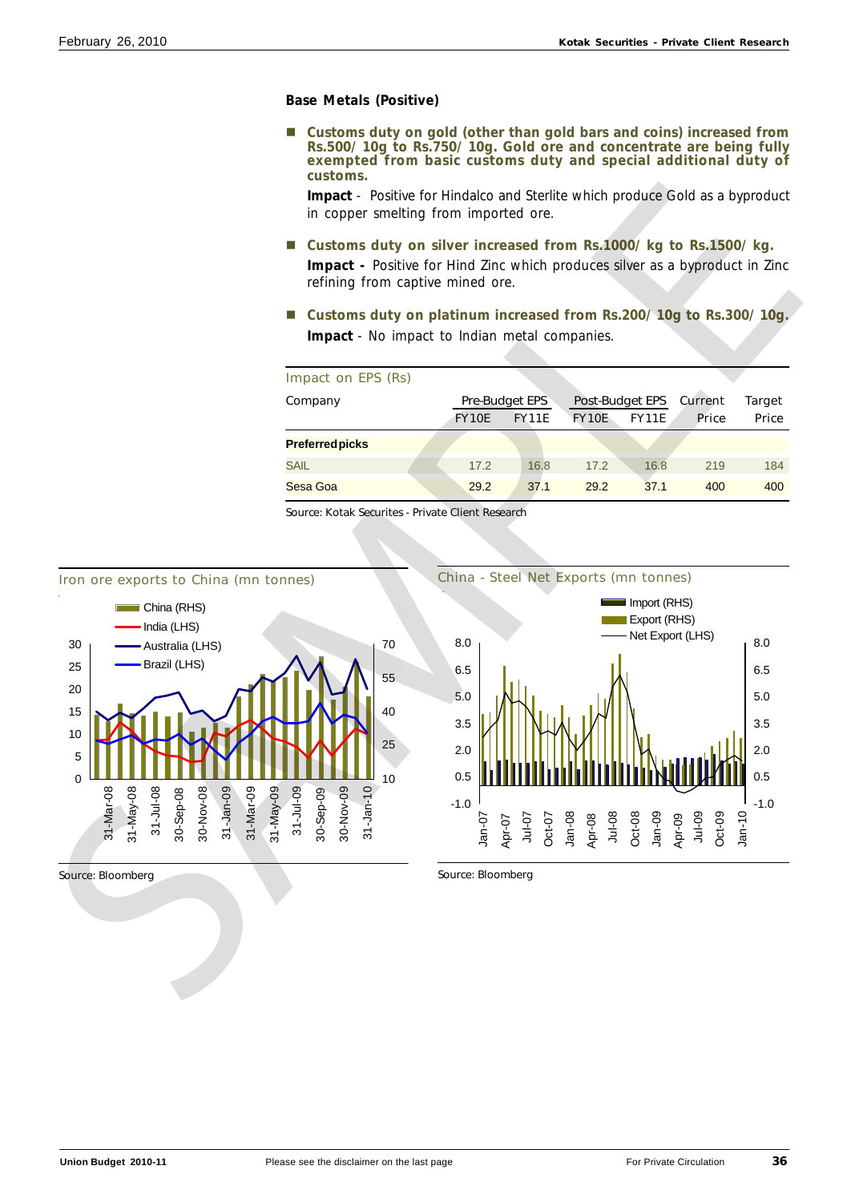**Base Metals (Positive)**

- **Customs duty on gold (other than gold bars and coins) increased from Rs.500/ 10g to Rs.750/ 10g. Gold ore and concentrate are being fully exempted from basic customs duty and special additional duty of customs.**

  **Impact** - Positive for Hindalco and Sterlite which produce Gold as a byproduct in copper smelting from imported ore.

- **Customs duty on silver increased from Rs.1000/ kg to Rs.1500/ kg.**

  **Impact -** Positive for Hind Zinc which produces silver as a byproduct in Zinc refining from captive mined ore.

- **Customs duty on platinum increased from Rs.200/ 10g to Rs.300/ 10g.**

  **Impact** - No impact to Indian metal companies.

Impact on EPS (Rs)

| Company | Pre-Budget EPS | | Post-Budget EPS | | Current | Target |
|---|---|---|---|---|---|---|
| | FY10E | FY11E | FY10E | FY11E | Price | Price |
| **Preferred picks** | | | | | | |
| SAIL | 17.2 | 16.8 | 17.2 | 16.8 | 219 | 184 |
| Sesa Goa | 29.2 | 37.1 | 29.2 | 37.1 | 400 | 400 |

Source: Kotak Securities - Private Client Research

Iron ore exports to China (mn tonnes)

Source: Bloomberg

China - Steel Net Exports (mn tonnes)

Source: Bloomberg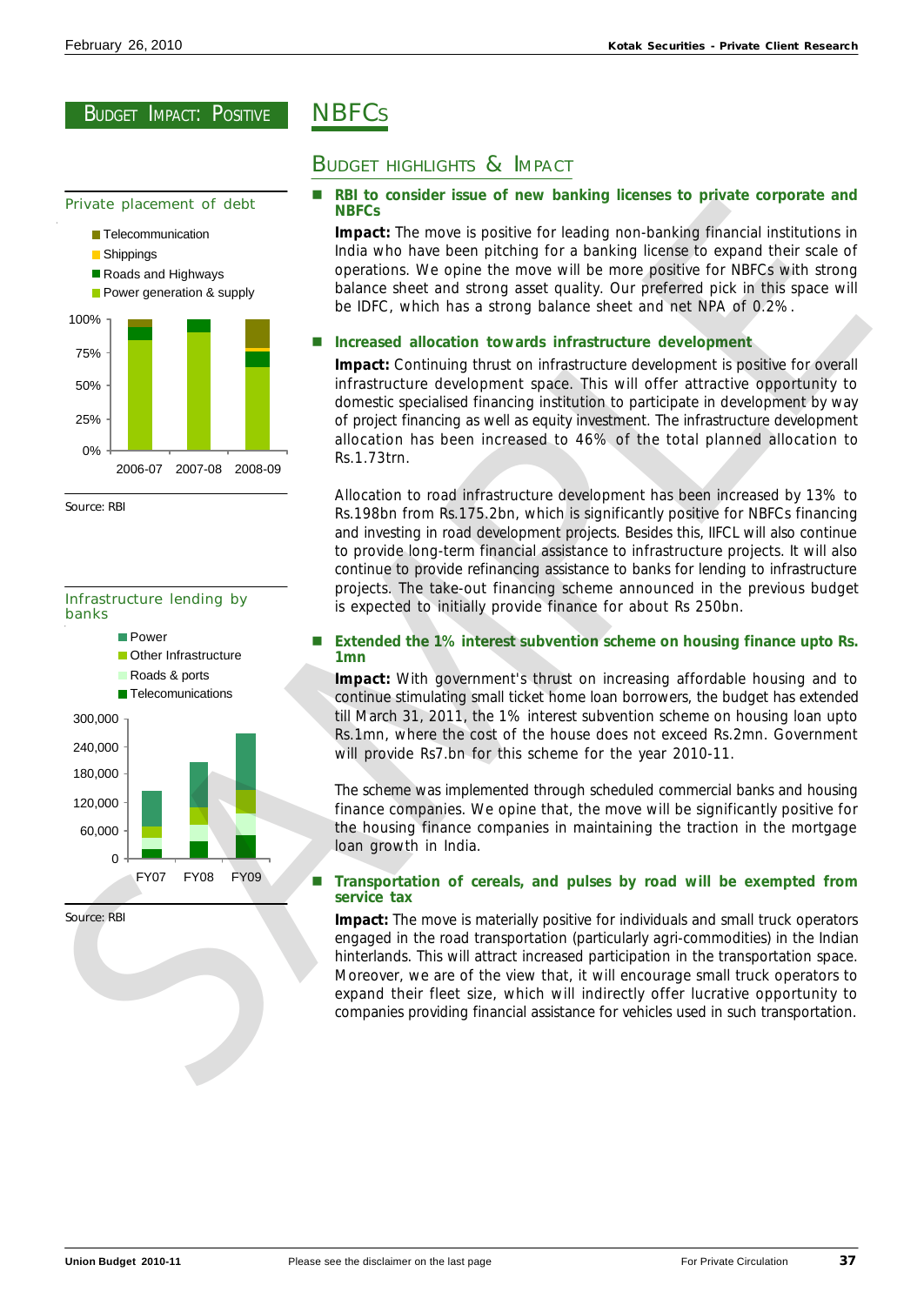BUDGET IMPACT: POSITIVE

# NBFCs

Private placement of debt

- Telecommunication
- Shippings
- Roads and Highways
- Power generation & supply

Source: RBI

Infrastructure lending by banks

- Power
- Other Infrastructure
- Roads & ports
- Telecomunications

Source: RBI

## BUDGET HIGHLIGHTS & IMPACT

- **RBI to consider issue of new banking licenses to private corporate and NBFCs**

  **Impact:** The move is positive for leading non-banking financial institutions in India who have been pitching for a banking license to expand their scale of operations. We opine the move will be more positive for NBFCs with strong balance sheet and strong asset quality. Our preferred pick in this space will be IDFC, which has a strong balance sheet and net NPA of 0.2%.

- **Increased allocation towards infrastructure development**

  **Impact:** Continuing thrust on infrastructure development is positive for overall infrastructure development space. This will offer attractive opportunity to domestic specialised financing institution to participate in development by way of project financing as well as equity investment. The infrastructure development allocation has been increased to 46% of the total planned allocation to Rs.1.73trn.

  Allocation to road infrastructure development has been increased by 13% to Rs.198bn from Rs.175.2bn, which is significantly positive for NBFCs financing and investing in road development projects. Besides this, IIFCL will also continue to provide long-term financial assistance to infrastructure projects. It will also continue to provide refinancing assistance to banks for lending to infrastructure projects. The take-out financing scheme announced in the previous budget is expected to initially provide finance for about Rs 250bn.

- **Extended the 1% interest subvention scheme on housing finance upto Rs. 1mn**

  **Impact:** With government's thrust on increasing affordable housing and to continue stimulating small ticket home loan borrowers, the budget has extended till March 31, 2011, the 1% interest subvention scheme on housing loan upto Rs.1mn, where the cost of the house does not exceed Rs.2mn. Government will provide Rs7.bn for this scheme for the year 2010-11.

  The scheme was implemented through scheduled commercial banks and housing finance companies. We opine that, the move will be significantly positive for the housing finance companies in maintaining the traction in the mortgage loan growth in India.

- **Transportation of cereals, and pulses by road will be exempted from service tax**

  **Impact:** The move is materially positive for individuals and small truck operators engaged in the road transportation (particularly agri-commodities) in the Indian hinterlands. This will attract increased participation in the transportation space. Moreover, we are of the view that, it will encourage small truck operators to expand their fleet size, which will indirectly offer lucrative opportunity to companies providing financial assistance for vehicles used in such transportation.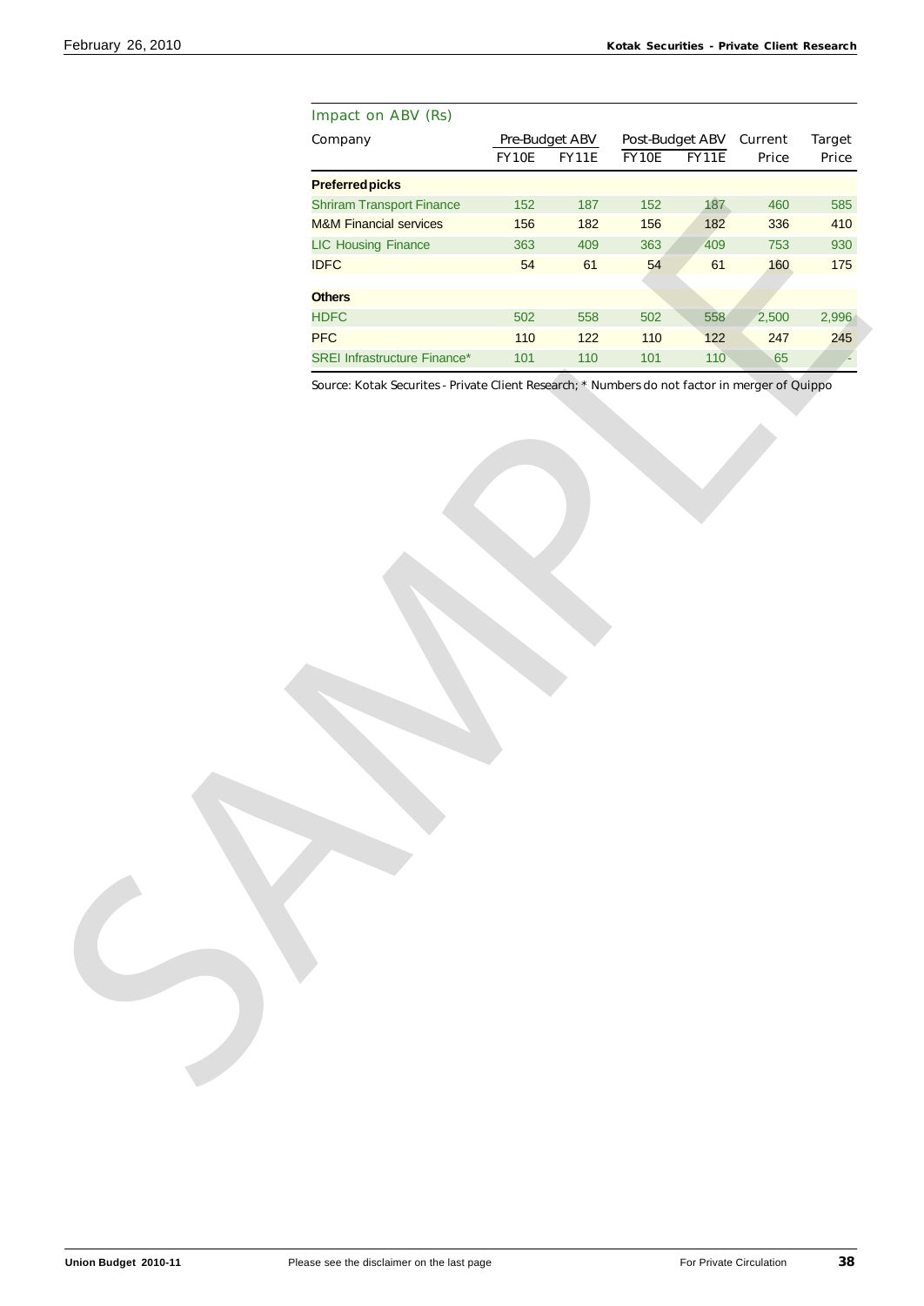Impact on ABV (Rs)

| Company | Pre-Budget ABV | | Post-Budget ABV | | Current | Target |
|---|---|---|---|---|---|---|
| | FY10E | FY11E | FY10E | FY11E | Price | Price |
| **Preferred picks** | | | | | | |
| Shriram Transport Finance | 152 | 187 | 152 | 187 | 460 | 585 |
| M&M Financial services | 156 | 182 | 156 | 182 | 336 | 410 |
| LIC Housing Finance | 363 | 409 | 363 | 409 | 753 | 930 |
| IDFC | 54 | 61 | 54 | 61 | 160 | 175 |
| **Others** | | | | | | |
| HDFC | 502 | 558 | 502 | 558 | 2,500 | 2,996 |
| PFC | 110 | 122 | 110 | 122 | 247 | 245 |
| SREI Infrastructure Finance* | 101 | 110 | 101 | 110 | 65 | - |

Source: Kotak Securites - Private Client Research; * Numbers do not factor in merger of Quippo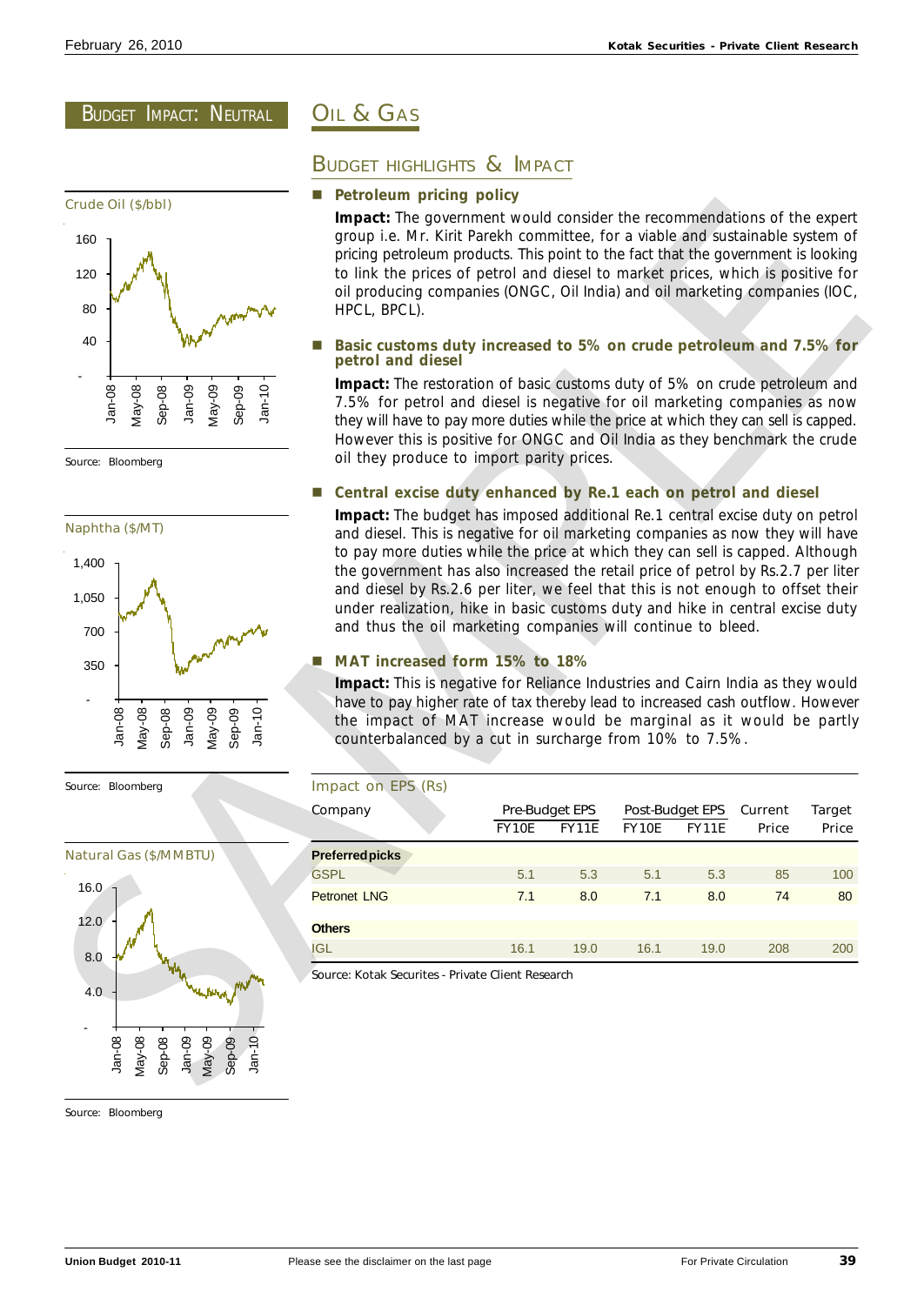BUDGET IMPACT: NEUTRAL

# OIL & GAS

## BUDGET HIGHLIGHTS & IMPACT

Crude Oil ($/bbl)

Source: Bloomberg

Naphtha ($/MT)

Source: Bloomberg

Natural Gas ($/MMBTU)

Source: Bloomberg

- **Petroleum pricing policy**

  **Impact:** The government would consider the recommendations of the expert group i.e. Mr. Kirit Parekh committee, for a viable and sustainable system of pricing petroleum products. This point to the fact that the government is looking to link the prices of petrol and diesel to market prices, which is positive for oil producing companies (ONGC, Oil India) and oil marketing companies (IOC, HPCL, BPCL).

- **Basic customs duty increased to 5% on crude petroleum and 7.5% for petrol and diesel**

  **Impact:** The restoration of basic customs duty of 5% on crude petroleum and 7.5% for petrol and diesel is negative for oil marketing companies as now they will have to pay more duties while the price at which they can sell is capped. However this is positive for ONGC and Oil India as they benchmark the crude oil they produce to import parity prices.

- **Central excise duty enhanced by Re.1 each on petrol and diesel**

  **Impact:** The budget has imposed additional Re.1 central excise duty on petrol and diesel. This is negative for oil marketing companies as now they will have to pay more duties while the price at which they can sell is capped. Although the government has also increased the retail price of petrol by Rs.2.7 per liter and diesel by Rs.2.6 per liter, we feel that this is not enough to offset their under realization, hike in basic customs duty and hike in central excise duty and thus the oil marketing companies will continue to bleed.

- **MAT increased form 15% to 18%**

  **Impact:** This is negative for Reliance Industries and Cairn India as they would have to pay higher rate of tax thereby lead to increased cash outflow. However the impact of MAT increase would be marginal as it would be partly counterbalanced by a cut in surcharge from 10% to 7.5%.

Impact on EPS (Rs)

| Company | Pre-Budget EPS | | Post-Budget EPS | | Current | Target |
|---|---|---|---|---|---|---|
| | FY10E | FY11E | FY10E | FY11E | Price | Price |
| **Preferred picks** | | | | | | |
| GSPL | 5.1 | 5.3 | 5.1 | 5.3 | 85 | 100 |
| Petronet LNG | 7.1 | 8.0 | 7.1 | 8.0 | 74 | 80 |
| **Others** | | | | | | |
| IGL | 16.1 | 19.0 | 16.1 | 19.0 | 208 | 200 |

Source: Kotak Securites - Private Client Research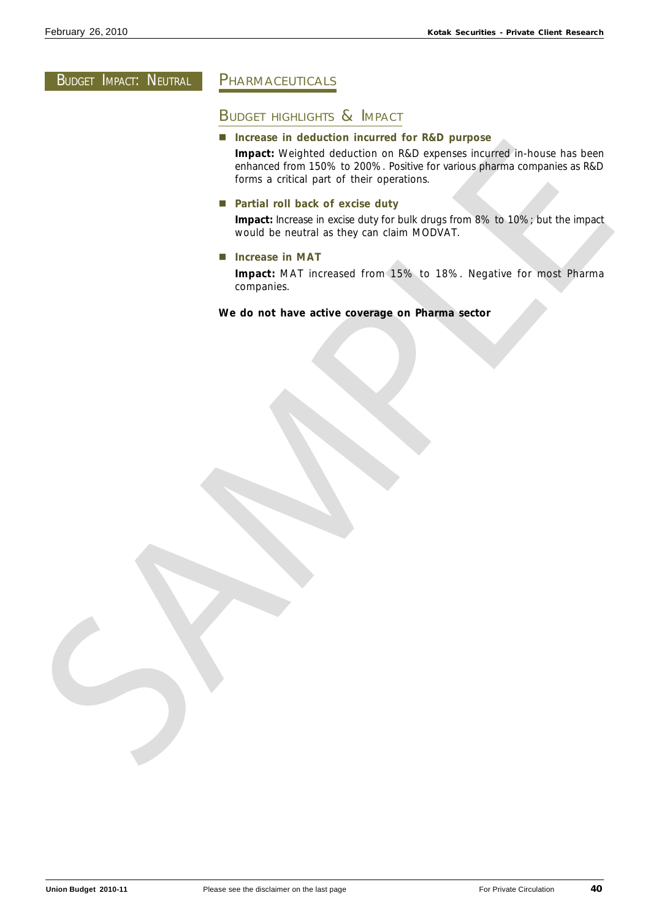**BUDGET IMPACT: NEUTRAL**

# PHARMACEUTICALS

## BUDGET HIGHLIGHTS & IMPACT

- **Increase in deduction incurred for R&D purpose**

  **Impact:** Weighted deduction on R&D expenses incurred in-house has been enhanced from 150% to 200%. Positive for various pharma companies as R&D forms a critical part of their operations.

- **Partial roll back of excise duty**

  **Impact:** Increase in excise duty for bulk drugs from 8% to 10%; but the impact would be neutral as they can claim MODVAT.

- **Increase in MAT**

  **Impact:** MAT increased from 15% to 18%. Negative for most Pharma companies.

**We do not have active coverage on Pharma sector**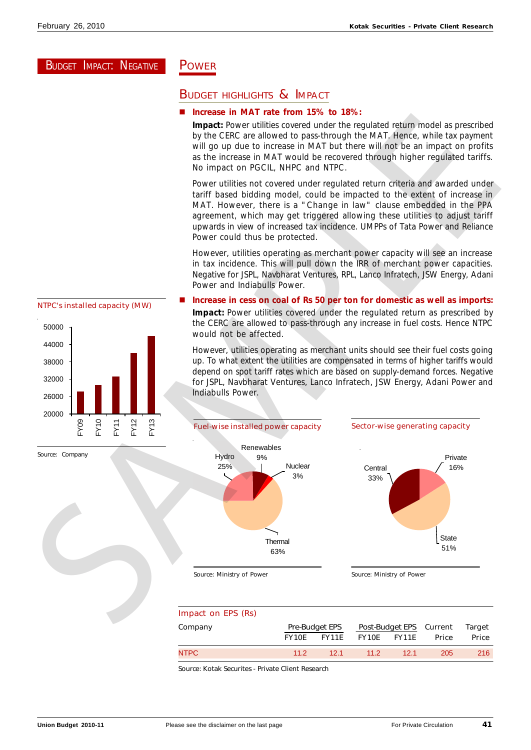**BUDGET IMPACT: NEGATIVE**

# POWER

## BUDGET HIGHLIGHTS & IMPACT

- **Increase in MAT rate from 15% to 18%:**

  **Impact:** Power utilities covered under the regulated return model as prescribed by the CERC are allowed to pass-through the MAT. Hence, while tax payment will go up due to increase in MAT but there will not be an impact on profits as the increase in MAT would be recovered through higher regulated tariffs. No impact on PGCIL, NHPC and NTPC.

  Power utilities not covered under regulated return criteria and awarded under tariff based bidding model, could be impacted to the extent of increase in MAT. However, there is a "Change in law" clause embedded in the PPA agreement, which may get triggered allowing these utilities to adjust tariff upwards in view of increased tax incidence. UMPPs of Tata Power and Reliance Power could thus be protected.

  However, utilities operating as merchant power capacity will see an increase in tax incidence. This will pull down the IRR of merchant power capacities. Negative for JSPL, Navbharat Ventures, RPL, Lanco Infratech, JSW Energy, Adani Power and Indiabulls Power.

- **Increase in cess on coal of Rs 50 per ton for domestic as well as imports:**

  **Impact:** Power utilities covered under the regulated return as prescribed by the CERC are allowed to pass-through any increase in fuel costs. Hence NTPC would not be affected.

  However, utilities operating as merchant units should see their fuel costs going up. To what extent the utilities are compensated in terms of higher tariffs would depend on spot tariff rates which are based on supply-demand forces. Negative for JSPL, Navbharat Ventures, Lanco Infratech, JSW Energy, Adani Power and Indiabulls Power.

**NTPC's installed capacity (MW)**

| FY09 | FY10 | FY11 | FY12 | FY13 |
|---|---|---|---|---|

Source: Company

**Fuel-wise installed power capacity**

Hydro 25%, Renewables 9%, Nuclear 3%, Thermal 63%

Source: Ministry of Power

**Sector-wise generating capacity**

Central 33%, Private 16%, State 51%

Source: Ministry of Power

**Impact on EPS (Rs)**

| Company | Pre-Budget EPS | | Post-Budget EPS | | Current | Target |
|---|---|---|---|---|---|---|
| | FY10E | FY11E | FY10E | FY11E | Price | Price |
| NTPC | 11.2 | 12.1 | 11.2 | 12.1 | 205 | 216 |

Source: Kotak Securites - Private Client Research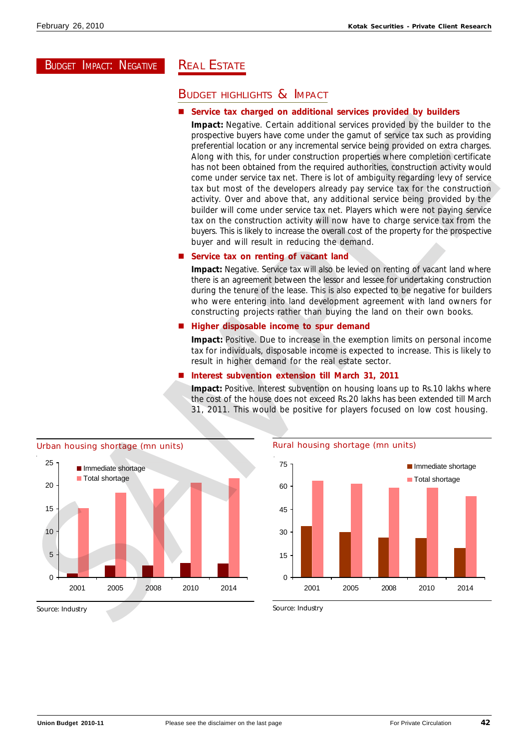BUDGET IMPACT: NEGATIVE

# REAL ESTATE

## BUDGET HIGHLIGHTS & IMPACT

- **Service tax charged on additional services provided by builders**

  **Impact:** Negative. Certain additional services provided by the builder to the prospective buyers have come under the gamut of service tax such as providing preferential location or any incremental service being provided on extra charges. Along with this, for under construction properties where completion certificate has not been obtained from the required authorities, construction activity would come under service tax net. There is lot of ambiguity regarding levy of service tax but most of the developers already pay service tax for the construction activity. Over and above that, any additional service being provided by the builder will come under service tax net. Players which were not paying service tax on the construction activity will now have to charge service tax from the buyers. This is likely to increase the overall cost of the property for the prospective buyer and will result in reducing the demand.

- **Service tax on renting of vacant land**

  **Impact:** Negative. Service tax will also be levied on renting of vacant land where there is an agreement between the lessor and lessee for undertaking construction during the tenure of the lease. This is also expected to be negative for builders who were entering into land development agreement with land owners for constructing projects rather than buying the land on their own books.

- **Higher disposable income to spur demand**

  **Impact:** Positive. Due to increase in the exemption limits on personal income tax for individuals, disposable income is expected to increase. This is likely to result in higher demand for the real estate sector.

- **Interest subvention extension till March 31, 2011**

  **Impact:** Positive. Interest subvention on housing loans up to Rs.10 lakhs where the cost of the house does not exceed Rs.20 lakhs has been extended till March 31, 2011. This would be positive for players focused on low cost housing.

**Urban housing shortage (mn units)**

| Year | Immediate shortage | Total shortage |
|---|---|---|
| 2001 | 0.8 | 15.1 |
| 2005 | 2.5 | 18.4 |
| 2008 | 2.5 | 19.3 |
| 2010 | 3.1 | 20.5 |
| 2014 | 3.0 | 21.5 |

Source: Industry

**Rural housing shortage (mn units)**

| Year | Immediate shortage | Total shortage |
|---|---|---|
| 2001 | 33.5 | 63.5 |
| 2005 | 29.5 | 61.5 |
| 2008 | 26 | 59 |
| 2010 | 25.5 | 59 |
| 2014 | 19 | 53 |

Source: Industry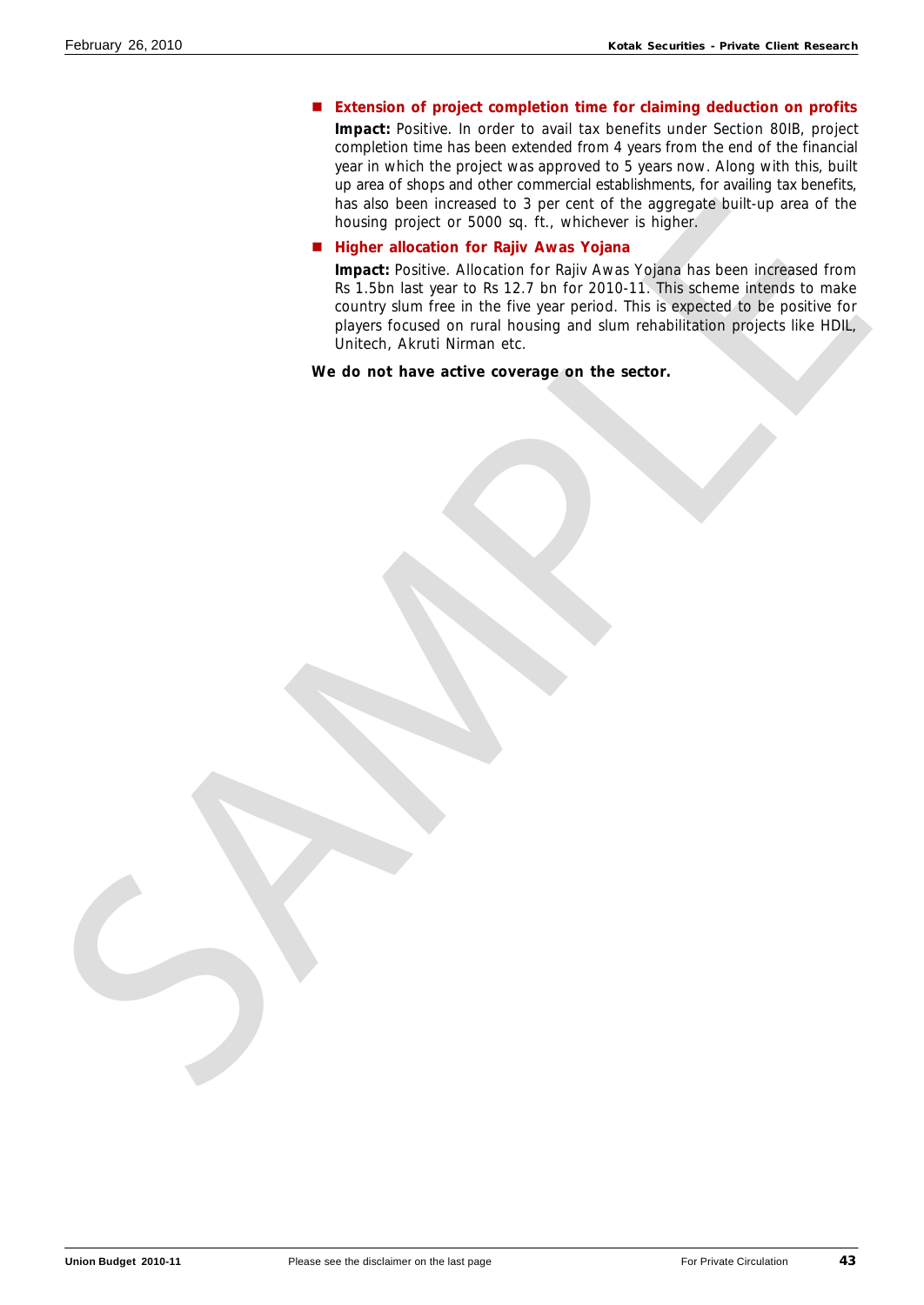- **Extension of project completion time for claiming deduction on profits**

  **Impact:** Positive. In order to avail tax benefits under Section 80IB, project completion time has been extended from 4 years from the end of the financial year in which the project was approved to 5 years now. Along with this, built up area of shops and other commercial establishments, for availing tax benefits, has also been increased to 3 per cent of the aggregate built-up area of the housing project or 5000 sq. ft., whichever is higher.

- **Higher allocation for Rajiv Awas Yojana**

  **Impact:** Positive. Allocation for Rajiv Awas Yojana has been increased from Rs 1.5bn last year to Rs 12.7 bn for 2010-11. This scheme intends to make country slum free in the five year period. This is expected to be positive for players focused on rural housing and slum rehabilitation projects like HDIL, Unitech, Akruti Nirman etc.

**We do not have active coverage on the sector.**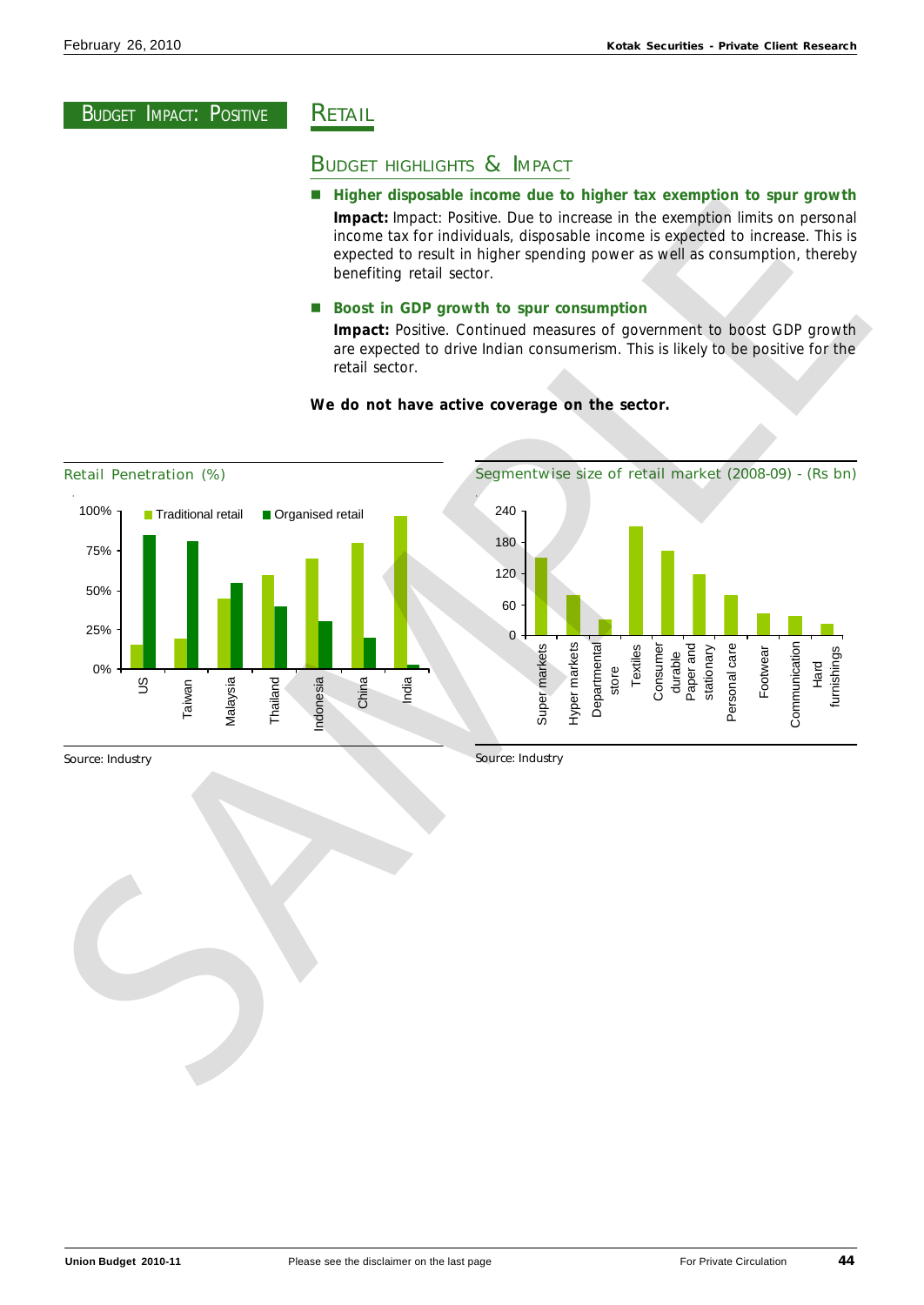BUDGET IMPACT: POSITIVE

# RETAIL

## BUDGET HIGHLIGHTS & IMPACT

- **Higher disposable income due to higher tax exemption to spur growth**

  **Impact:** Impact: Positive. Due to increase in the exemption limits on personal income tax for individuals, disposable income is expected to increase. This is expected to result in higher spending power as well as consumption, thereby benefiting retail sector.

- **Boost in GDP growth to spur consumption**

  **Impact:** Positive. Continued measures of government to boost GDP growth are expected to drive Indian consumerism. This is likely to be positive for the retail sector.

**We do not have active coverage on the sector.**

Retail Penetration (%)

| Country | Traditional retail | Organised retail |
|---|---|---|
| US | 15% | 85% |
| Taiwan | 19% | 81% |
| Malaysia | 45% | 55% |
| Thailand | 60% | 40% |
| Indonesia | 70% | 30% |
| China | 80% | 20% |
| India | 97% | 3% |

Source: Industry

Segmentwise size of retail market (2008-09) - (Rs bn)

| Segment | Rs bn |
|---|---|
| Super markets | 150 |
| Hyper markets | 78 |
| Departmental store | 30 |
| Textiles | 210 |
| Consumer durable | 162 |
| Paper and stationary | 118 |
| Personal care | 78 |
| Footwear | 42 |
| Communication | 38 |
| Hard furnishings | 22 |

Source: Industry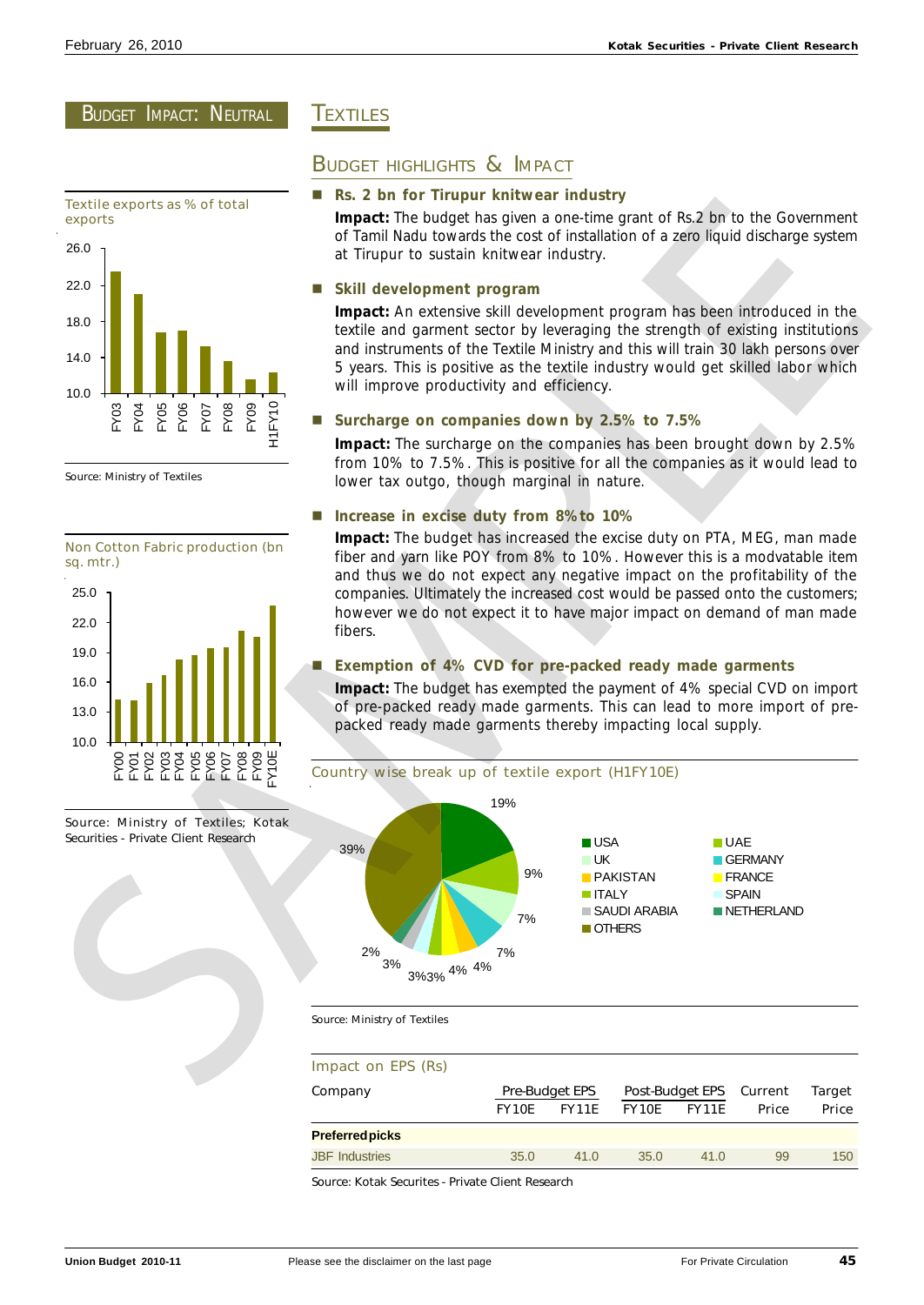## Budget Impact: Neutral

# Textiles

## Budget highlights & Impact

- **Rs. 2 bn for Tirupur knitwear industry**

  **Impact:** The budget has given a one-time grant of Rs.2 bn to the Government of Tamil Nadu towards the cost of installation of a zero liquid discharge system at Tirupur to sustain knitwear industry.

- **Skill development program**

  **Impact:** An extensive skill development program has been introduced in the textile and garment sector by leveraging the strength of existing institutions and instruments of the Textile Ministry and this will train 30 lakh persons over 5 years. This is positive as the textile industry would get skilled labor which will improve productivity and efficiency.

- **Surcharge on companies down by 2.5% to 7.5%**

  **Impact:** The surcharge on the companies has been brought down by 2.5% from 10% to 7.5%. This is positive for all the companies as it would lead to lower tax outgo, though marginal in nature.

- **Increase in excise duty from 8% to 10%**

  **Impact:** The budget has increased the excise duty on PTA, MEG, man made fiber and yarn like POY from 8% to 10%. However this is a modvatable item and thus we do not expect any negative impact on the profitability of the companies. Ultimately the increased cost would be passed onto the customers; however we do not expect it to have major impact on demand of man made fibers.

- **Exemption of 4% CVD for pre-packed ready made garments**

  **Impact:** The budget has exempted the payment of 4% special CVD on import of pre-packed ready made garments. This can lead to more import of pre-packed ready made garments thereby impacting local supply.

**Textile exports as % of total exports**

Source: Ministry of Textiles

**Non Cotton Fabric production (bn sq. mtr.)**

Source: Ministry of Textiles; Kotak Securities - Private Client Research

**Country wise break up of textile export (H1FY10E)**

Source: Ministry of Textiles

**Impact on EPS (Rs)**

| Company | Pre-Budget EPS | | Post-Budget EPS | | Current | Target |
|---|---|---|---|---|---|---|
| | FY10E | FY11E | FY10E | FY11E | Price | Price |
| **Preferred picks** | | | | | | |
| JBF Industries | 35.0 | 41.0 | 35.0 | 41.0 | 99 | 150 |

Source: Kotak Securites - Private Client Research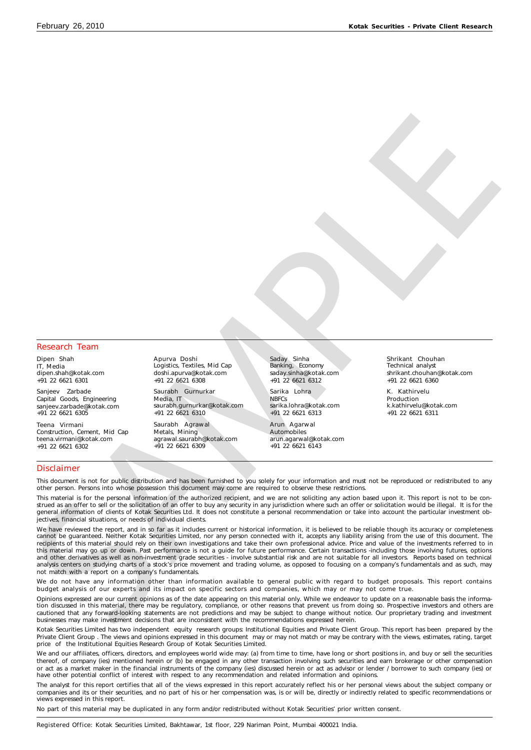## Research Team

Dipen Shah
IT, Media
dipen.shah@kotak.com
+91 22 6621 6301

Sanjeev Zarbade
Capital Goods, Engineering
sanjeev.zarbade@kotak.com
+91 22 6621 6305

Teena Virmani
Construction, Cement, Mid Cap
teena.virmani@kotak.com
+91 22 6621 6302

Apurva Doshi
Logistics, Textiles, Mid Cap
doshi.apurva@kotak.com
+91 22 6621 6308

Saurabh Gurnurkar
Media, IT
saurabh.gurnurkar@kotak.com
+91 22 6621 6310

Saurabh Agrawal
Metals, Mining
agrawal.saurabh@kotak.com
+91 22 6621 6309

Saday Sinha
Banking, Economy
saday.sinha@kotak.com
+91 22 6621 6312

Sarika Lohra
NBFCs
sarika.lohra@kotak.com
+91 22 6621 6313

Arun Agarwal
Automobiles
arun.agarwal@kotak.com
+91 22 6621 6143

Shrikant Chouhan
Technical analyst
shrikant.chouhan@kotak.com
+91 22 6621 6360

K. Kathirvelu
Production
k.kathirvelu@kotak.com
+91 22 6621 6311

## Disclaimer

This document is not for public distribution and has been furnished to you solely for your information and must not be reproduced or redistributed to any other person. Persons into whose possession this document may come are required to observe these restrictions.

This material is for the personal information of the authorized recipient, and we are not soliciting any action based upon it. This report is not to be construed as an offer to sell or the solicitation of an offer to buy any security in any jurisdiction where such an offer or solicitation would be illegal. It is for the general information of clients of Kotak Securities Ltd. It does not constitute a personal recommendation or take into account the particular investment objectives, financial situations, or needs of individual clients.

We have reviewed the report, and in so far as it includes current or historical information, it is believed to be reliable though its accuracy or completeness cannot be guaranteed. Neither Kotak Securities Limited, nor any person connected with it, accepts any liability arising from the use of this document. The recipients of this material should rely on their own investigations and take their own professional advice. Price and value of the investments referred to in this material may go up or down. Past performance is not a guide for future performance. Certain transactions -including those involving futures, options and other derivatives as well as non-investment grade securities - involve substantial risk and are not suitable for all investors. Reports based on technical analysis centers on studying charts of a stock's price movement and trading volume, as opposed to focusing on a company's fundamentals and as such, may not match with a report on a company's fundamentals.

We do not have any information other than information available to general public with regard to budget proposals. This report contains budget analysis of our experts and its impact on specific sectors and companies, which may or may not come true.

Opinions expressed are our current opinions as of the date appearing on this material only. While we endeavor to update on a reasonable basis the information discussed in this material, there may be regulatory, compliance, or other reasons that prevent us from doing so. Prospective investors and others are cautioned that any forward-looking statements are not predictions and may be subject to change without notice. Our proprietary trading and investment businesses may make investment decisions that are inconsistent with the recommendations expressed herein.

Kotak Securities Limited has two independent equity research groups: Institutional Equities and Private Client Group. This report has been prepared by the Private Client Group . The views and opinions expressed in this document may or may not match or may be contrary with the views, estimates, rating, target price of the Institutional Equities Research Group of Kotak Securities Limited.

We and our affiliates, officers, directors, and employees world wide may: (a) from time to time, have long or short positions in, and buy or sell the securities thereof, of company (ies) mentioned herein or (b) be engaged in any other transaction involving such securities and earn brokerage or other compensation or act as a market maker in the financial instruments of the company (ies) discussed herein or act as advisor or lender / borrower to such company (ies) or have other potential conflict of interest with respect to any recommendation and related information and opinions.

The analyst for this report certifies that all of the views expressed in this report accurately reflect his or her personal views about the subject company or companies and its or their securities, and no part of his or her compensation was, is or will be, directly or indirectly related to specific recommendations or views expressed in this report.

No part of this material may be duplicated in any form and/or redistributed without Kotak Securities' prior written consent.

Registered Office: Kotak Securities Limited, Bakhtawar, 1st floor, 229 Nariman Point, Mumbai 400021 India.